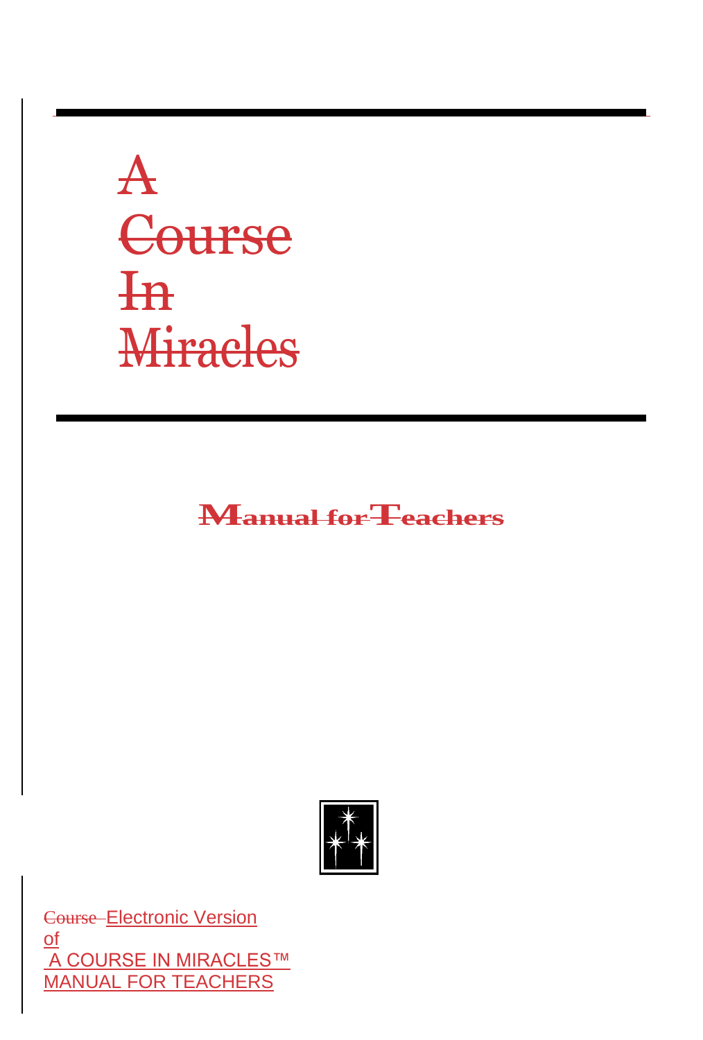# A Course In Miracles

## Manual for Teachers

Course Electronic Version of A COURSE IN MIRACLES™ MANUAL FOR TEACHERS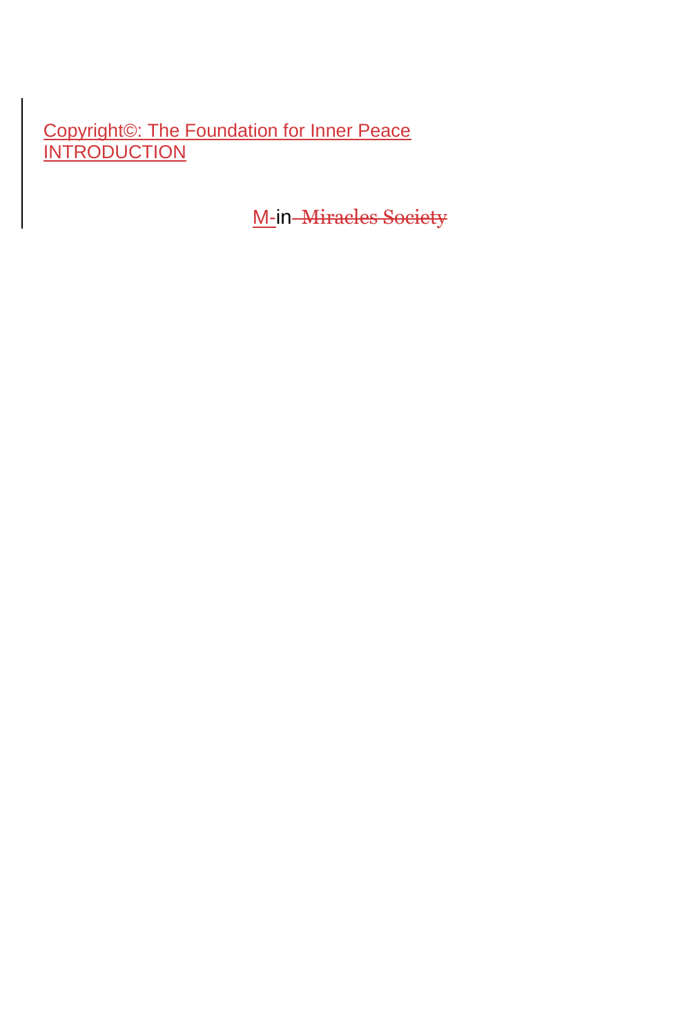Copyright©: The Foundation for Inner Peace
INTRODUCTION

M-in ~~Miracles Society~~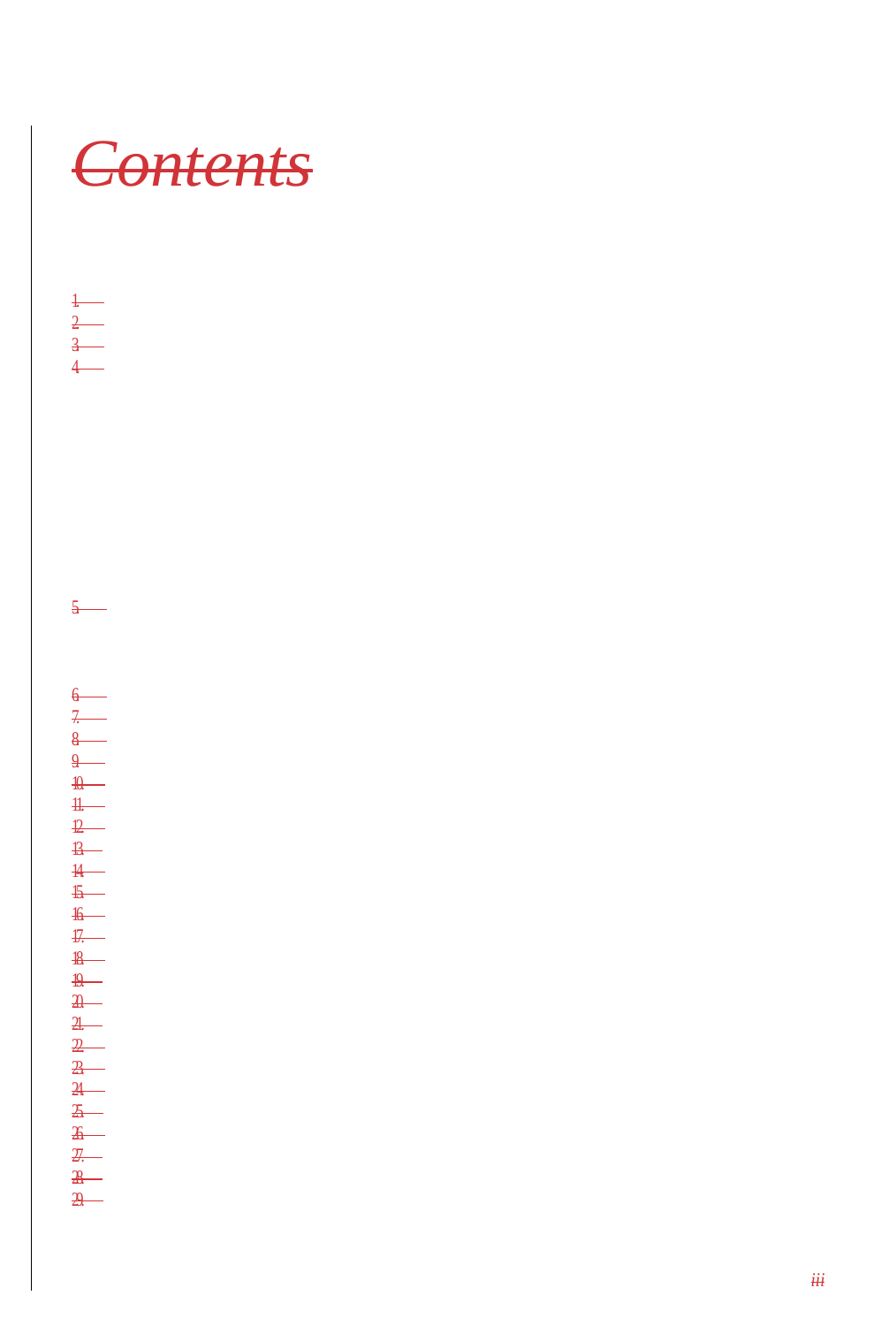# Contents

1.
2.
3.
4.

5.

6.
7.
8.
9.
10.
11.
12.
13.
14.
15.
16.
17.
18.
19.
20.
21.
22.
23.
24.
25.
26.
27.
28.
29.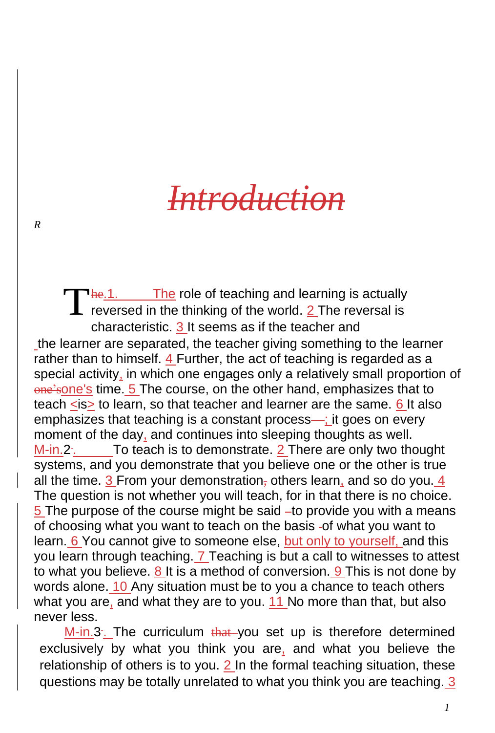# Introduction

R

The.1. The role of teaching and learning is actually reversed in the thinking of the world. 2 The reversal is characteristic. 3 It seems as if the teacher and the learner are separated, the teacher giving something to the learner rather than to himself. 4 Further, the act of teaching is regarded as a special activity, in which one engages only a relatively small proportion of one'sone's time. 5 The course, on the other hand, emphasizes that to teach <is> to learn, so that teacher and learner are the same. 6 It also emphasizes that teaching is a constant process—; it goes on every moment of the day, and continues into sleeping thoughts as well.

M-in.2-. To teach is to demonstrate. 2 There are only two thought systems, and you demonstrate that you believe one or the other is true all the time. 3 From your demonstration, others learn, and so do you. 4 The question is not whether you will teach, for in that there is no choice. 5 The purpose of the course might be said -to provide you with a means of choosing what you want to teach on the basis -of what you want to learn. 6 You cannot give to someone else, but only to yourself, and this you learn through teaching. 7 Teaching is but a call to witnesses to attest to what you believe. 8 It is a method of conversion. 9 This is not done by words alone. 10 Any situation must be to you a chance to teach others what you are, and what they are to you. 11 No more than that, but also never less.

M-in.3-. The curriculum that you set up is therefore determined exclusively by what you think you are, and what you believe the relationship of others is to you. 2 In the formal teaching situation, these questions may be totally unrelated to what you think you are teaching. 3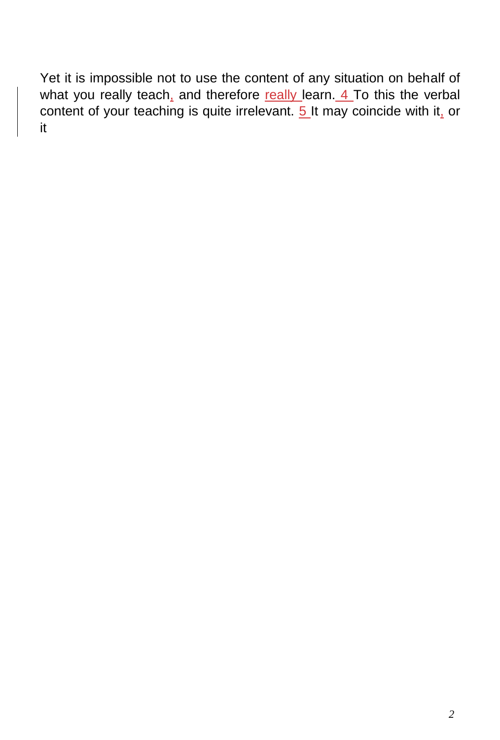Yet it is impossible not to use the content of any situation on behalf of what you really teach, and therefore really learn. 4 To this the verbal content of your teaching is quite irrelevant. 5 It may coincide with it, or it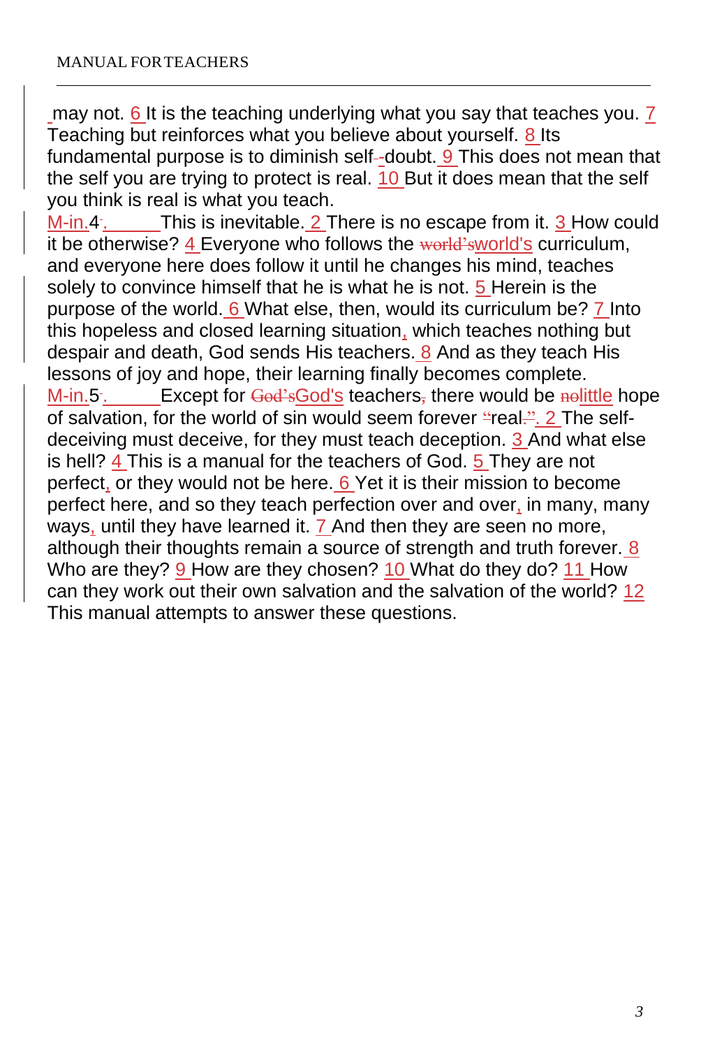may not. 6 It is the teaching underlying what you say that teaches you. 7 Teaching but reinforces what you believe about yourself. 8 Its fundamental purpose is to diminish self-doubt. 9 This does not mean that the self you are trying to protect is real. 10 But it does mean that the self you think is real is what you teach.

M-in.4. This is inevitable. 2 There is no escape from it. 3 How could it be otherwise? 4 Everyone who follows the world's curriculum, and everyone here does follow it until he changes his mind, teaches solely to convince himself that he is what he is not. 5 Herein is the purpose of the world. 6 What else, then, would its curriculum be? 7 Into this hopeless and closed learning situation, which teaches nothing but despair and death, God sends His teachers. 8 And as they teach His lessons of joy and hope, their learning finally becomes complete.

M-in.5. Except for God's teachers there would be little hope of salvation, for the world of sin would seem forever real. 2 The self-deceiving must deceive, for they must teach deception. 3 And what else is hell? 4 This is a manual for the teachers of God. 5 They are not perfect, or they would not be here. 6 Yet it is their mission to become perfect here, and so they teach perfection over and over, in many, many ways, until they have learned it. 7 And then they are seen no more, although their thoughts remain a source of strength and truth forever. 8 Who are they? 9 How are they chosen? 10 What do they do? 11 How can they work out their own salvation and the salvation of the world? 12 This manual attempts to answer these questions.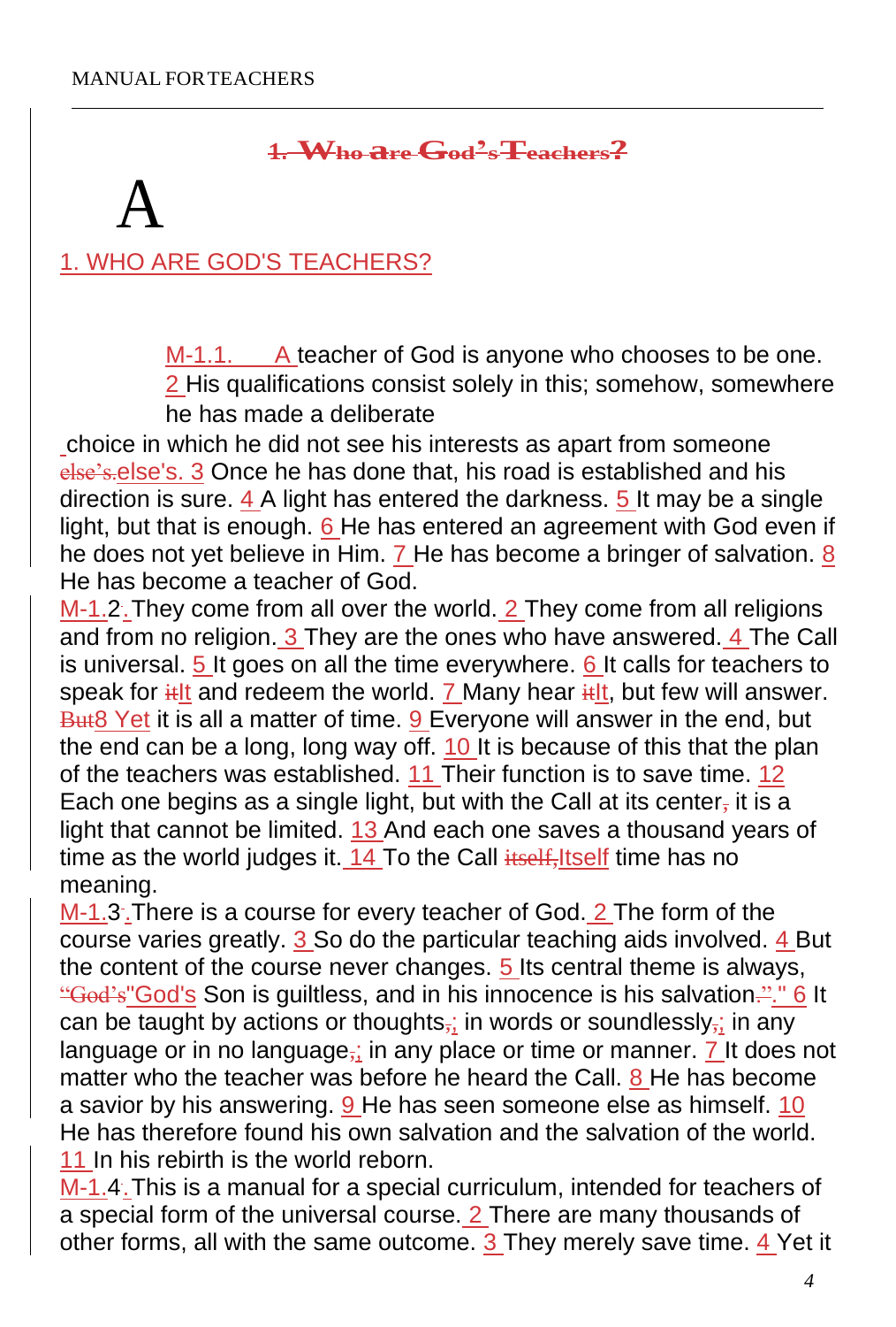# 1. WHO ARE GOD'S TEACHERS?

M-1.1. A teacher of God is anyone who chooses to be one. 2 His qualifications consist solely in this; somehow, somewhere he has made a deliberate choice in which he did not see his interests as apart from someone else's. 3 Once he has done that, his road is established and his direction is sure. 4 A light has entered the darkness. 5 It may be a single light, but that is enough. 6 He has entered an agreement with God even if he does not yet believe in Him. 7 He has become a bringer of salvation. 8 He has become a teacher of God.

M-1.2. They come from all over the world. 2 They come from all religions and from no religion. 3 They are the ones who have answered. 4 The Call is universal. 5 It goes on all the time everywhere. 6 It calls for teachers to speak for It and redeem the world. 7 Many hear It, but few will answer. 8 Yet it is all a matter of time. 9 Everyone will answer in the end, but the end can be a long, long way off. 10 It is because of this that the plan of the teachers was established. 11 Their function is to save time. 12 Each one begins as a single light, but with the Call at its center it is a light that cannot be limited. 13 And each one saves a thousand years of time as the world judges it. 14 To the Call Itself time has no meaning.

M-1.3. There is a course for every teacher of God. 2 The form of the course varies greatly. 3 So do the particular teaching aids involved. 4 But the content of the course never changes. 5 Its central theme is always, "God's Son is guiltless, and in his innocence is his salvation." 6 It can be taught by actions or thoughts; in words or soundlessly; in any language or in no language; in any place or time or manner. 7 It does not matter who the teacher was before he heard the Call. 8 He has become a savior by his answering. 9 He has seen someone else as himself. 10 He has therefore found his own salvation and the salvation of the world. 11 In his rebirth is the world reborn.

M-1.4. This is a manual for a special curriculum, intended for teachers of a special form of the universal course. 2 There are many thousands of other forms, all with the same outcome. 3 They merely save time. 4 Yet it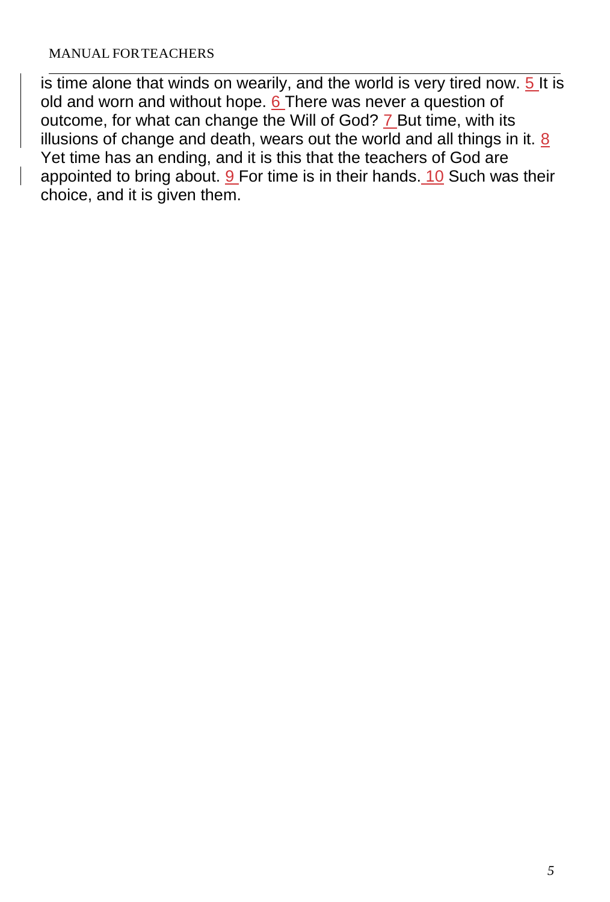is time alone that winds on wearily, and the world is very tired now. 5 It is old and worn and without hope. 6 There was never a question of outcome, for what can change the Will of God? 7 But time, with its illusions of change and death, wears out the world and all things in it. 8 Yet time has an ending, and it is this that the teachers of God are appointed to bring about. 9 For time is in their hands. 10 Such was their choice, and it is given them.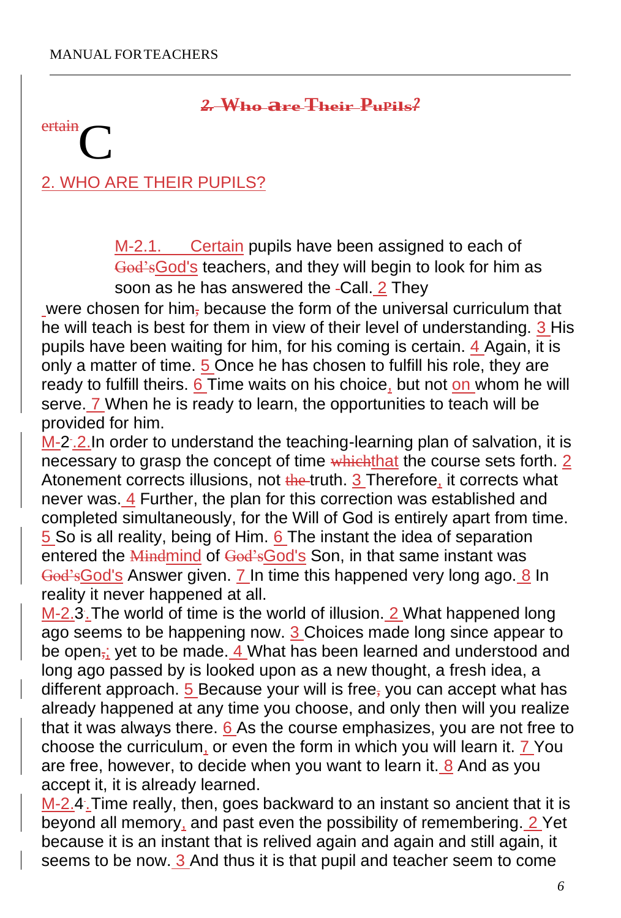## 2. WHO ARE THEIR PUPILS?

M-2.1. Certain pupils have been assigned to each of God's teachers, and they will begin to look for him as soon as he has answered the Call. 2 They were chosen for him because the form of the universal curriculum that he will teach is best for them in view of their level of understanding. 3 His pupils have been waiting for him, for his coming is certain. 4 Again, it is only a matter of time. 5 Once he has chosen to fulfill his role, they are ready to fulfill theirs. 6 Time waits on his choice, but not on whom he will serve. 7 When he is ready to learn, the opportunities to teach will be provided for him.

M-2.2. In order to understand the teaching-learning plan of salvation, it is necessary to grasp the concept of time that the course sets forth. 2 Atonement corrects illusions, not truth. 3 Therefore, it corrects what never was. 4 Further, the plan for this correction was established and completed simultaneously, for the Will of God is entirely apart from time. 5 So is all reality, being of Him. 6 The instant the idea of separation entered the mind of God's Son, in that same instant was God's Answer given. 7 In time this happened very long ago. 8 In reality it never happened at all.

M-2.3. The world of time is the world of illusion. 2 What happened long ago seems to be happening now. 3 Choices made long since appear to be open; yet to be made. 4 What has been learned and understood and long ago passed by is looked upon as a new thought, a fresh idea, a different approach. 5 Because your will is free you can accept what has already happened at any time you choose, and only then will you realize that it was always there. 6 As the course emphasizes, you are not free to choose the curriculum, or even the form in which you will learn it. 7 You are free, however, to decide when you want to learn it. 8 And as you accept it, it is already learned.

M-2.4. Time really, then, goes backward to an instant so ancient that it is beyond all memory, and past even the possibility of remembering. 2 Yet because it is an instant that is relived again and again and still again, it seems to be now. 3 And thus it is that pupil and teacher seem to come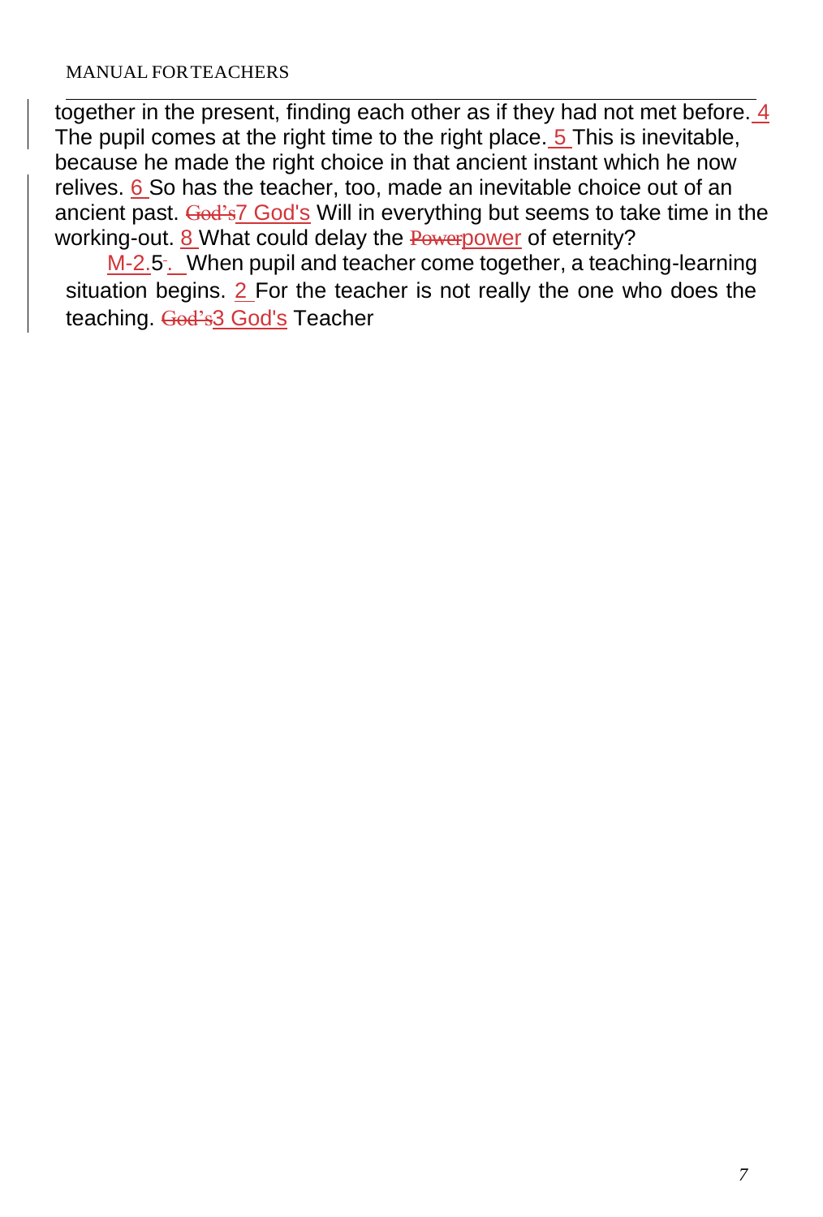together in the present, finding each other as if they had not met before. 4 The pupil comes at the right time to the right place. 5 This is inevitable, because he made the right choice in that ancient instant which he now relives. 6 So has the teacher, too, made an inevitable choice out of an ancient past. ~~God's~~7 God's Will in everything but seems to take time in the working-out. 8 What could delay the ~~Power~~power of eternity?

M-2.5. When pupil and teacher come together, a teaching-learning situation begins. 2 For the teacher is not really the one who does the teaching. ~~God's~~3 God's Teacher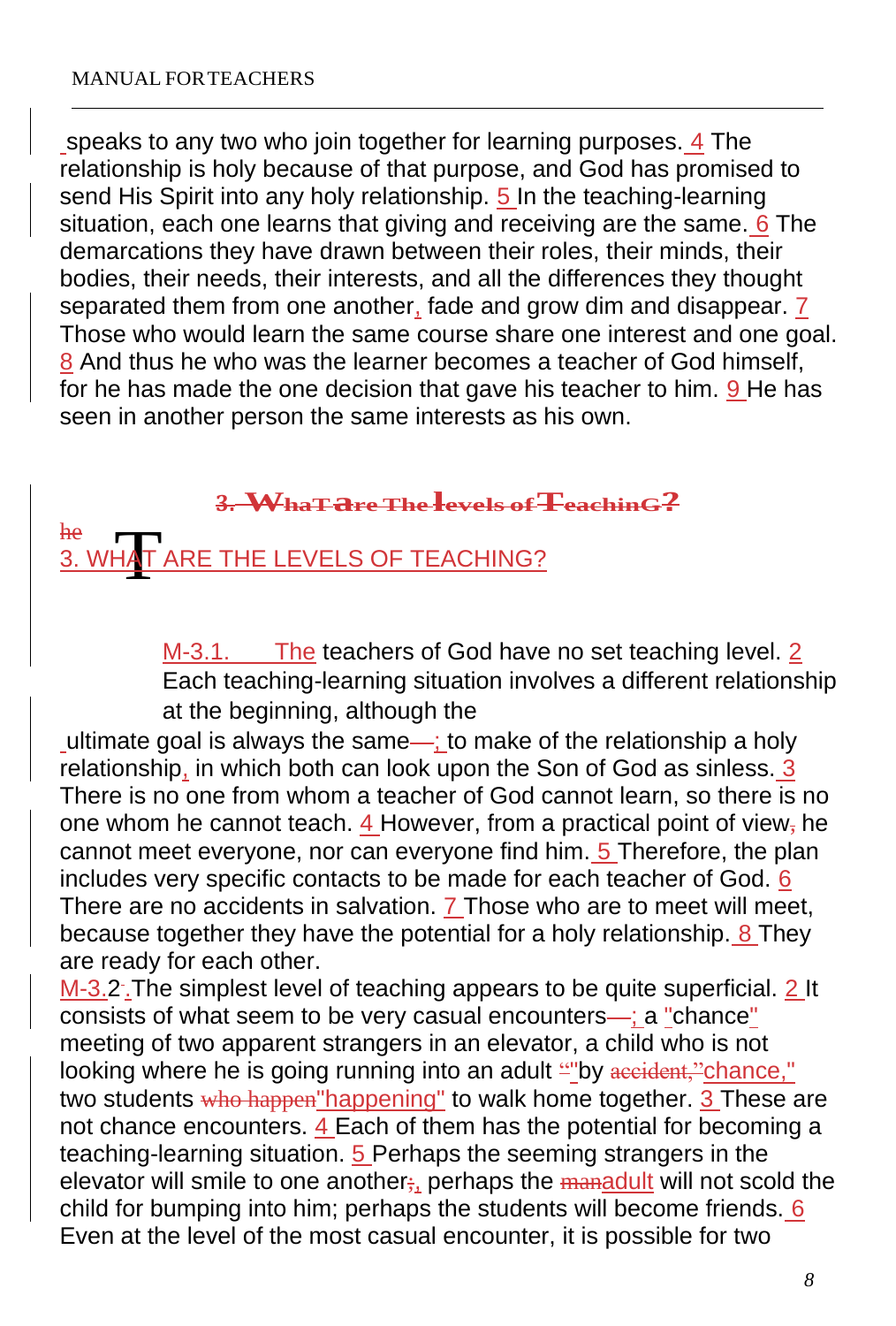speaks to any two who join together for learning purposes. 4 The relationship is holy because of that purpose, and God has promised to send His Spirit into any holy relationship. 5 In the teaching-learning situation, each one learns that giving and receiving are the same. 6 The demarcations they have drawn between their roles, their minds, their bodies, their needs, their interests, and all the differences they thought separated them from one another, fade and grow dim and disappear. 7 Those who would learn the same course share one interest and one goal. 8 And thus he who was the learner becomes a teacher of God himself, for he has made the one decision that gave his teacher to him. 9 He has seen in another person the same interests as his own.

## 3. WHAT ARE THE LEVELS OF TEACHING?

M-3.1. The teachers of God have no set teaching level. 2 Each teaching-learning situation involves a different relationship at the beginning, although the ultimate goal is always the same; to make of the relationship a holy relationship, in which both can look upon the Son of God as sinless. 3 There is no one from whom a teacher of God cannot learn, so there is no one whom he cannot teach. 4 However, from a practical point of view he cannot meet everyone, nor can everyone find him. 5 Therefore, the plan includes very specific contacts to be made for each teacher of God. 6 There are no accidents in salvation. 7 Those who are to meet will meet, because together they have the potential for a holy relationship. 8 They are ready for each other.

M-3.2. The simplest level of teaching appears to be quite superficial. 2 It consists of what seem to be very casual encounters; a "chance" meeting of two apparent strangers in an elevator, a child who is not looking where he is going running into an adult "by chance," two students "happening" to walk home together. 3 These are not chance encounters. 4 Each of them has the potential for becoming a teaching-learning situation. 5 Perhaps the seeming strangers in the elevator will smile to one another, perhaps the adult will not scold the child for bumping into him; perhaps the students will become friends. 6 Even at the level of the most casual encounter, it is possible for two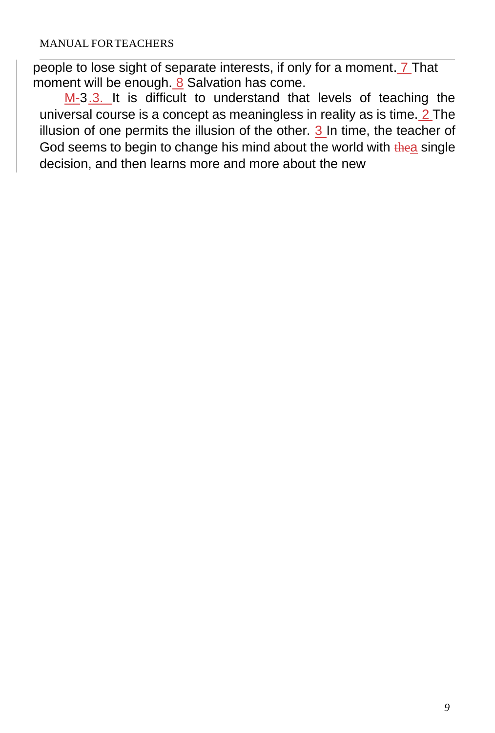people to lose sight of separate interests, if only for a moment. 7 That moment will be enough. 8 Salvation has come.

M-3.3. It is difficult to understand that levels of teaching the universal course is a concept as meaningless in reality as is time. 2 The illusion of one permits the illusion of the other. 3 In time, the teacher of God seems to begin to change his mind about the world with ~~the~~a single decision, and then learns more and more about the new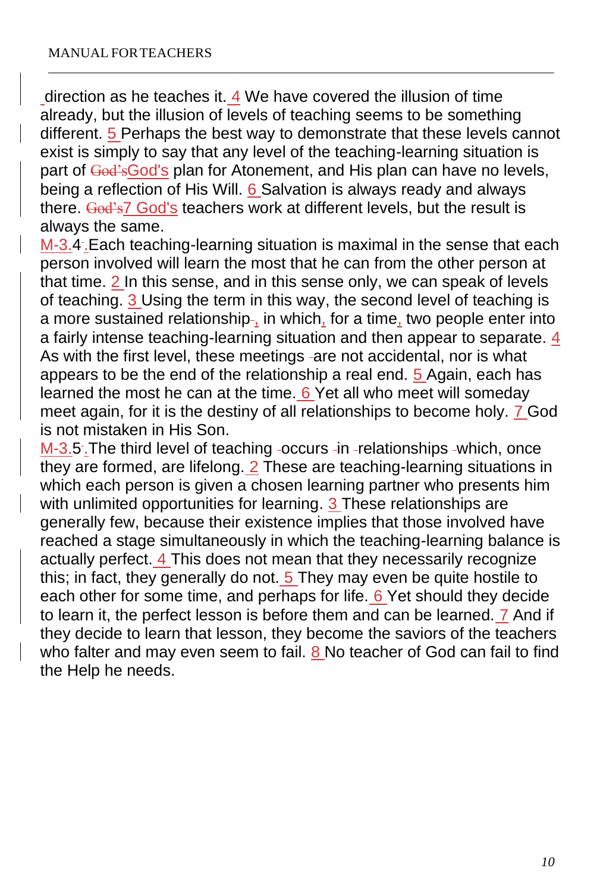direction as he teaches it. 4 We have covered the illusion of time already, but the illusion of levels of teaching seems to be something different. 5 Perhaps the best way to demonstrate that these levels cannot exist is simply to say that any level of the teaching-learning situation is part of God's plan for Atonement, and His plan can have no levels, being a reflection of His Will. 6 Salvation is always ready and always there. 7 God's teachers work at different levels, but the result is always the same.

M-3.4. Each teaching-learning situation is maximal in the sense that each person involved will learn the most that he can from the other person at that time. 2 In this sense, and in this sense only, we can speak of levels of teaching. 3 Using the term in this way, the second level of teaching is a more sustained relationship, in which, for a time, two people enter into a fairly intense teaching-learning situation and then appear to separate. 4 As with the first level, these meetings are not accidental, nor is what appears to be the end of the relationship a real end. 5 Again, each has learned the most he can at the time. 6 Yet all who meet will someday meet again, for it is the destiny of all relationships to become holy. 7 God is not mistaken in His Son.

M-3.5. The third level of teaching occurs in relationships which, once they are formed, are lifelong. 2 These are teaching-learning situations in which each person is given a chosen learning partner who presents him with unlimited opportunities for learning. 3 These relationships are generally few, because their existence implies that those involved have reached a stage simultaneously in which the teaching-learning balance is actually perfect. 4 This does not mean that they necessarily recognize this; in fact, they generally do not. 5 They may even be quite hostile to each other for some time, and perhaps for life. 6 Yet should they decide to learn it, the perfect lesson is before them and can be learned. 7 And if they decide to learn that lesson, they become the saviors of the teachers who falter and may even seem to fail. 8 No teacher of God can fail to find the Help he needs.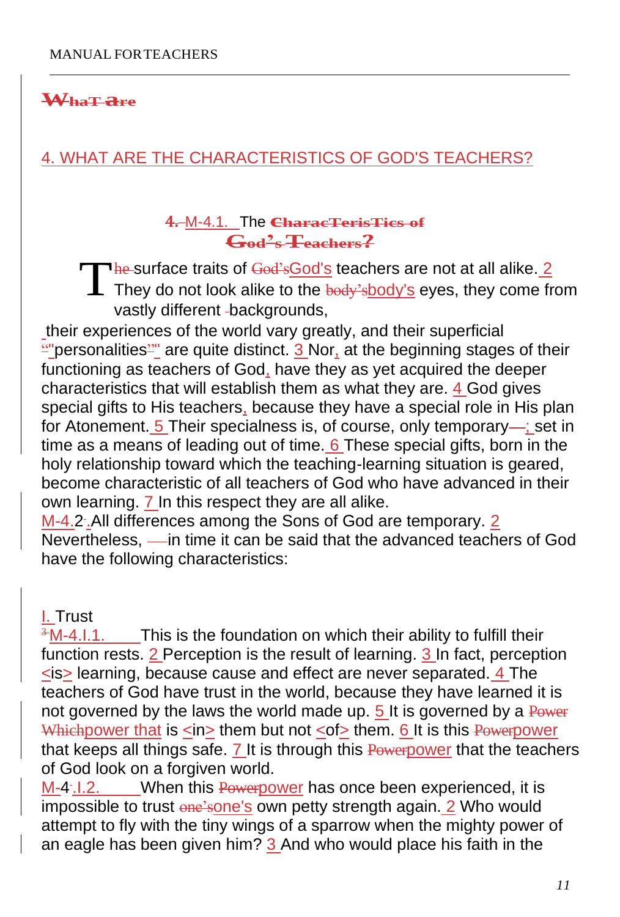~~What are~~

## 4. WHAT ARE THE CHARACTERISTICS OF GOD'S TEACHERS?

### ~~4.~~ M-4.1. The ~~Characteristics of God's Teachers?~~

The surface traits of ~~God's~~God's teachers are not at all alike. 2 They do not look alike to the ~~body's~~body's eyes, they come from vastly different backgrounds, their experiences of the world vary greatly, and their superficial "personalities" are quite distinct. 3 Nor, at the beginning stages of their functioning as teachers of God, have they as yet acquired the deeper characteristics that will establish them as what they are. 4 God gives special gifts to His teachers, because they have a special role in His plan for Atonement. 5 Their specialness is, of course, only temporary—; set in time as a means of leading out of time. 6 These special gifts, born in the holy relationship toward which the teaching-learning situation is geared, become characteristic of all teachers of God who have advanced in their own learning. 7 In this respect they are all alike.

M-4.2.All differences among the Sons of God are temporary. 2 Nevertheless, —in time it can be said that the advanced teachers of God have the following characteristics:

### I. Trust

~~3~~M-4.I.1. This is the foundation on which their ability to fulfill their function rests. 2 Perception is the result of learning. 3 In fact, perception <is> learning, because cause and effect are never separated. 4 The teachers of God have trust in the world, because they have learned it is not governed by the laws the world made up. 5 It is governed by a ~~Power Which~~power that is <in> them but not <of> them. 6 It is this ~~Power~~power that keeps all things safe. 7 It is through this ~~Power~~power that the teachers of God look on a forgiven world.

M-4.I.2. When this ~~Power~~power has once been experienced, it is impossible to trust ~~one's~~one's own petty strength again. 2 Who would attempt to fly with the tiny wings of a sparrow when the mighty power of an eagle has been given him? 3 And who would place his faith in the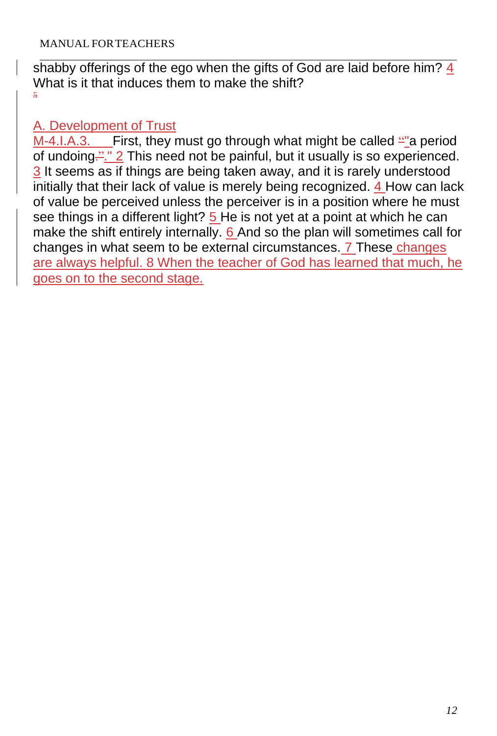shabby offerings of the ego when the gifts of God are laid before him? 4 What is it that induces them to make the shift?

5

## A. Development of Trust

M-4.I.A.3. First, they must go through what might be called "a period of undoing." 2 This need not be painful, but it usually is so experienced. 3 It seems as if things are being taken away, and it is rarely understood initially that their lack of value is merely being recognized. 4 How can lack of value be perceived unless the perceiver is in a position where he must see things in a different light? 5 He is not yet at a point at which he can make the shift entirely internally. 6 And so the plan will sometimes call for changes in what seem to be external circumstances. 7 These changes are always helpful. 8 When the teacher of God has learned that much, he goes on to the second stage.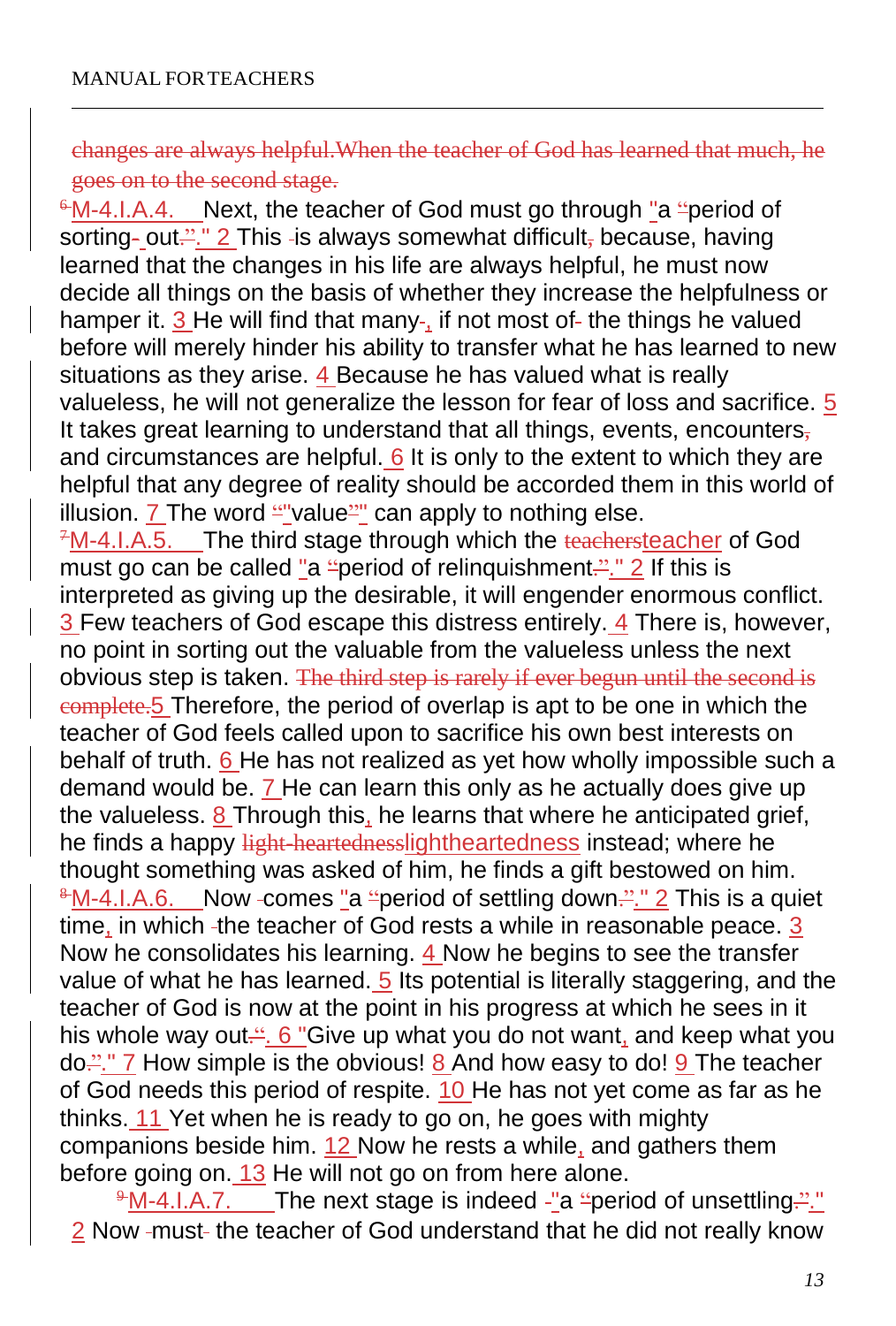~~changes are always helpful.When the teacher of God has learned that much, he goes on to the second stage.~~

~~6~~M-4.I.A.4. Next, the teacher of God must go through "a ~~"~~period of sorting~~-~~ out~~."~~." 2 This is always somewhat difficult~~,~~ because, having learned that the changes in his life are always helpful, he must now decide all things on the basis of whether they increase the helpfulness or hamper it. 3 He will find that many~~-~~, if not most of~~-~~ the things he valued before will merely hinder his ability to transfer what he has learned to new situations as they arise. 4 Because he has valued what is really valueless, he will not generalize the lesson for fear of loss and sacrifice. 5 It takes great learning to understand that all things, events, encounters~~,~~ and circumstances are helpful. 6 It is only to the extent to which they are helpful that any degree of reality should be accorded them in this world of illusion. 7 The word ~~"~~"value~~"~~" can apply to nothing else.

~~7~~M-4.I.A.5. The third stage through which the ~~teachers~~teacher of God must go can be called "a ~~"~~period of relinquishment~~."~~." 2 If this is interpreted as giving up the desirable, it will engender enormous conflict. 3 Few teachers of God escape this distress entirely. 4 There is, however, no point in sorting out the valuable from the valueless unless the next obvious step is taken. ~~The third step is rarely if ever begun until the second is complete.~~5 Therefore, the period of overlap is apt to be one in which the teacher of God feels called upon to sacrifice his own best interests on behalf of truth. 6 He has not realized as yet how wholly impossible such a demand would be. 7 He can learn this only as he actually does give up the valueless. 8 Through this, he learns that where he anticipated grief, he finds a happy ~~light-heartedness~~lightheartedness instead; where he thought something was asked of him, he finds a gift bestowed on him.

~~8~~M-4.I.A.6. Now comes "a ~~"~~period of settling down~~."~~." 2 This is a quiet time, in which the teacher of God rests a while in reasonable peace. 3 Now he consolidates his learning. 4 Now he begins to see the transfer value of what he has learned. 5 Its potential is literally staggering, and the teacher of God is now at the point in his progress at which he sees in it his whole way out~~"~~. 6 "Give up what you do not want, and keep what you do~~."~~." 7 How simple is the obvious! 8 And how easy to do! 9 The teacher of God needs this period of respite. 10 He has not yet come as far as he thinks. 11 Yet when he is ready to go on, he goes with mighty companions beside him. 12 Now he rests a while, and gathers them before going on. 13 He will not go on from here alone.

~~9~~M-4.I.A.7. The next stage is indeed "a ~~"~~period of unsettling~~."~~." 2 Now must the teacher of God understand that he did not really know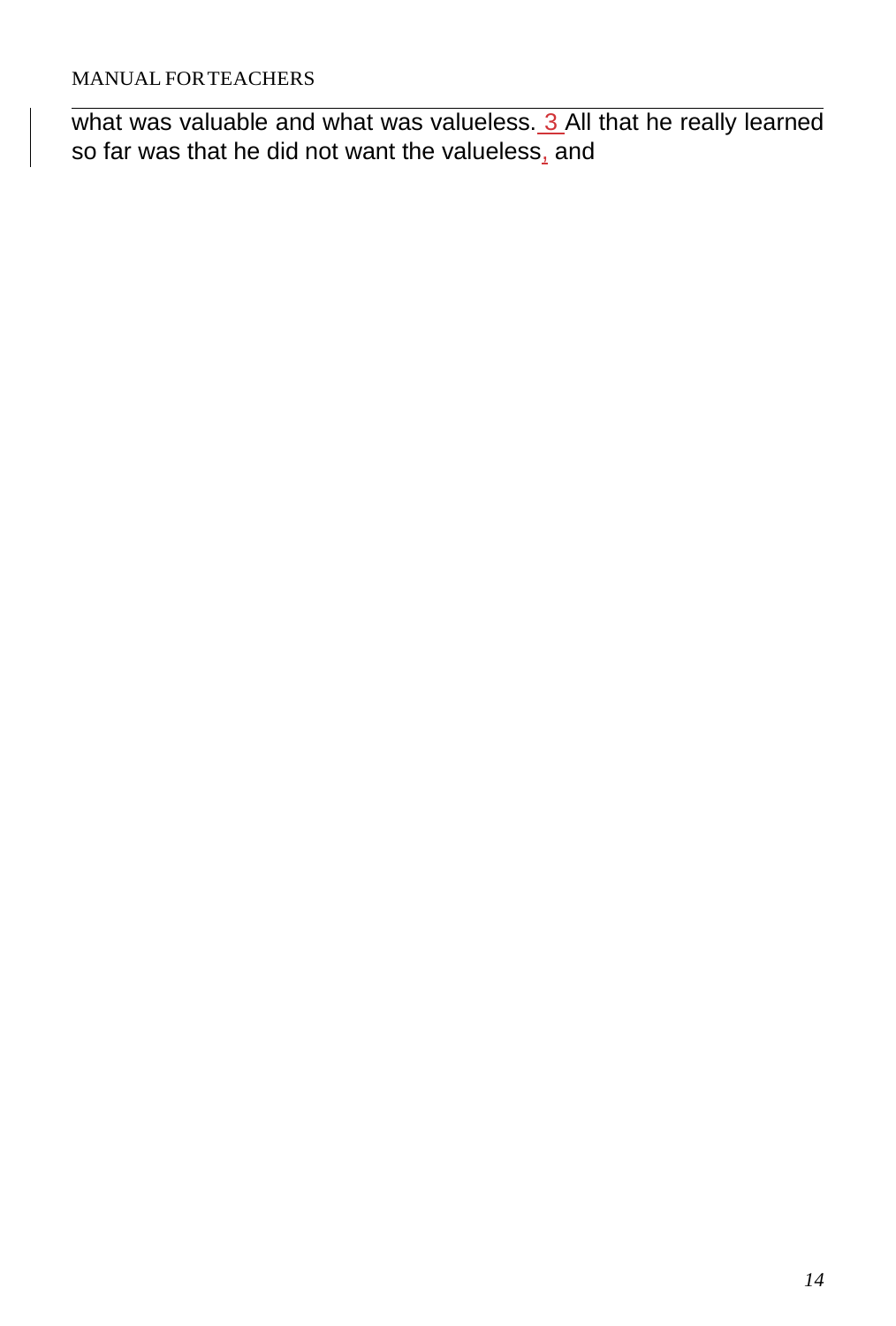what was valuable and what was valueless. 3 All that he really learned so far was that he did not want the valueless, and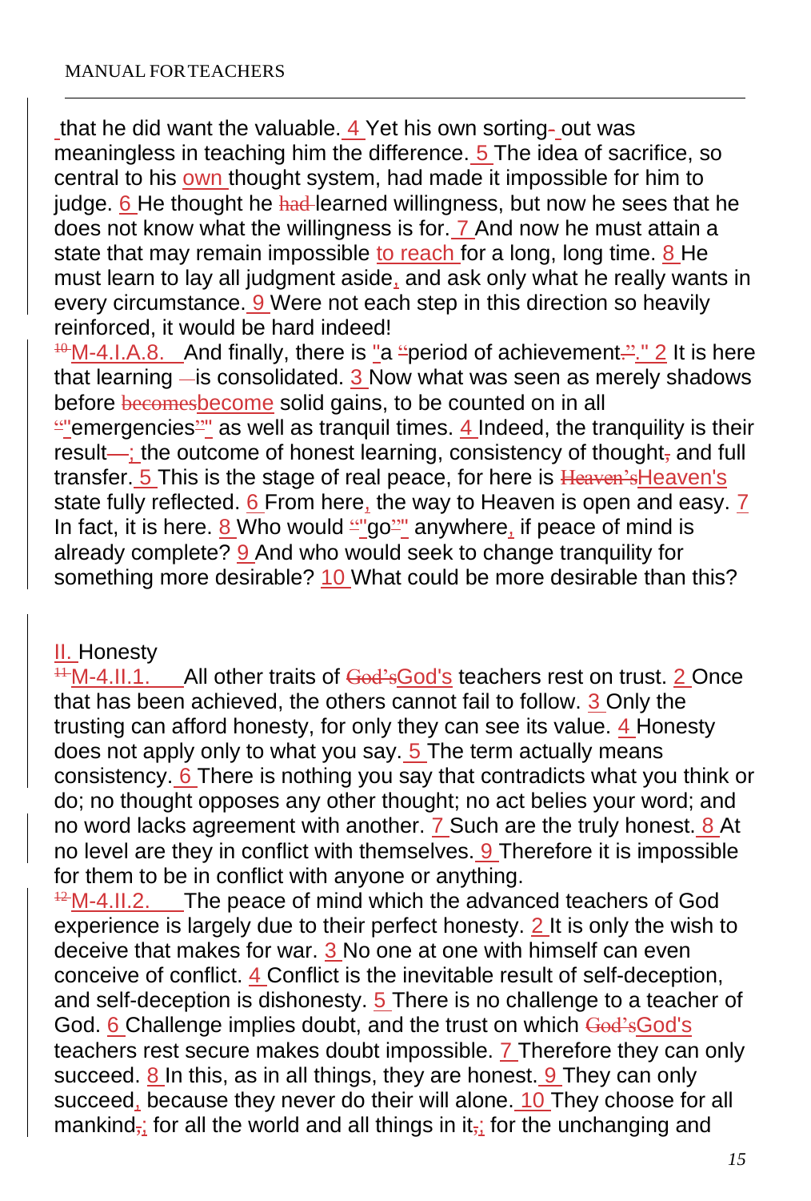that he did want the valuable. 4 Yet his own sorting- out was meaningless in teaching him the difference. 5 The idea of sacrifice, so central to his own thought system, had made it impossible for him to judge. 6 He thought he had learned willingness, but now he sees that he does not know what the willingness is for. 7 And now he must attain a state that may remain impossible to reach for a long, long time. 8 He must learn to lay all judgment aside, and ask only what he really wants in every circumstance. 9 Were not each step in this direction so heavily reinforced, it would be hard indeed!

[10] M-4.I.A.8. And finally, there is "a "period of achievement." 2 It is here that learning is consolidated. 3 Now what was seen as merely shadows before become solid gains, to be counted on in all "emergencies" as well as tranquil times. 4 Indeed, the tranquility is their result; the outcome of honest learning, consistency of thought and full transfer. 5 This is the stage of real peace, for here is Heaven's state fully reflected. 6 From here, the way to Heaven is open and easy. 7 In fact, it is here. 8 Who would "go" anywhere, if peace of mind is already complete? 9 And who would seek to change tranquility for something more desirable? 10 What could be more desirable than this?

## II. Honesty

[11] M-4.II.1. All other traits of God's teachers rest on trust. 2 Once that has been achieved, the others cannot fail to follow. 3 Only the trusting can afford honesty, for only they can see its value. 4 Honesty does not apply only to what you say. 5 The term actually means consistency. 6 There is nothing you say that contradicts what you think or do; no thought opposes any other thought; no act belies your word; and no word lacks agreement with another. 7 Such are the truly honest. 8 At no level are they in conflict with themselves. 9 Therefore it is impossible for them to be in conflict with anyone or anything.

[12] M-4.II.2. The peace of mind which the advanced teachers of God experience is largely due to their perfect honesty. 2 It is only the wish to deceive that makes for war. 3 No one at one with himself can even conceive of conflict. 4 Conflict is the inevitable result of self-deception, and self-deception is dishonesty. 5 There is no challenge to a teacher of God. 6 Challenge implies doubt, and the trust on which God's teachers rest secure makes doubt impossible. 7 Therefore they can only succeed. 8 In this, as in all things, they are honest. 9 They can only succeed, because they never do their will alone. 10 They choose for all mankind; for all the world and all things in it; for the unchanging and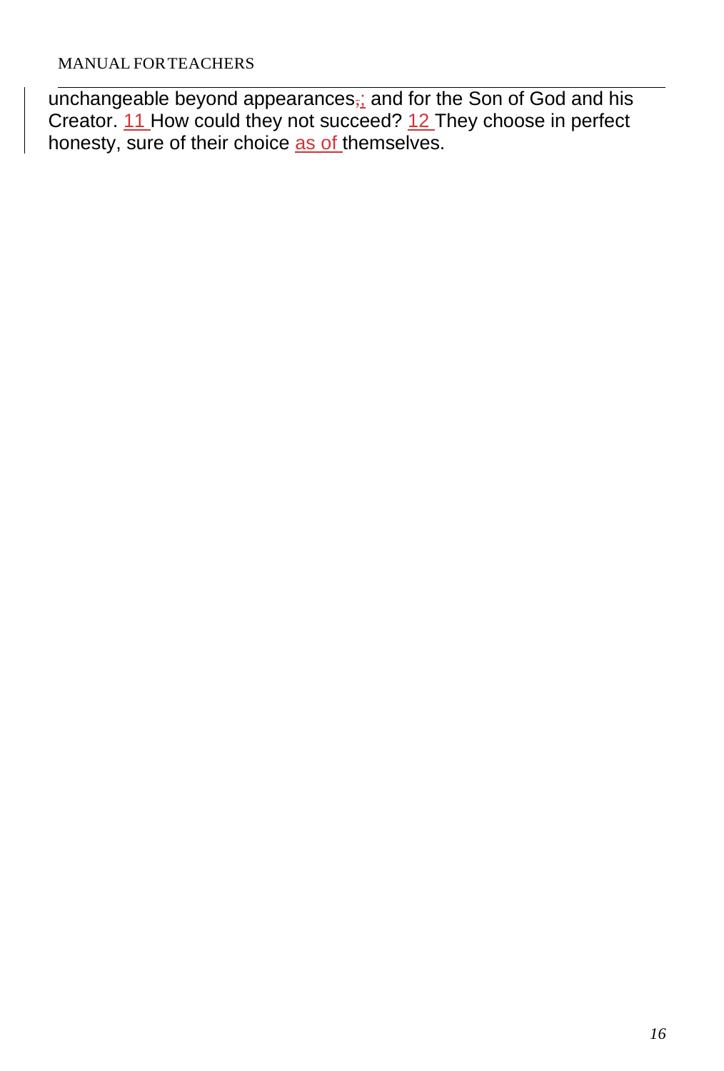unchangeable beyond appearances,; and for the Son of God and his Creator. 11 How could they not succeed? 12 They choose in perfect honesty, sure of their choice as of themselves.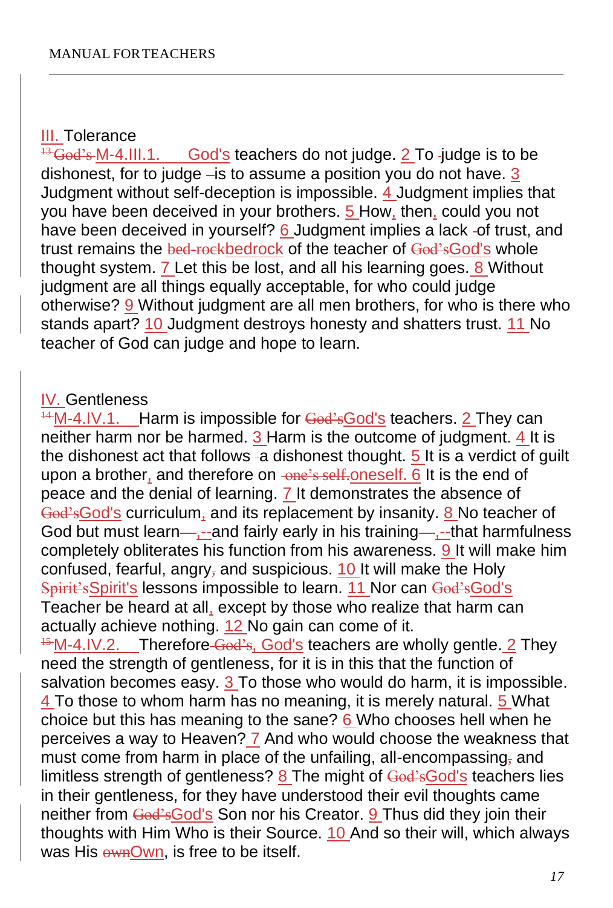## III. Tolerance

M-4.III.1. God's teachers do not judge. 2 To judge is to be dishonest, for to judge is to assume a position you do not have. 3 Judgment without self-deception is impossible. 4 Judgment implies that you have been deceived in your brothers. 5 How, then, could you not have been deceived in yourself? 6 Judgment implies a lack of trust, and trust remains the bedrock of the teacher of God's whole thought system. 7 Let this be lost, and all his learning goes. 8 Without judgment are all things equally acceptable, for who could judge otherwise? 9 Without judgment are all men brothers, for who is there who stands apart? 10 Judgment destroys honesty and shatters trust. 11 No teacher of God can judge and hope to learn.

## IV. Gentleness

M-4.IV.1. Harm is impossible for God's teachers. 2 They can neither harm nor be harmed. 3 Harm is the outcome of judgment. 4 It is the dishonest act that follows a dishonest thought. 5 It is a verdict of guilt upon a brother, and therefore on oneself. 6 It is the end of peace and the denial of learning. 7 It demonstrates the absence of God's curriculum, and its replacement by insanity. 8 No teacher of God but must learn,--and fairly early in his training,--that harmfulness completely obliterates his function from his awareness. 9 It will make him confused, fearful, angry and suspicious. 10 It will make the Holy Spirit's lessons impossible to learn. 11 Nor can God's Teacher be heard at all, except by those who realize that harm can actually achieve nothing. 12 No gain can come of it.

M-4.IV.2. Therefore, God's teachers are wholly gentle. 2 They need the strength of gentleness, for it is in this that the function of salvation becomes easy. 3 To those who would do harm, it is impossible. 4 To those to whom harm has no meaning, it is merely natural. 5 What choice but this has meaning to the sane? 6 Who chooses hell when he perceives a way to Heaven? 7 And who would choose the weakness that must come from harm in place of the unfailing, all-encompassing and limitless strength of gentleness? 8 The might of God's teachers lies in their gentleness, for they have understood their evil thoughts came neither from God's Son nor his Creator. 9 Thus did they join their thoughts with Him Who is their Source. 10 And so their will, which always was His Own, is free to be itself.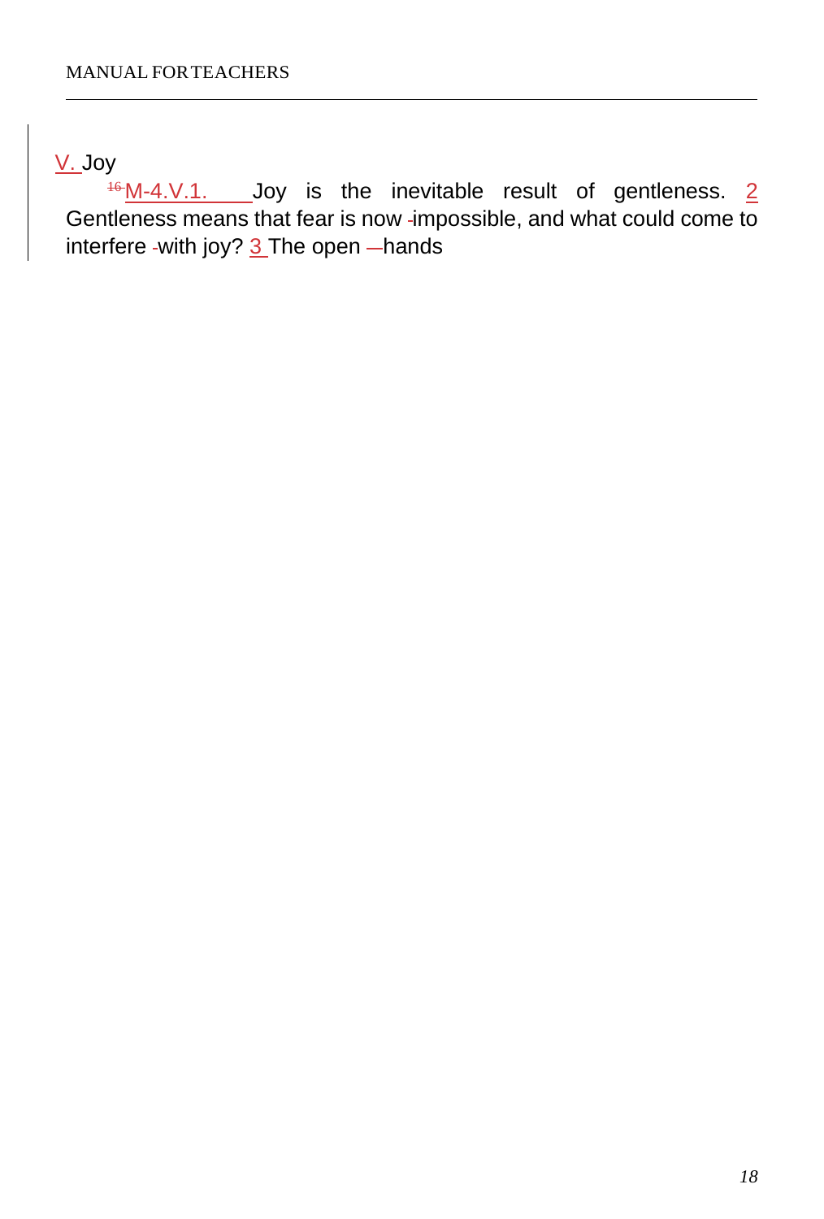## V. Joy

[16] M-4.V.1. Joy is the inevitable result of gentleness. 2 Gentleness means that fear is now impossible, and what could come to interfere with joy? 3 The open hands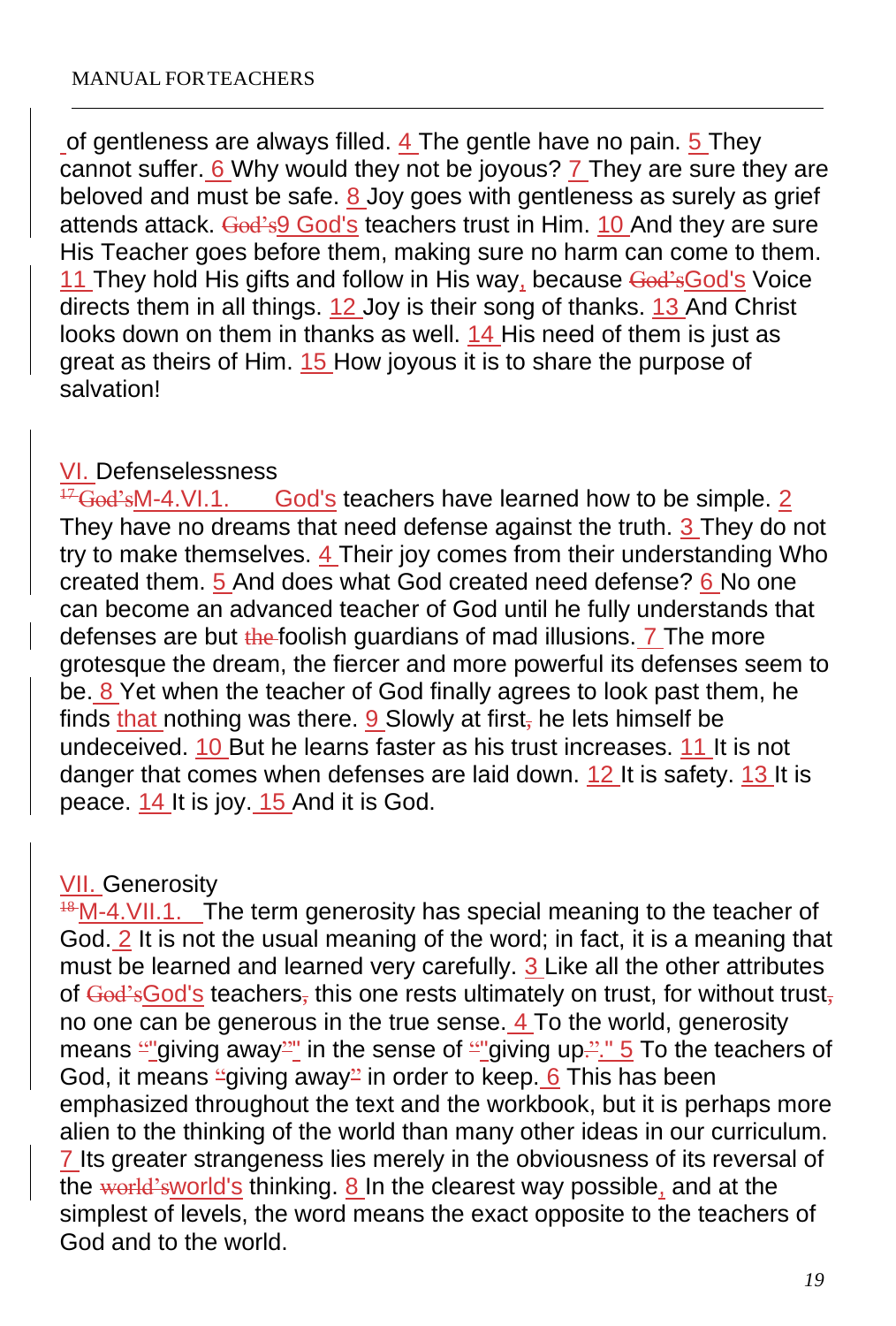of gentleness are always filled. 4 The gentle have no pain. 5 They cannot suffer. 6 Why would they not be joyous? 7 They are sure they are beloved and must be safe. 8 Joy goes with gentleness as surely as grief attends attack. God's9 God's teachers trust in Him. 10 And they are sure His Teacher goes before them, making sure no harm can come to them. 11 They hold His gifts and follow in His way, because God'sGod's Voice directs them in all things. 12 Joy is their song of thanks. 13 And Christ looks down on them in thanks as well. 14 His need of them is just as great as theirs of Him. 15 How joyous it is to share the purpose of salvation!

## VI. Defenselessness

[17] God'sM-4.VI.1. God's teachers have learned how to be simple. 2 They have no dreams that need defense against the truth. 3 They do not try to make themselves. 4 Their joy comes from their understanding Who created them. 5 And does what God created need defense? 6 No one can become an advanced teacher of God until he fully understands that defenses are but the foolish guardians of mad illusions. 7 The more grotesque the dream, the fiercer and more powerful its defenses seem to be. 8 Yet when the teacher of God finally agrees to look past them, he finds that nothing was there. 9 Slowly at first, he lets himself be undeceived. 10 But he learns faster as his trust increases. 11 It is not danger that comes when defenses are laid down. 12 It is safety. 13 It is peace. 14 It is joy. 15 And it is God.

## VII. Generosity

[18] M-4.VII.1. The term generosity has special meaning to the teacher of God. 2 It is not the usual meaning of the word; in fact, it is a meaning that must be learned and learned very carefully. 3 Like all the other attributes of God'sGod's teachers, this one rests ultimately on trust, for without trust, no one can be generous in the true sense. 4 To the world, generosity means ""giving away"" in the sense of ""giving up."." 5 To the teachers of God, it means "giving away" in order to keep. 6 This has been emphasized throughout the text and the workbook, but it is perhaps more alien to the thinking of the world than many other ideas in our curriculum. 7 Its greater strangeness lies merely in the obviousness of its reversal of the world'sworld's thinking. 8 In the clearest way possible, and at the simplest of levels, the word means the exact opposite to the teachers of God and to the world.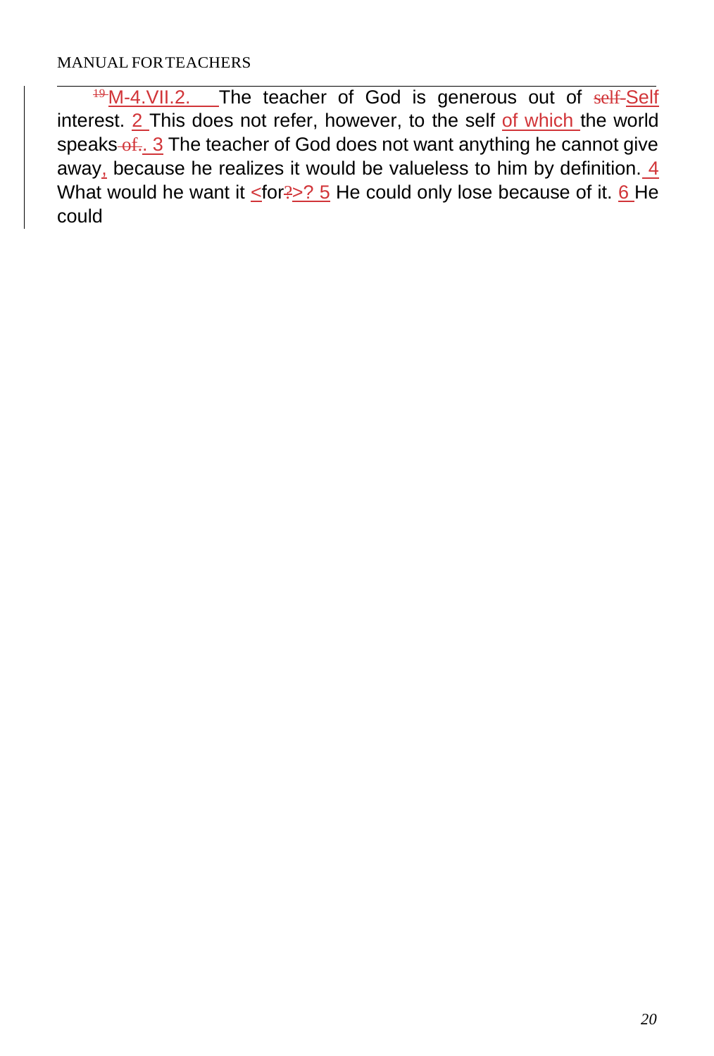[19] M-4.VII.2. The teacher of God is generous out of ~~self~~ Self interest. 2 This does not refer, however, to the self of which the world speaks ~~of~~. 3 The teacher of God does not want anything he cannot give away, because he realizes it would be valueless to him by definition. 4 What would he want it <for~~?~~>? 5 He could only lose because of it. 6 He could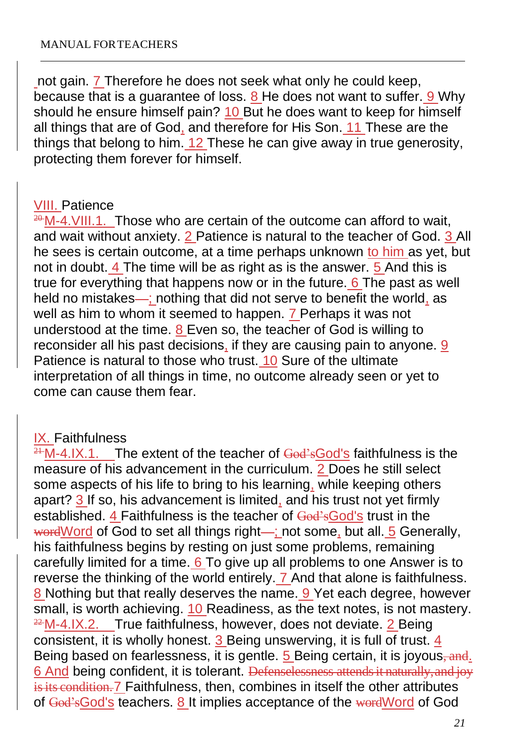not gain. 7 Therefore he does not seek what only he could keep, because that is a guarantee of loss. 8 He does not want to suffer. 9 Why should he ensure himself pain? 10 But he does want to keep for himself all things that are of God, and therefore for His Son. 11 These are the things that belong to him. 12 These he can give away in true generosity, protecting them forever for himself.

## VIII. Patience

~~20~~M-4.VIII.1. Those who are certain of the outcome can afford to wait, and wait without anxiety. 2 Patience is natural to the teacher of God. 3 All he sees is certain outcome, at a time perhaps unknown to him as yet, but not in doubt. 4 The time will be as right as is the answer. 5 And this is true for everything that happens now or in the future. 6 The past as well held no mistakes~~—~~; nothing that did not serve to benefit the world, as well as him to whom it seemed to happen. 7 Perhaps it was not understood at the time. 8 Even so, the teacher of God is willing to reconsider all his past decisions, if they are causing pain to anyone. 9 Patience is natural to those who trust. 10 Sure of the ultimate interpretation of all things in time, no outcome already seen or yet to come can cause them fear.

## IX. Faithfulness

~~21~~M-4.IX.1. The extent of the teacher of ~~God's~~God's faithfulness is the measure of his advancement in the curriculum. 2 Does he still select some aspects of his life to bring to his learning, while keeping others apart? 3 If so, his advancement is limited, and his trust not yet firmly established. 4 Faithfulness is the teacher of ~~God's~~God's trust in the ~~word~~Word of God to set all things right~~—~~; not some, but all. 5 Generally, his faithfulness begins by resting on just some problems, remaining carefully limited for a time. 6 To give up all problems to one Answer is to reverse the thinking of the world entirely. 7 And that alone is faithfulness. 8 Nothing but that really deserves the name. 9 Yet each degree, however small, is worth achieving. 10 Readiness, as the text notes, is not mastery.
~~22~~M-4.IX.2. True faithfulness, however, does not deviate. 2 Being consistent, it is wholly honest. 3 Being unswerving, it is full of trust. 4 Being based on fearlessness, it is gentle. 5 Being certain, it is joyous~~, and~~. 6 And being confident, it is tolerant. ~~Defenselessness attends it naturally, and joy is its condition.~~ 7 Faithfulness, then, combines in itself the other attributes of ~~God's~~God's teachers. 8 It implies acceptance of the ~~word~~Word of God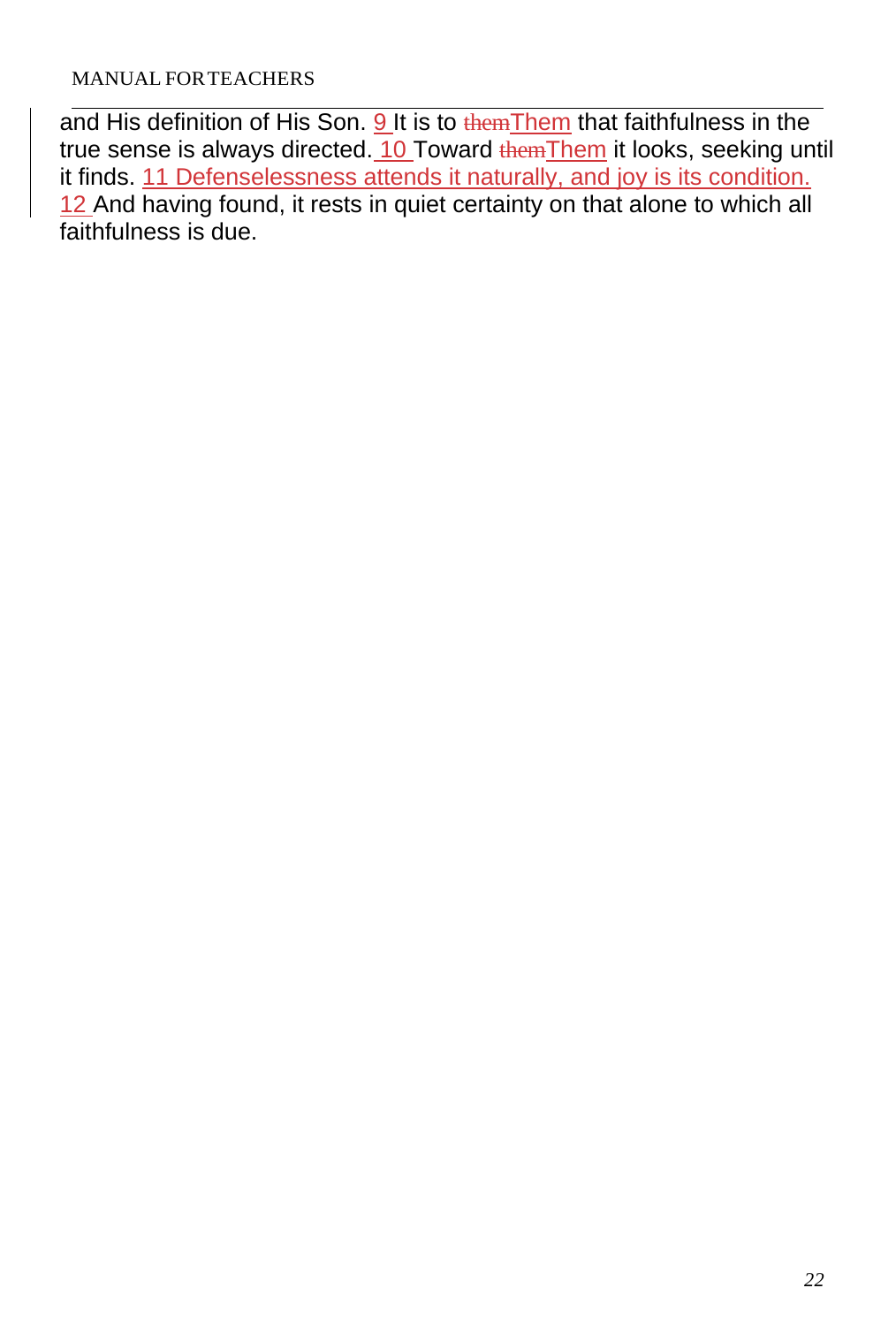and His definition of His Son. 9 It is to ~~them~~Them that faithfulness in the true sense is always directed. 10 Toward ~~them~~Them it looks, seeking until it finds. 11 Defenselessness attends it naturally, and joy is its condition. 12 And having found, it rests in quiet certainty on that alone to which all faithfulness is due.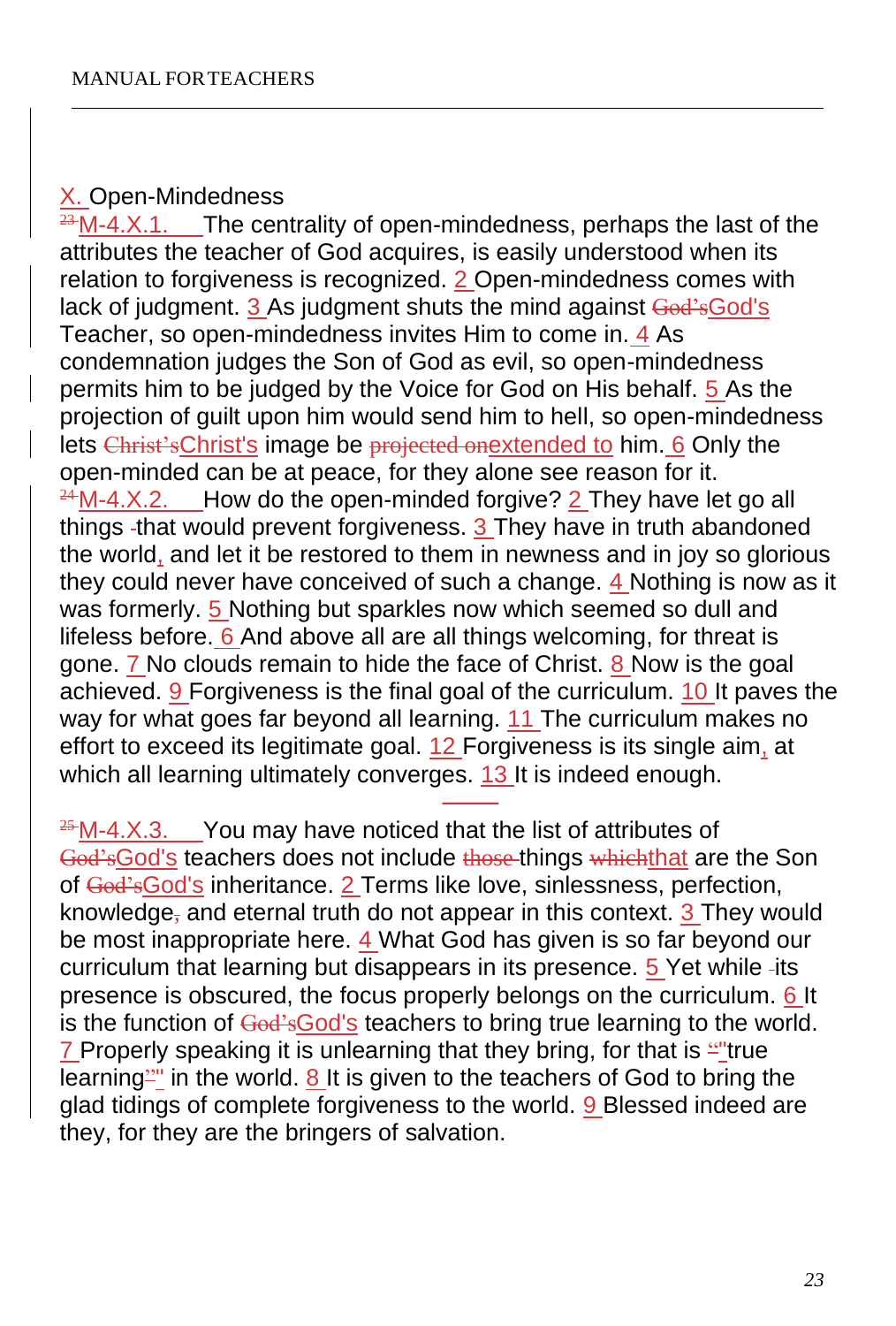## X. Open-Mindedness

M-4.X.1. The centrality of open-mindedness, perhaps the last of the attributes the teacher of God acquires, is easily understood when its relation to forgiveness is recognized. 2 Open-mindedness comes with lack of judgment. 3 As judgment shuts the mind against God's Teacher, so open-mindedness invites Him to come in. 4 As condemnation judges the Son of God as evil, so open-mindedness permits him to be judged by the Voice for God on His behalf. 5 As the projection of guilt upon him would send him to hell, so open-mindedness lets Christ's image be extended to him. 6 Only the open-minded can be at peace, for they alone see reason for it.

M-4.X.2. How do the open-minded forgive? 2 They have let go all things that would prevent forgiveness. 3 They have in truth abandoned the world, and let it be restored to them in newness and in joy so glorious they could never have conceived of such a change. 4 Nothing is now as it was formerly. 5 Nothing but sparkles now which seemed so dull and lifeless before. 6 And above all are all things welcoming, for threat is gone. 7 No clouds remain to hide the face of Christ. 8 Now is the goal achieved. 9 Forgiveness is the final goal of the curriculum. 10 It paves the way for what goes far beyond all learning. 11 The curriculum makes no effort to exceed its legitimate goal. 12 Forgiveness is its single aim, at which all learning ultimately converges. 13 It is indeed enough.

---

M-4.X.3. You may have noticed that the list of attributes of God's teachers does not include things that are the Son of God's inheritance. 2 Terms like love, sinlessness, perfection, knowledge and eternal truth do not appear in this context. 3 They would be most inappropriate here. 4 What God has given is so far beyond our curriculum that learning but disappears in its presence. 5 Yet while its presence is obscured, the focus properly belongs on the curriculum. 6 It is the function of God's teachers to bring true learning to the world. 7 Properly speaking it is unlearning that they bring, for that is "true learning" in the world. 8 It is given to the teachers of God to bring the glad tidings of complete forgiveness to the world. 9 Blessed indeed are they, for they are the bringers of salvation.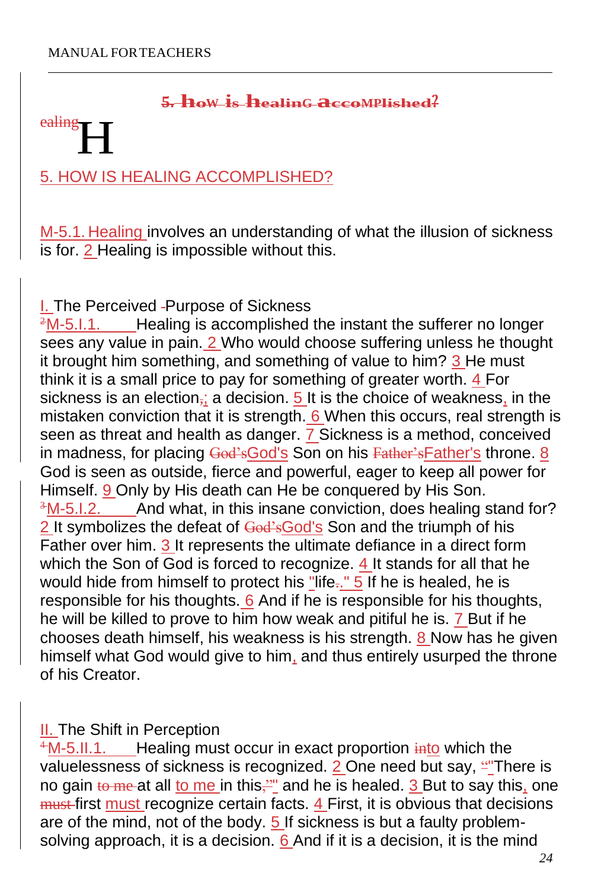## 5. How is Healing Accomplished?

ealing H

## 5. HOW IS HEALING ACCOMPLISHED?

M-5.1. Healing involves an understanding of what the illusion of sickness is for. 2 Healing is impossible without this.

### I. The Perceived -Purpose of Sickness

2M-5.I.1. Healing is accomplished the instant the sufferer no longer sees any value in pain. 2 Who would choose suffering unless he thought it brought him something, and something of value to him? 3 He must think it is a small price to pay for something of greater worth. 4 For sickness is an election,; a decision. 5 It is the choice of weakness, in the mistaken conviction that it is strength. 6 When this occurs, real strength is seen as threat and health as danger. 7 Sickness is a method, conceived in madness, for placing God'sGod's Son on his Father'sFather's throne. 8 God is seen as outside, fierce and powerful, eager to keep all power for Himself. 9 Only by His death can He be conquered by His Son.

3M-5.I.2. And what, in this insane conviction, does healing stand for? 2 It symbolizes the defeat of God'sGod's Son and the triumph of his Father over him. 3 It represents the ultimate defiance in a direct form which the Son of God is forced to recognize. 4 It stands for all that he would hide from himself to protect his "life.." 5 If he is healed, he is responsible for his thoughts. 6 And if he is responsible for his thoughts, he will be killed to prove to him how weak and pitiful he is. 7 But if he chooses death himself, his weakness is his strength. 8 Now has he given himself what God would give to him, and thus entirely usurped the throne of his Creator.

### II. The Shift in Perception

4M-5.II.1. Healing must occur in exact proportion intoto which the valuelessness of sickness is recognized. 2 One need but say, ""There is no gain to me at all to me in this,"" and he is healed. 3 But to say this, one must first must recognize certain facts. 4 First, it is obvious that decisions are of the mind, not of the body. 5 If sickness is but a faulty problem-solving approach, it is a decision. 6 And if it is a decision, it is the mind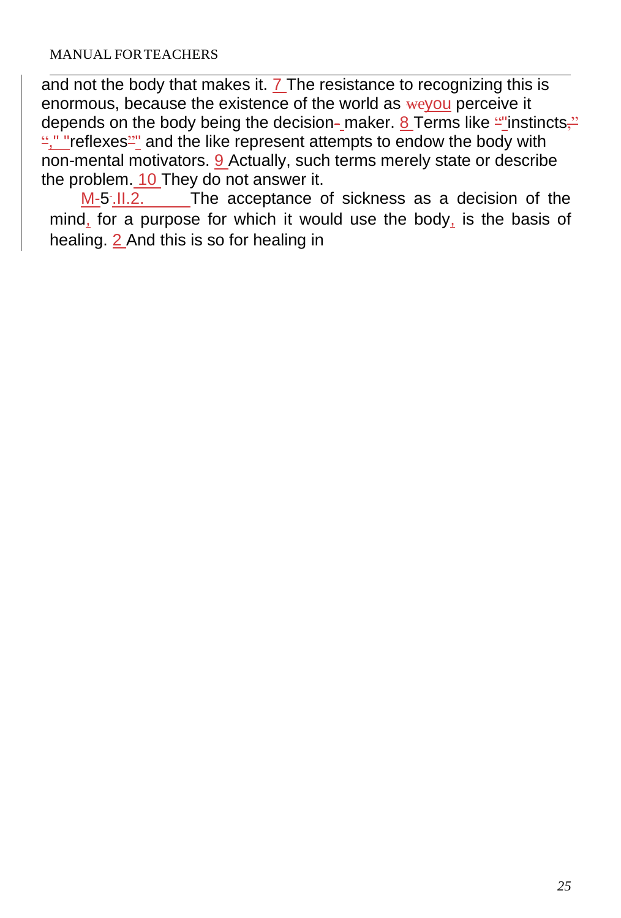and not the body that makes it. 7 The resistance to recognizing this is enormous, because the existence of the world as weyou perceive it depends on the body being the decision- maker. 8 Terms like ""instincts," "," "reflexes"" and the like represent attempts to endow the body with non-mental motivators. 9 Actually, such terms merely state or describe the problem. 10 They do not answer it.

M-5.II.2. The acceptance of sickness as a decision of the mind, for a purpose for which it would use the body, is the basis of healing. 2 And this is so for healing in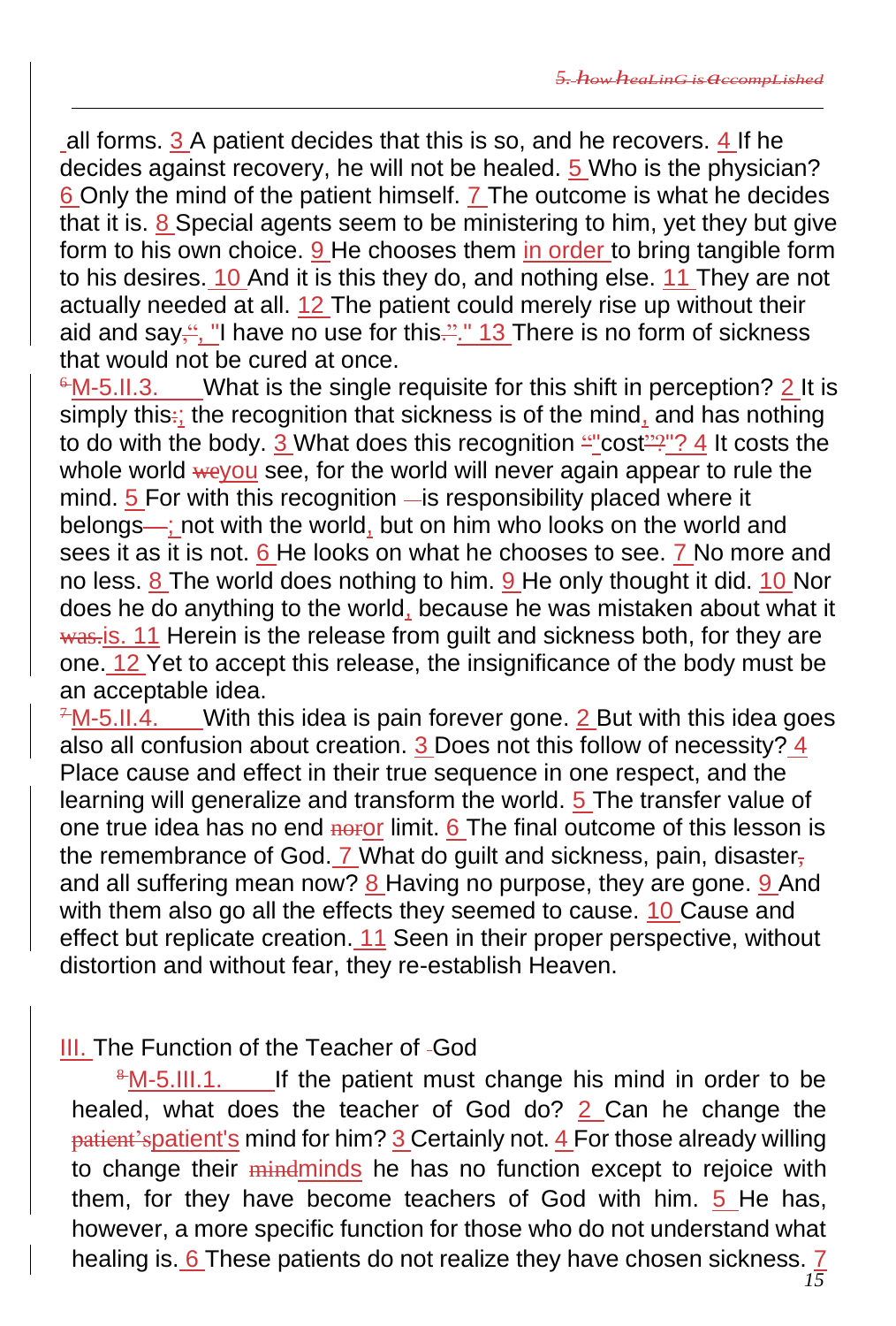all forms. 3 A patient decides that this is so, and he recovers. 4 If he decides against recovery, he will not be healed. 5 Who is the physician? 6 Only the mind of the patient himself. 7 The outcome is what he decides that it is. 8 Special agents seem to be ministering to him, yet they but give form to his own choice. 9 He chooses them in order to bring tangible form to his desires. 10 And it is this they do, and nothing else. 11 They are not actually needed at all. 12 The patient could merely rise up without their aid and say, "I have no use for this." 13 There is no form of sickness that would not be cured at once.

M-5.II.3. What is the single requisite for this shift in perception? 2 It is simply this; the recognition that sickness is of the mind, and has nothing to do with the body. 3 What does this recognition "cost"? 4 It costs the whole world you see, for the world will never again appear to rule the mind. 5 For with this recognition is responsibility placed where it belongs; not with the world, but on him who looks on the world and sees it as it is not. 6 He looks on what he chooses to see. 7 No more and no less. 8 The world does nothing to him. 9 He only thought it did. 10 Nor does he do anything to the world, because he was mistaken about what it is. 11 Herein is the release from guilt and sickness both, for they are one. 12 Yet to accept this release, the insignificance of the body must be an acceptable idea.

M-5.II.4. With this idea is pain forever gone. 2 But with this idea goes also all confusion about creation. 3 Does not this follow of necessity? 4 Place cause and effect in their true sequence in one respect, and the learning will generalize and transform the world. 5 The transfer value of one true idea has no end or limit. 6 The final outcome of this lesson is the remembrance of God. 7 What do guilt and sickness, pain, disaster and all suffering mean now? 8 Having no purpose, they are gone. 9 And with them also go all the effects they seemed to cause. 10 Cause and effect but replicate creation. 11 Seen in their proper perspective, without distortion and without fear, they re-establish Heaven.

## III. The Function of the Teacher of God

M-5.III.1. If the patient must change his mind in order to be healed, what does the teacher of God do? 2 Can he change the patient's mind for him? 3 Certainly not. 4 For those already willing to change their minds he has no function except to rejoice with them, for they have become teachers of God with him. 5 He has, however, a more specific function for those who do not understand what healing is. 6 These patients do not realize they have chosen sickness. 7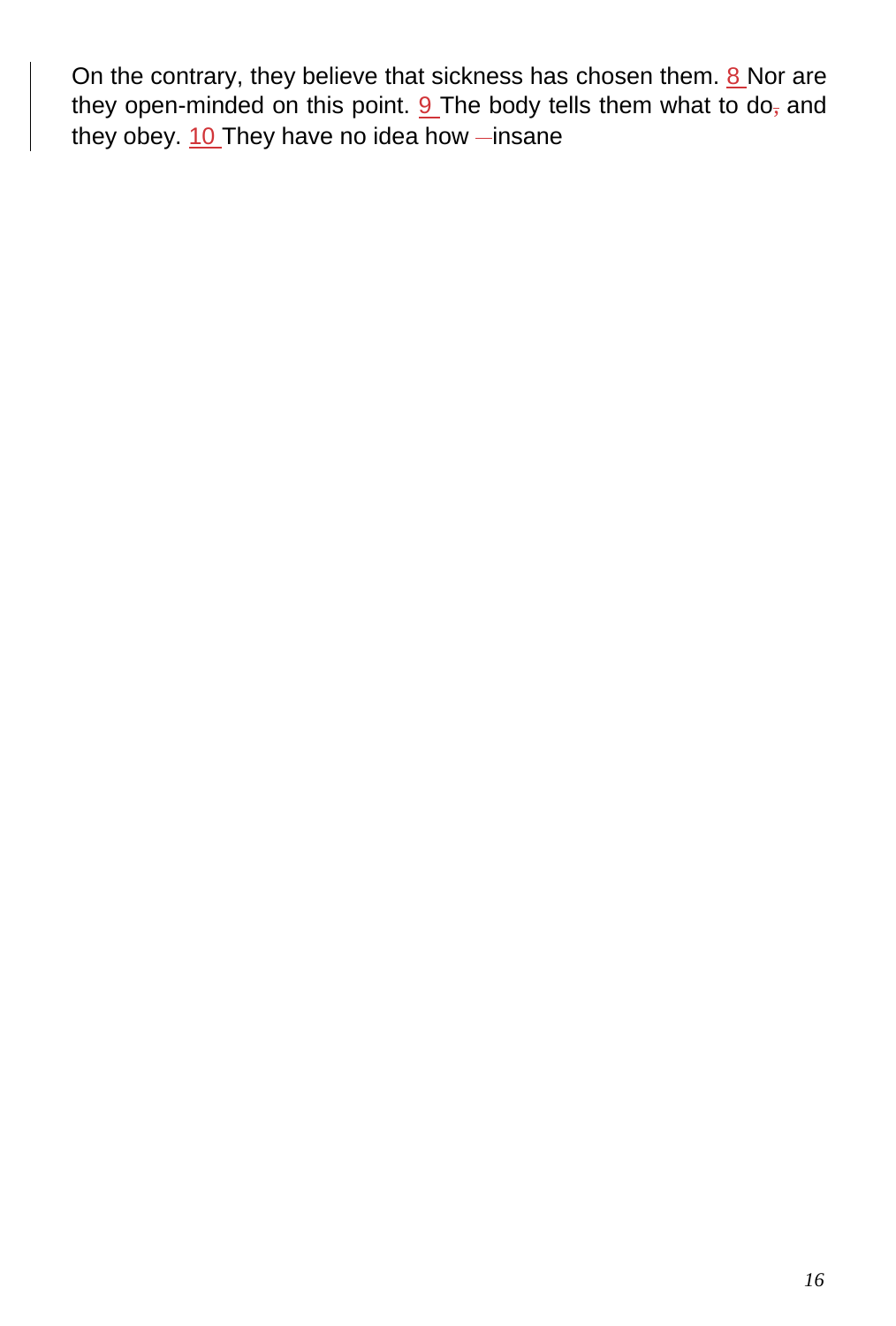On the contrary, they believe that sickness has chosen them. 8 Nor are they open-minded on this point. 9 The body tells them what to do, and they obey. 10 They have no idea how insane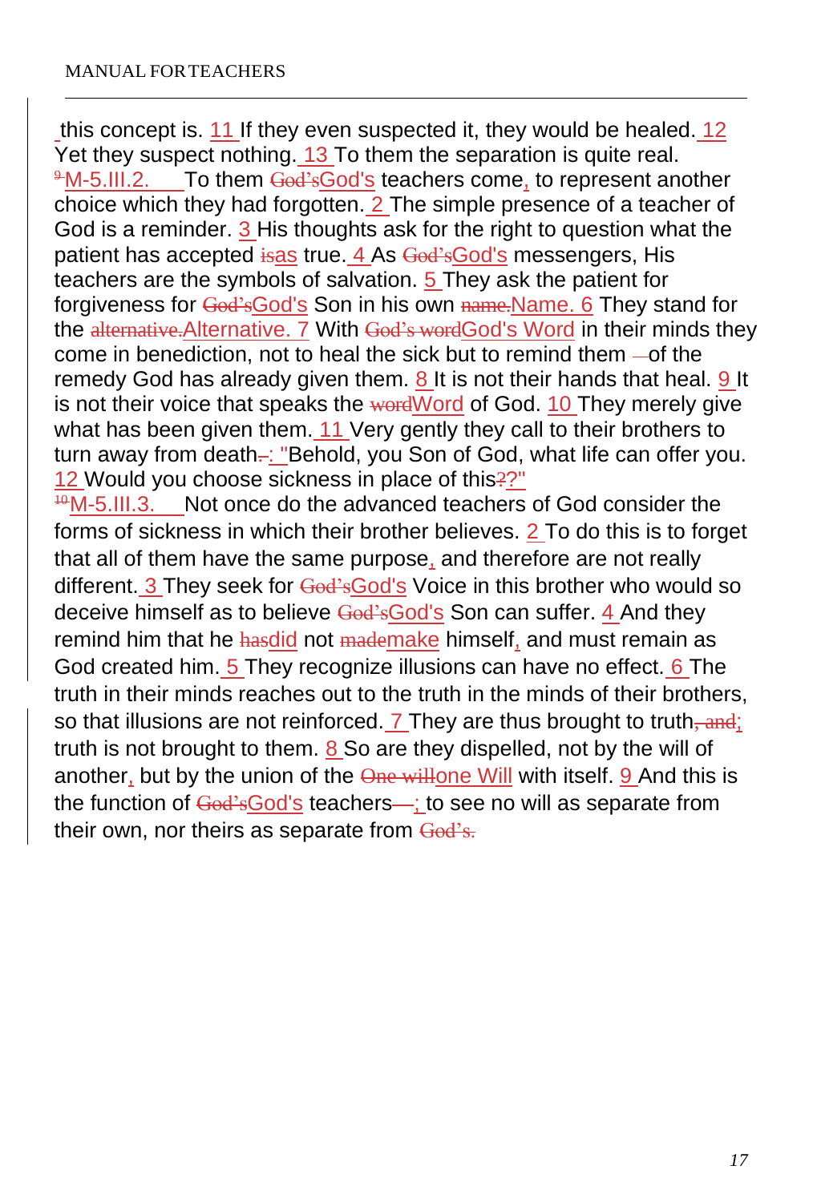this concept is. 11 If they even suspected it, they would be healed. 12 Yet they suspect nothing. 13 To them the separation is quite real.

~~9~~M-5.III.2. To them ~~God's~~God's teachers come, to represent another choice which they had forgotten. 2 The simple presence of a teacher of God is a reminder. 3 His thoughts ask for the right to question what the patient has accepted ~~is~~as true. 4 As ~~God's~~God's messengers, His teachers are the symbols of salvation. 5 They ask the patient for forgiveness for ~~God's~~God's Son in his own ~~name.~~Name. 6 They stand for the ~~alternative.~~Alternative. 7 With ~~God's word~~God's Word in their minds they come in benediction, not to heal the sick but to remind them —of the remedy God has already given them. 8 It is not their hands that heal. 9 It is not their voice that speaks the ~~word~~Word of God. 10 They merely give what has been given them. 11 Very gently they call to their brothers to turn away from death~~.~~: "Behold, you Son of God, what life can offer you. 12 Would you choose sickness in place of this~~?~~?"

~~10~~M-5.III.3. Not once do the advanced teachers of God consider the forms of sickness in which their brother believes. 2 To do this is to forget that all of them have the same purpose, and therefore are not really different. 3 They seek for ~~God's~~God's Voice in this brother who would so deceive himself as to believe ~~God's~~God's Son can suffer. 4 And they remind him that he ~~has~~did not ~~made~~make himself, and must remain as God created him. 5 They recognize illusions can have no effect. 6 The truth in their minds reaches out to the truth in the minds of their brothers, so that illusions are not reinforced. 7 They are thus brought to truth~~, and~~; truth is not brought to them. 8 So are they dispelled, not by the will of another, but by the union of the ~~One will~~one Will with itself. 9 And this is the function of ~~God's~~God's teachers~~—~~; to see no will as separate from their own, nor theirs as separate from ~~God's.~~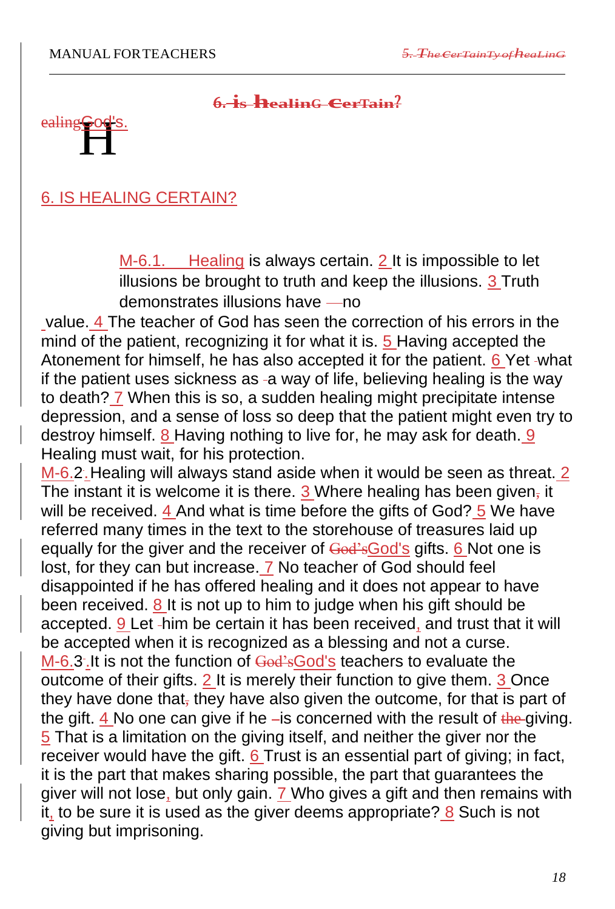# 6. IS HEALING CERTAIN?

M-6.1. Healing is always certain. 2 It is impossible to let illusions be brought to truth and keep the illusions. 3 Truth demonstrates illusions have no value. 4 The teacher of God has seen the correction of his errors in the mind of the patient, recognizing it for what it is. 5 Having accepted the Atonement for himself, he has also accepted it for the patient. 6 Yet what if the patient uses sickness as a way of life, believing healing is the way to death? 7 When this is so, a sudden healing might precipitate intense depression, and a sense of loss so deep that the patient might even try to destroy himself. 8 Having nothing to live for, he may ask for death. 9 Healing must wait, for his protection.

M-6.2. Healing will always stand aside when it would be seen as threat. 2 The instant it is welcome it is there. 3 Where healing has been given it will be received. 4 And what is time before the gifts of God? 5 We have referred many times in the text to the storehouse of treasures laid up equally for the giver and the receiver of God's gifts. 6 Not one is lost, for they can but increase. 7 No teacher of God should feel disappointed if he has offered healing and it does not appear to have been received. 8 It is not up to him to judge when his gift should be accepted. 9 Let him be certain it has been received, and trust that it will be accepted when it is recognized as a blessing and not a curse.

M-6.3. It is not the function of God's teachers to evaluate the outcome of their gifts. 2 It is merely their function to give them. 3 Once they have done that they have also given the outcome, for that is part of the gift. 4 No one can give if he is concerned with the result of giving. 5 That is a limitation on the giving itself, and neither the giver nor the receiver would have the gift. 6 Trust is an essential part of giving; in fact, it is the part that makes sharing possible, the part that guarantees the giver will not lose, but only gain. 7 Who gives a gift and then remains with it, to be sure it is used as the giver deems appropriate? 8 Such is not giving but imprisoning.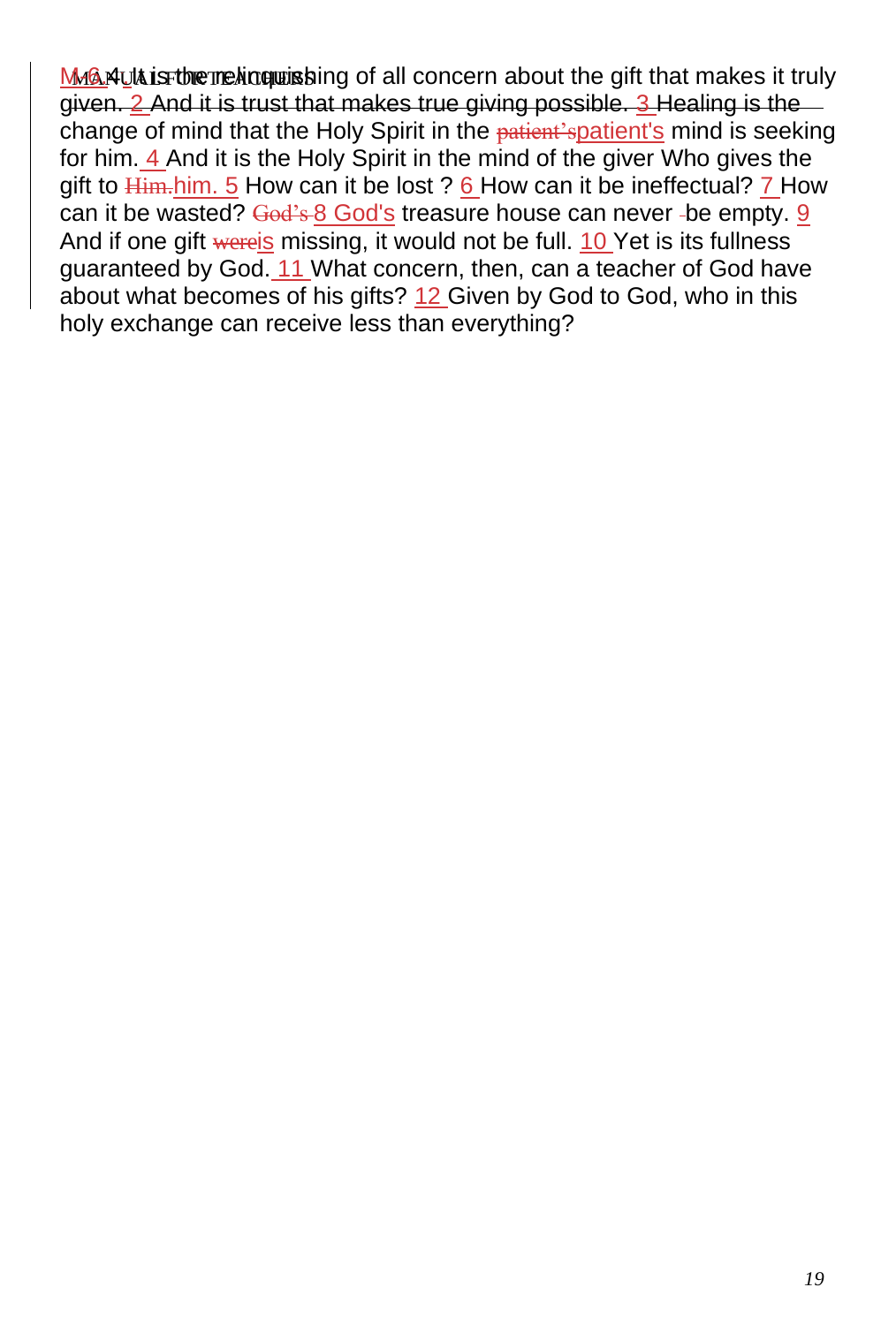M6.4 It is the relinquishing of all concern about the gift that makes it truly given. 2 And it is trust that makes true giving possible. 3 Healing is the change of mind that the Holy Spirit in the patient's mind is seeking for him. 4 And it is the Holy Spirit in the mind of the giver Who gives the gift to him. 5 How can it be lost ? 6 How can it be ineffectual? 7 How can it be wasted? 8 God's treasure house can never be empty. 9 And if one gift is missing, it would not be full. 10 Yet is its fullness guaranteed by God. 11 What concern, then, can a teacher of God have about what becomes of his gifts? 12 Given by God to God, who in this holy exchange can receive less than everything?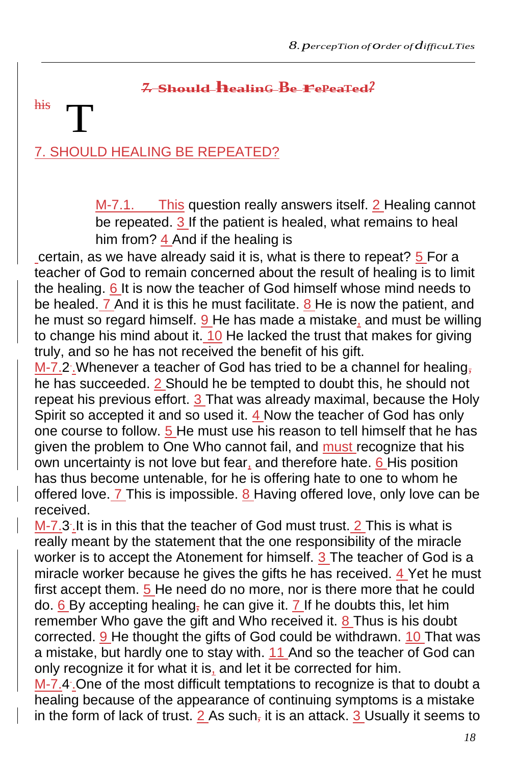## 7. SHOULD HEALING BE REPEATED?

M-7.1. This question really answers itself. 2 Healing cannot be repeated. 3 If the patient is healed, what remains to heal him from? 4 And if the healing is certain, as we have already said it is, what is there to repeat? 5 For a teacher of God to remain concerned about the result of healing is to limit the healing. 6 It is now the teacher of God himself whose mind needs to be healed. 7 And it is this he must facilitate. 8 He is now the patient, and he must so regard himself. 9 He has made a mistake, and must be willing to change his mind about it. 10 He lacked the trust that makes for giving truly, and so he has not received the benefit of his gift.

M-7.2. Whenever a teacher of God has tried to be a channel for healing he has succeeded. 2 Should he be tempted to doubt this, he should not repeat his previous effort. 3 That was already maximal, because the Holy Spirit so accepted it and so used it. 4 Now the teacher of God has only one course to follow. 5 He must use his reason to tell himself that he has given the problem to One Who cannot fail, and must recognize that his own uncertainty is not love but fear, and therefore hate. 6 His position has thus become untenable, for he is offering hate to one to whom he offered love. 7 This is impossible. 8 Having offered love, only love can be received.

M-7.3. It is in this that the teacher of God must trust. 2 This is what is really meant by the statement that the one responsibility of the miracle worker is to accept the Atonement for himself. 3 The teacher of God is a miracle worker because he gives the gifts he has received. 4 Yet he must first accept them. 5 He need do no more, nor is there more that he could do. 6 By accepting healing he can give it. 7 If he doubts this, let him remember Who gave the gift and Who received it. 8 Thus is his doubt corrected. 9 He thought the gifts of God could be withdrawn. 10 That was a mistake, but hardly one to stay with. 11 And so the teacher of God can only recognize it for what it is, and let it be corrected for him.

M-7.4. One of the most difficult temptations to recognize is that to doubt a healing because of the appearance of continuing symptoms is a mistake in the form of lack of trust. 2 As such it is an attack. 3 Usually it seems to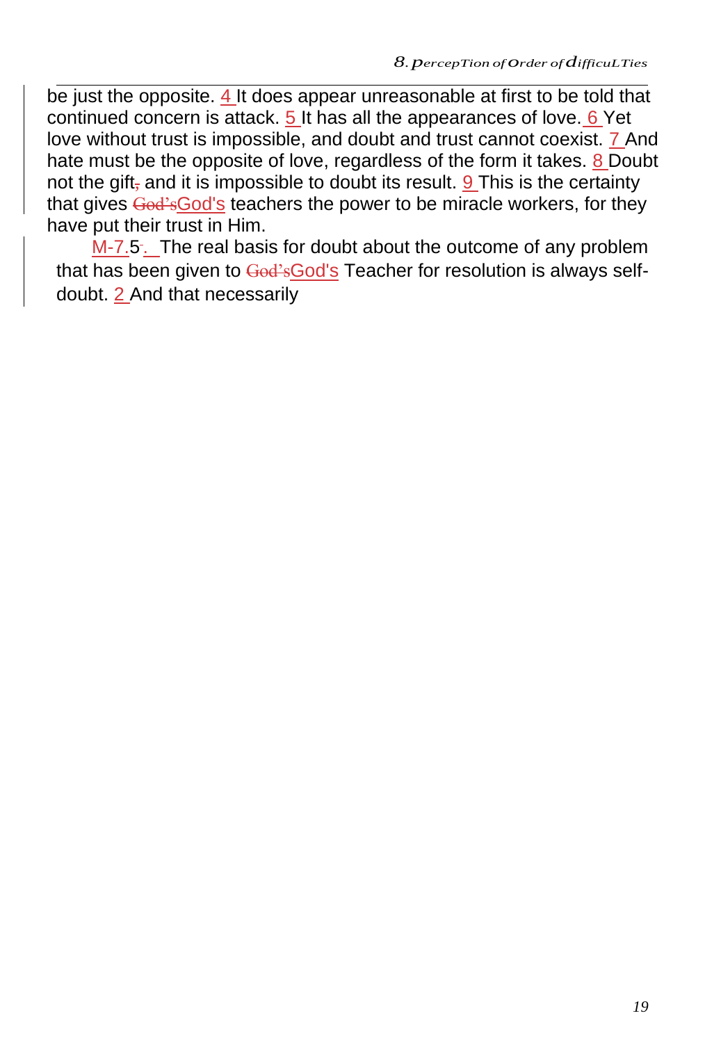be just the opposite. 4 It does appear unreasonable at first to be told that continued concern is attack. 5 It has all the appearances of love. 6 Yet love without trust is impossible, and doubt and trust cannot coexist. 7 And hate must be the opposite of love, regardless of the form it takes. 8 Doubt not the gift and it is impossible to doubt its result. 9 This is the certainty that gives God's teachers the power to be miracle workers, for they have put their trust in Him.

M-7.5. The real basis for doubt about the outcome of any problem that has been given to God's Teacher for resolution is always self-doubt. 2 And that necessarily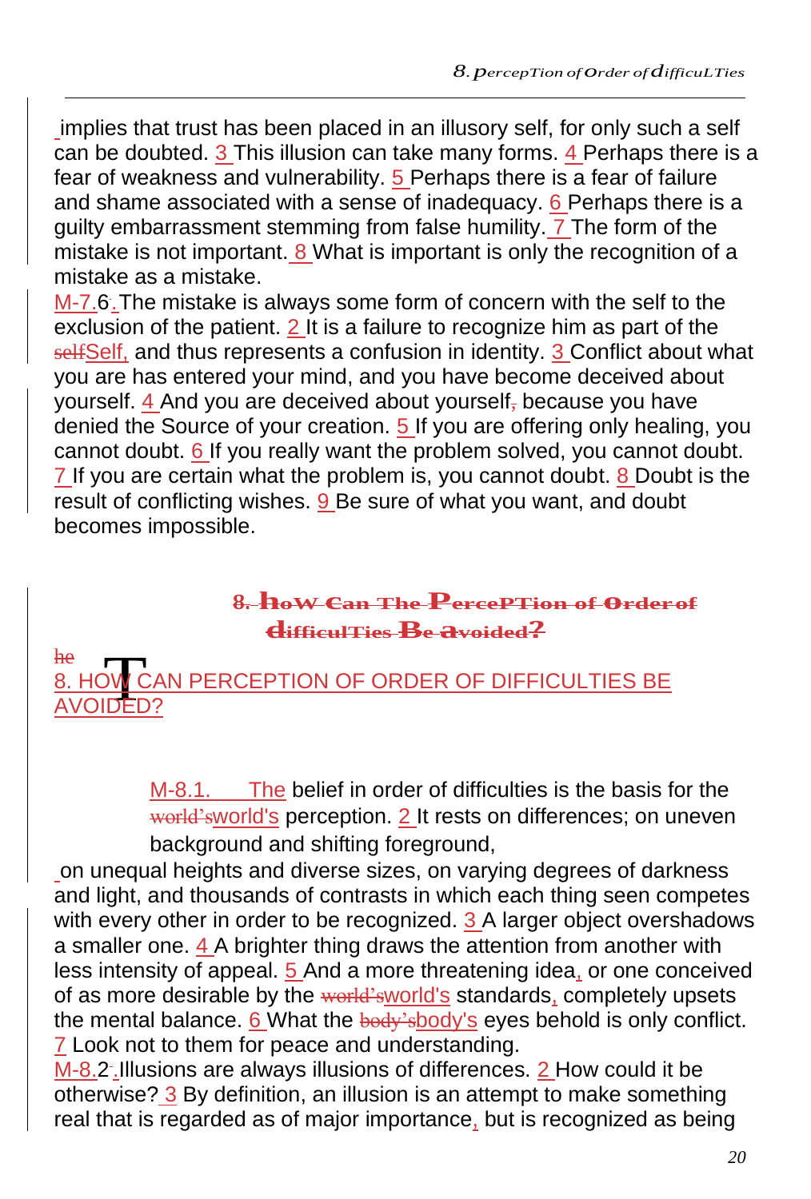implies that trust has been placed in an illusory self, for only such a self can be doubted. 3 This illusion can take many forms. 4 Perhaps there is a fear of weakness and vulnerability. 5 Perhaps there is a fear of failure and shame associated with a sense of inadequacy. 6 Perhaps there is a guilty embarrassment stemming from false humility. 7 The form of the mistake is not important. 8 What is important is only the recognition of a mistake as a mistake.

M-7.6. The mistake is always some form of concern with the self to the exclusion of the patient. 2 It is a failure to recognize him as part of the ~~self~~Self, and thus represents a confusion in identity. 3 Conflict about what you are has entered your mind, and you have become deceived about yourself. 4 And you are deceived about yourself~~,~~ because you have denied the Source of your creation. 5 If you are offering only healing, you cannot doubt. 6 If you really want the problem solved, you cannot doubt. 7 If you are certain what the problem is, you cannot doubt. 8 Doubt is the result of conflicting wishes. 9 Be sure of what you want, and doubt becomes impossible.

## ~~8. how Can The PercePTion of Order of difficulTies Be avoided?~~

## 8. HOW CAN PERCEPTION OF ORDER OF DIFFICULTIES BE AVOIDED?

M-8.1. The belief in order of difficulties is the basis for the ~~world's~~world's perception. 2 It rests on differences; on uneven background and shifting foreground, on unequal heights and diverse sizes, on varying degrees of darkness and light, and thousands of contrasts in which each thing seen competes with every other in order to be recognized. 3 A larger object overshadows a smaller one. 4 A brighter thing draws the attention from another with less intensity of appeal. 5 And a more threatening idea, or one conceived of as more desirable by the ~~world's~~world's standards, completely upsets the mental balance. 6 What the ~~body's~~body's eyes behold is only conflict. 7 Look not to them for peace and understanding.

M-8.2. Illusions are always illusions of differences. 2 How could it be otherwise? 3 By definition, an illusion is an attempt to make something real that is regarded as of major importance, but is recognized as being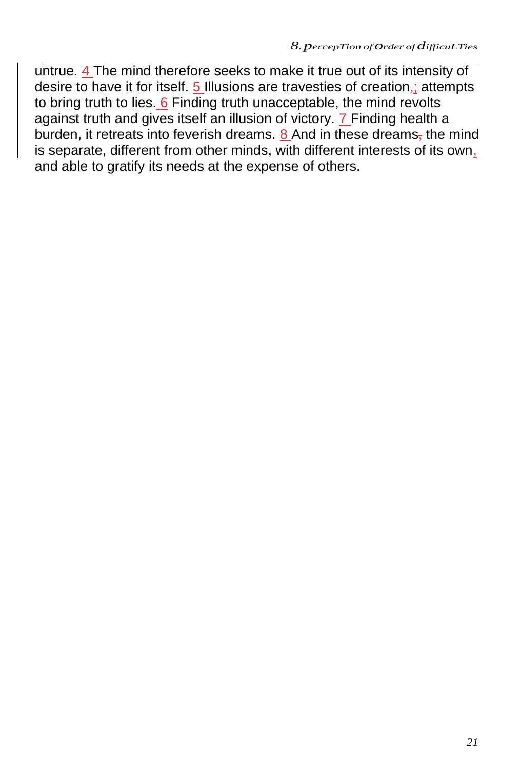untrue. 4 The mind therefore seeks to make it true out of its intensity of desire to have it for itself. 5 Illusions are travesties of creation,; attempts to bring truth to lies. 6 Finding truth unacceptable, the mind revolts against truth and gives itself an illusion of victory. 7 Finding health a burden, it retreats into feverish dreams. 8 And in these dreams, the mind is separate, different from other minds, with different interests of its own, and able to gratify its needs at the expense of others.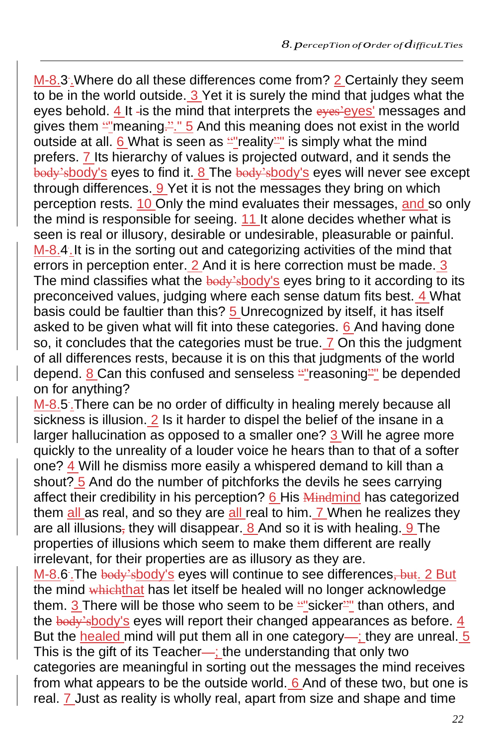M-8.3.Where do all these differences come from? 2 Certainly they seem to be in the world outside. 3 Yet it is surely the mind that judges what the eyes behold. 4 It is the mind that interprets the eyes' messages and gives them "meaning." 5 And this meaning does not exist in the world outside at all. 6 What is seen as "reality" is simply what the mind prefers. 7 Its hierarchy of values is projected outward, and it sends the body's eyes to find it. 8 The body's eyes will never see except through differences. 9 Yet it is not the messages they bring on which perception rests. 10 Only the mind evaluates their messages, and so only the mind is responsible for seeing. 11 It alone decides whether what is seen is real or illusory, desirable or undesirable, pleasurable or painful.

M-8.4.It is in the sorting out and categorizing activities of the mind that errors in perception enter. 2 And it is here correction must be made. 3 The mind classifies what the body's eyes bring to it according to its preconceived values, judging where each sense datum fits best. 4 What basis could be faultier than this? 5 Unrecognized by itself, it has itself asked to be given what will fit into these categories. 6 And having done so, it concludes that the categories must be true. 7 On this the judgment of all differences rests, because it is on this that judgments of the world depend. 8 Can this confused and senseless "reasoning" be depended on for anything?

M-8.5.There can be no order of difficulty in healing merely because all sickness is illusion. 2 Is it harder to dispel the belief of the insane in a larger hallucination as opposed to a smaller one? 3 Will he agree more quickly to the unreality of a louder voice he hears than to that of a softer one? 4 Will he dismiss more easily a whispered demand to kill than a shout? 5 And do the number of pitchforks the devils he sees carrying affect their credibility in his perception? 6 His mind has categorized them all as real, and so they are all real to him. 7 When he realizes they are all illusions they will disappear. 8 And so it is with healing. 9 The properties of illusions which seem to make them different are really irrelevant, for their properties are as illusory as they are.

M-8.6.The body's eyes will continue to see differences. 2 But the mind that has let itself be healed will no longer acknowledge them. 3 There will be those who seem to be "sicker" than others, and the body's eyes will report their changed appearances as before. 4 But the healed mind will put them all in one category; they are unreal. 5 This is the gift of its Teacher; the understanding that only two categories are meaningful in sorting out the messages the mind receives from what appears to be the outside world. 6 And of these two, but one is real. 7 Just as reality is wholly real, apart from size and shape and time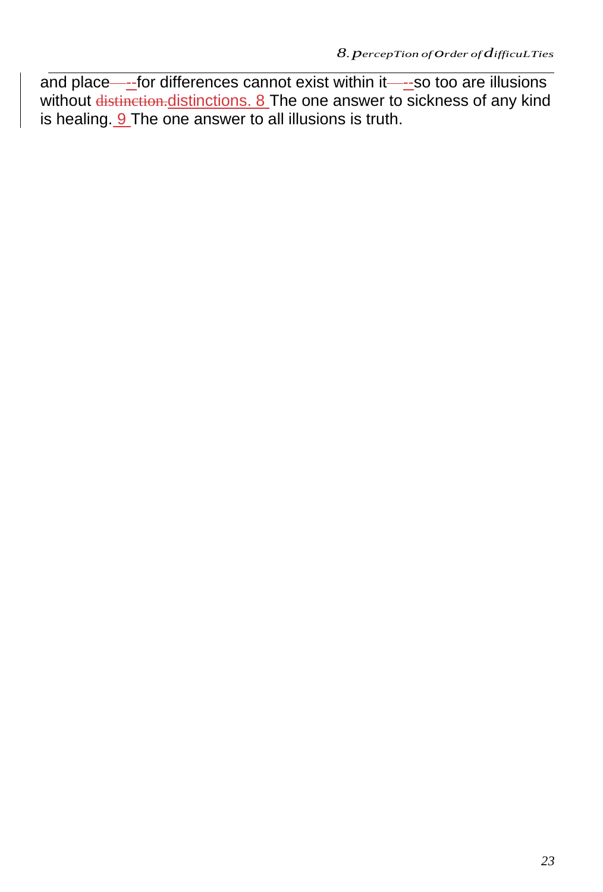and place—--for differences cannot exist within it—--so too are illusions without ~~distinction.~~distinctions. 8 The one answer to sickness of any kind is healing. 9 The one answer to all illusions is truth.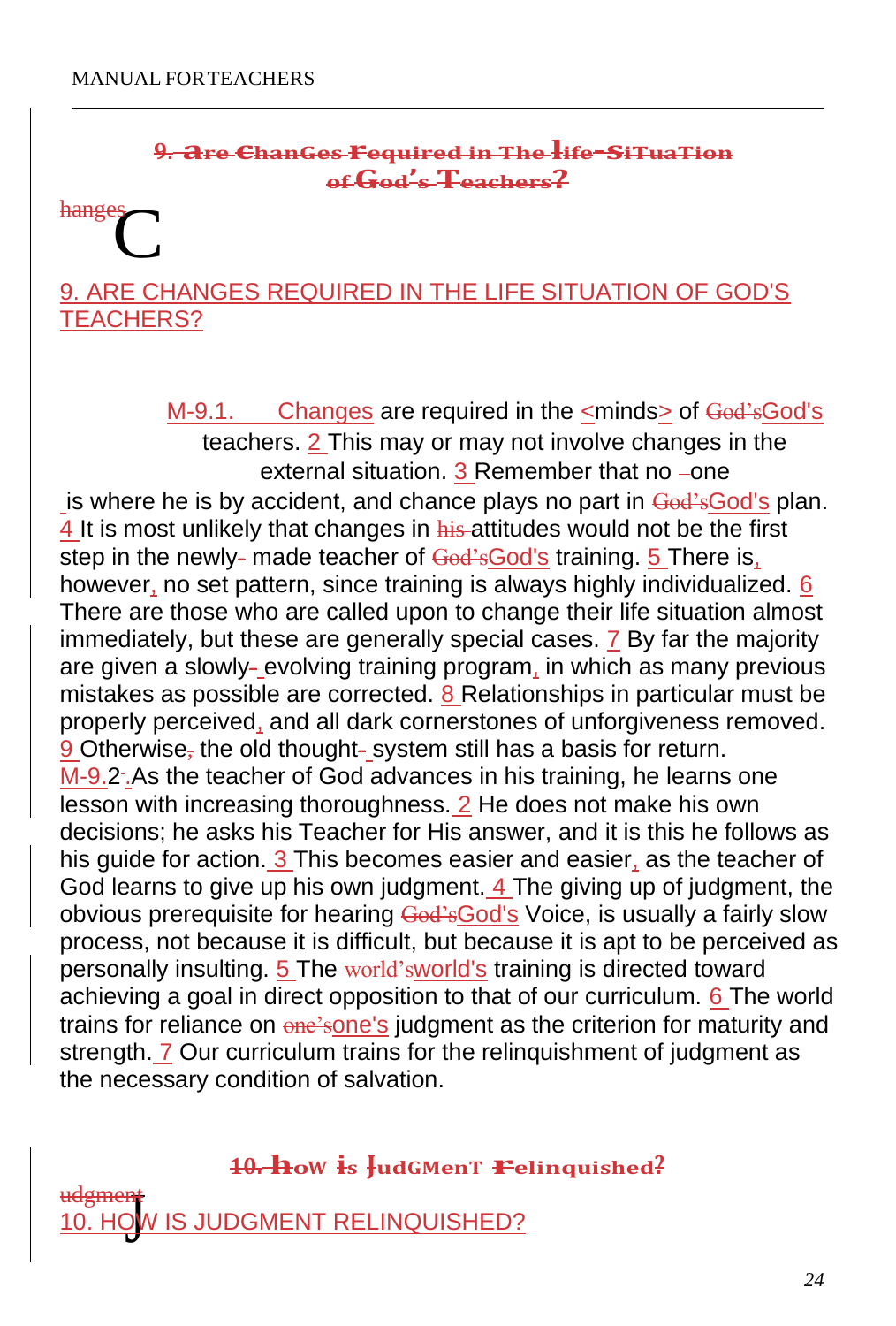## 9. ARE CHANGES REQUIRED IN THE LIFE SITUATION OF GOD'S TEACHERS?

M-9.1. Changes are required in the <minds> of God's teachers. 2 This may or may not involve changes in the external situation. 3 Remember that no one is where he is by accident, and chance plays no part in God's plan. 4 It is most unlikely that changes in attitudes would not be the first step in the newly made teacher of God's training. 5 There is, however, no set pattern, since training is always highly individualized. 6 There are those who are called upon to change their life situation almost immediately, but these are generally special cases. 7 By far the majority are given a slowly evolving training program, in which as many previous mistakes as possible are corrected. 8 Relationships in particular must be properly perceived, and all dark cornerstones of unforgiveness removed. 9 Otherwise the old thought system still has a basis for return.

M-9.2. As the teacher of God advances in his training, he learns one lesson with increasing thoroughness. 2 He does not make his own decisions; he asks his Teacher for His answer, and it is this he follows as his guide for action. 3 This becomes easier and easier, as the teacher of God learns to give up his own judgment. 4 The giving up of judgment, the obvious prerequisite for hearing God's Voice, is usually a fairly slow process, not because it is difficult, but because it is apt to be perceived as personally insulting. 5 The world's training is directed toward achieving a goal in direct opposition to that of our curriculum. 6 The world trains for reliance on one's judgment as the criterion for maturity and strength. 7 Our curriculum trains for the relinquishment of judgment as the necessary condition of salvation.

## 10. HOW IS JUDGMENT RELINQUISHED?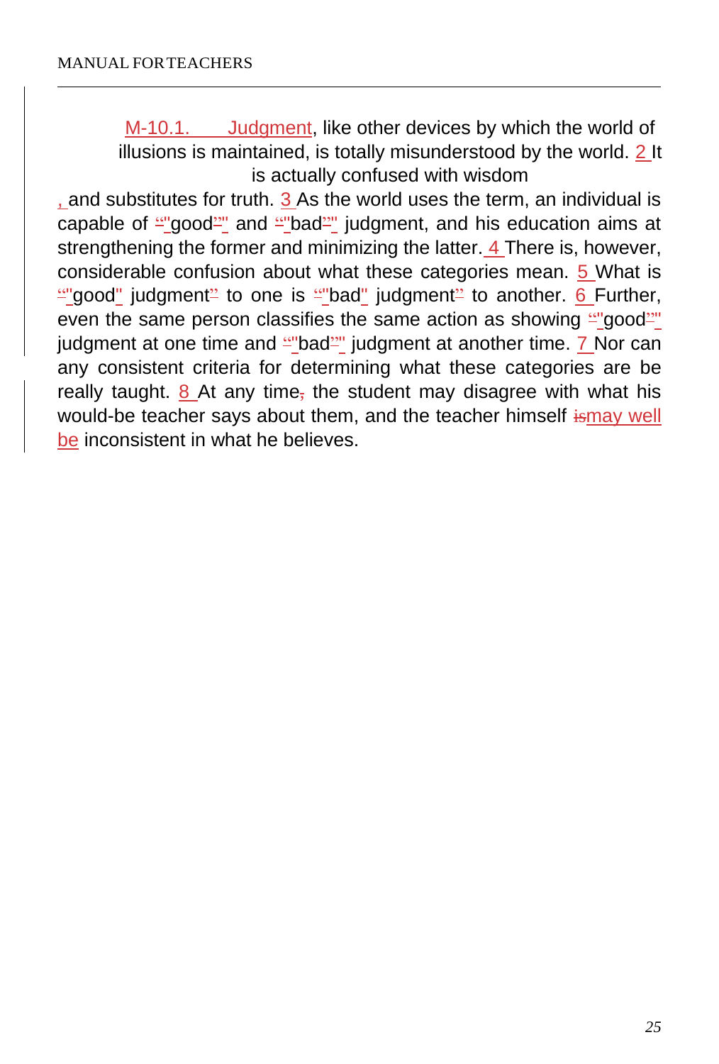M-10.1. Judgment, like other devices by which the world of illusions is maintained, is totally misunderstood by the world. 2 It is actually confused with wisdom, and substitutes for truth. 3 As the world uses the term, an individual is capable of "good" and "bad" judgment, and his education aims at strengthening the former and minimizing the latter. 4 There is, however, considerable confusion about what these categories mean. 5 What is "good" judgment to one is "bad" judgment to another. 6 Further, even the same person classifies the same action as showing "good" judgment at one time and "bad" judgment at another time. 7 Nor can any consistent criteria for determining what these categories are be really taught. 8 At any time the student may disagree with what his would-be teacher says about them, and the teacher himself may well be inconsistent in what he believes.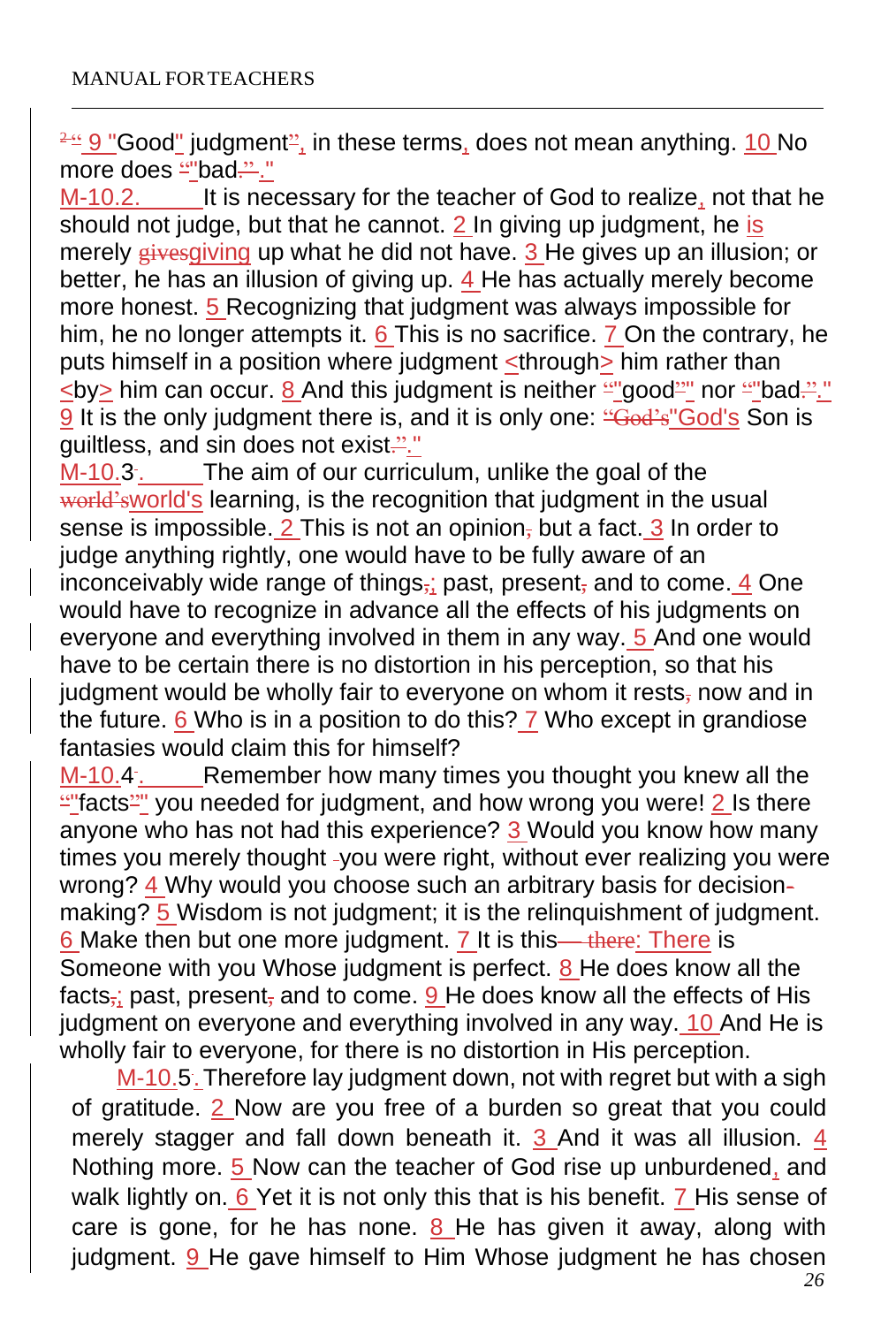"9 "Good" judgment", in these terms, does not mean anything. 10 No more does "bad."

M-10.2. It is necessary for the teacher of God to realize, not that he should not judge, but that he cannot. 2 In giving up judgment, he is merely giving up what he did not have. 3 He gives up an illusion; or better, he has an illusion of giving up. 4 He has actually merely become more honest. 5 Recognizing that judgment was always impossible for him, he no longer attempts it. 6 This is no sacrifice. 7 On the contrary, he puts himself in a position where judgment <through> him rather than <by> him can occur. 8 And this judgment is neither "good" nor "bad." 9 It is the only judgment there is, and it is only one: "God's Son is guiltless, and sin does not exist."

M-10.3. The aim of our curriculum, unlike the goal of the world's learning, is the recognition that judgment in the usual sense is impossible. 2 This is not an opinion but a fact. 3 In order to judge anything rightly, one would have to be fully aware of an inconceivably wide range of things; past, present and to come. 4 One would have to recognize in advance all the effects of his judgments on everyone and everything involved in them in any way. 5 And one would have to be certain there is no distortion in his perception, so that his judgment would be wholly fair to everyone on whom it rests now and in the future. 6 Who is in a position to do this? 7 Who except in grandiose fantasies would claim this for himself?

M-10.4. Remember how many times you thought you knew all the "facts" you needed for judgment, and how wrong you were! 2 Is there anyone who has not had this experience? 3 Would you know how many times you merely thought you were right, without ever realizing you were wrong? 4 Why would you choose such an arbitrary basis for decision making? 5 Wisdom is not judgment; it is the relinquishment of judgment. 6 Make then but one more judgment. 7 It is this: There is Someone with you Whose judgment is perfect. 8 He does know all the facts; past, present and to come. 9 He does know all the effects of His judgment on everyone and everything involved in any way. 10 And He is wholly fair to everyone, for there is no distortion in His perception.

M-10.5. Therefore lay judgment down, not with regret but with a sigh of gratitude. 2 Now are you free of a burden so great that you could merely stagger and fall down beneath it. 3 And it was all illusion. 4 Nothing more. 5 Now can the teacher of God rise up unburdened, and walk lightly on. 6 Yet it is not only this that is his benefit. 7 His sense of care is gone, for he has none. 8 He has given it away, along with judgment. 9 He gave himself to Him Whose judgment he has chosen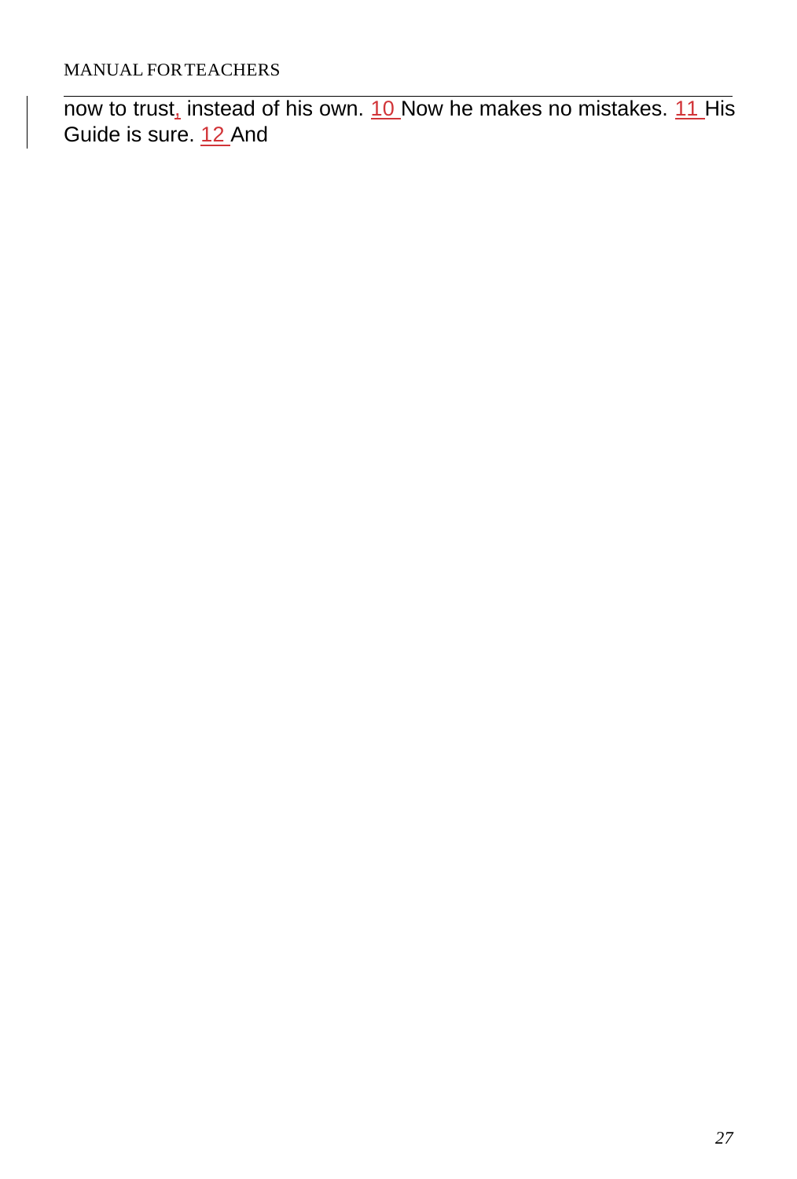now to trust, instead of his own. 10 Now he makes no mistakes. 11 His Guide is sure. 12 And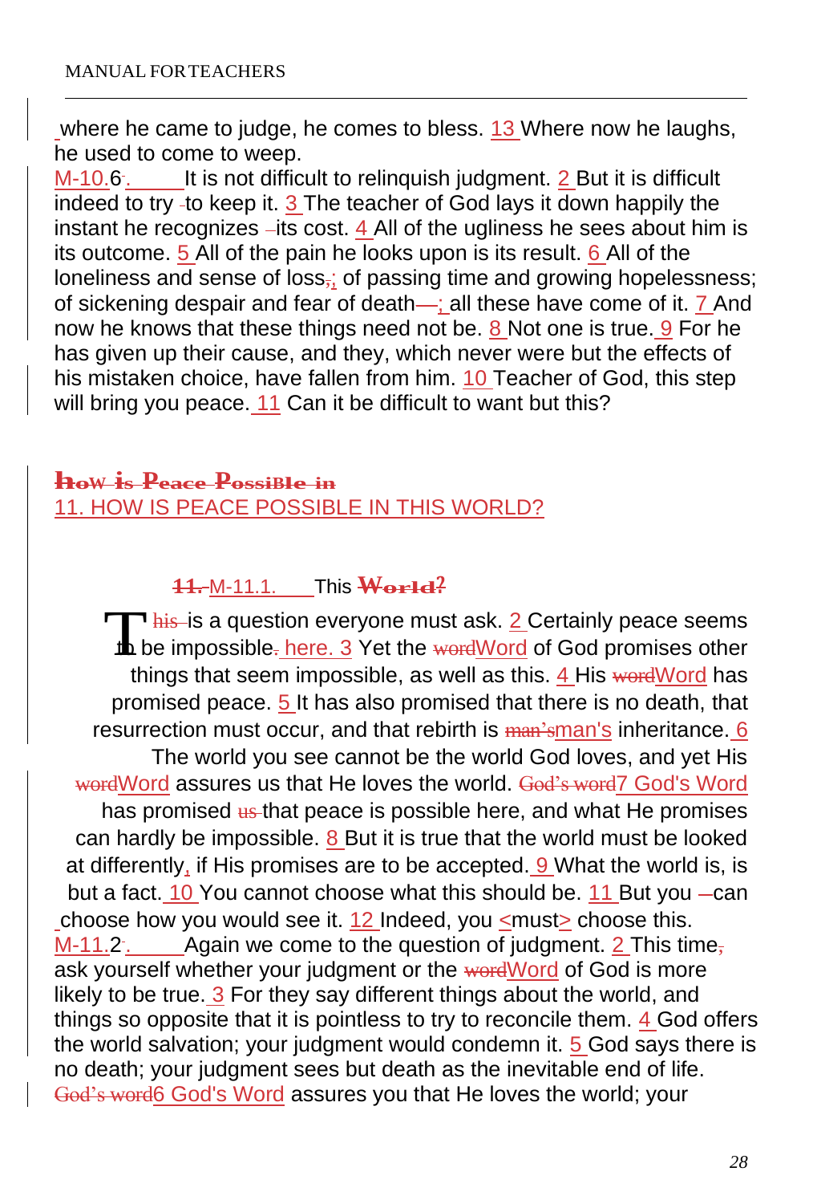where he came to judge, he comes to bless. 13 Where now he laughs, he used to come to weep.

M-10.6. It is not difficult to relinquish judgment. 2 But it is difficult indeed to try to keep it. 3 The teacher of God lays it down happily the instant he recognizes its cost. 4 All of the ugliness he sees about him is its outcome. 5 All of the pain he looks upon is its result. 6 All of the loneliness and sense of loss; of passing time and growing hopelessness; of sickening despair and fear of death; all these have come of it. 7 And now he knows that these things need not be. 8 Not one is true. 9 For he has given up their cause, and they, which never were but the effects of his mistaken choice, have fallen from him. 10 Teacher of God, this step will bring you peace. 11 Can it be difficult to want but this?

## 11. HOW IS PEACE POSSIBLE IN THIS WORLD?

M-11.1. This is a question everyone must ask. 2 Certainly peace seems to be impossible here. 3 Yet the Word of God promises other things that seem impossible, as well as this. 4 His Word has promised peace. 5 It has also promised that there is no death, that resurrection must occur, and that rebirth is man's inheritance. 6 The world you see cannot be the world God loves, and yet His Word assures us that He loves the world. 7 God's Word has promised that peace is possible here, and what He promises can hardly be impossible. 8 But it is true that the world must be looked at differently, if His promises are to be accepted. 9 What the world is, is but a fact. 10 You cannot choose what this should be. 11 But you can choose how you would see it. 12 Indeed, you <must> choose this.

M-11.2. Again we come to the question of judgment. 2 This time ask yourself whether your judgment or the Word of God is more likely to be true. 3 For they say different things about the world, and things so opposite that it is pointless to try to reconcile them. 4 God offers the world salvation; your judgment would condemn it. 5 God says there is no death; your judgment sees but death as the inevitable end of life. 6 God's Word assures you that He loves the world; your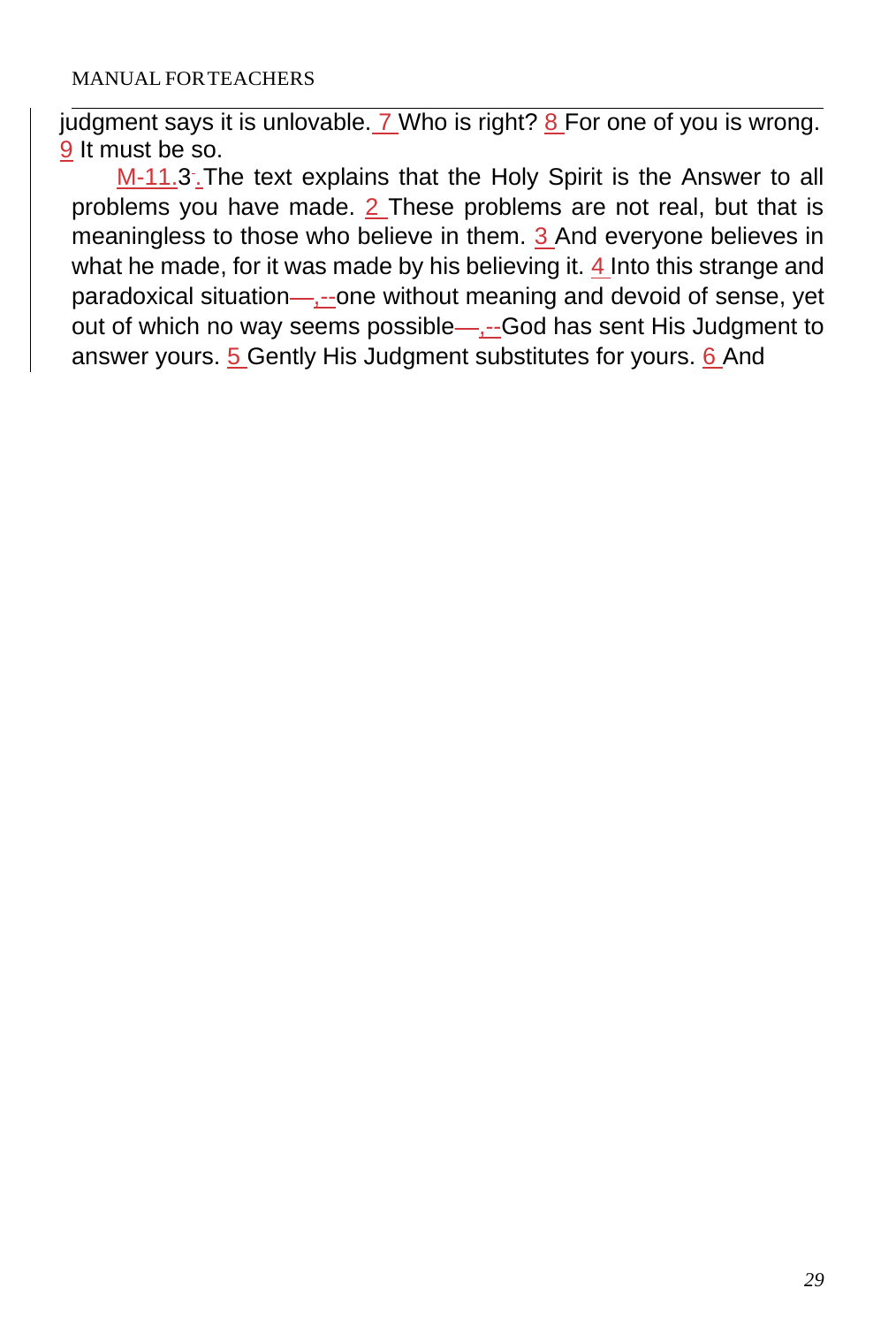judgment says it is unlovable. 7 Who is right? 8 For one of you is wrong. 9 It must be so.

M-11.3. The text explains that the Holy Spirit is the Answer to all problems you have made. 2 These problems are not real, but that is meaningless to those who believe in them. 3 And everyone believes in what he made, for it was made by his believing it. 4 Into this strange and paradoxical situation—,--one without meaning and devoid of sense, yet out of which no way seems possible—,--God has sent His Judgment to answer yours. 5 Gently His Judgment substitutes for yours. 6 And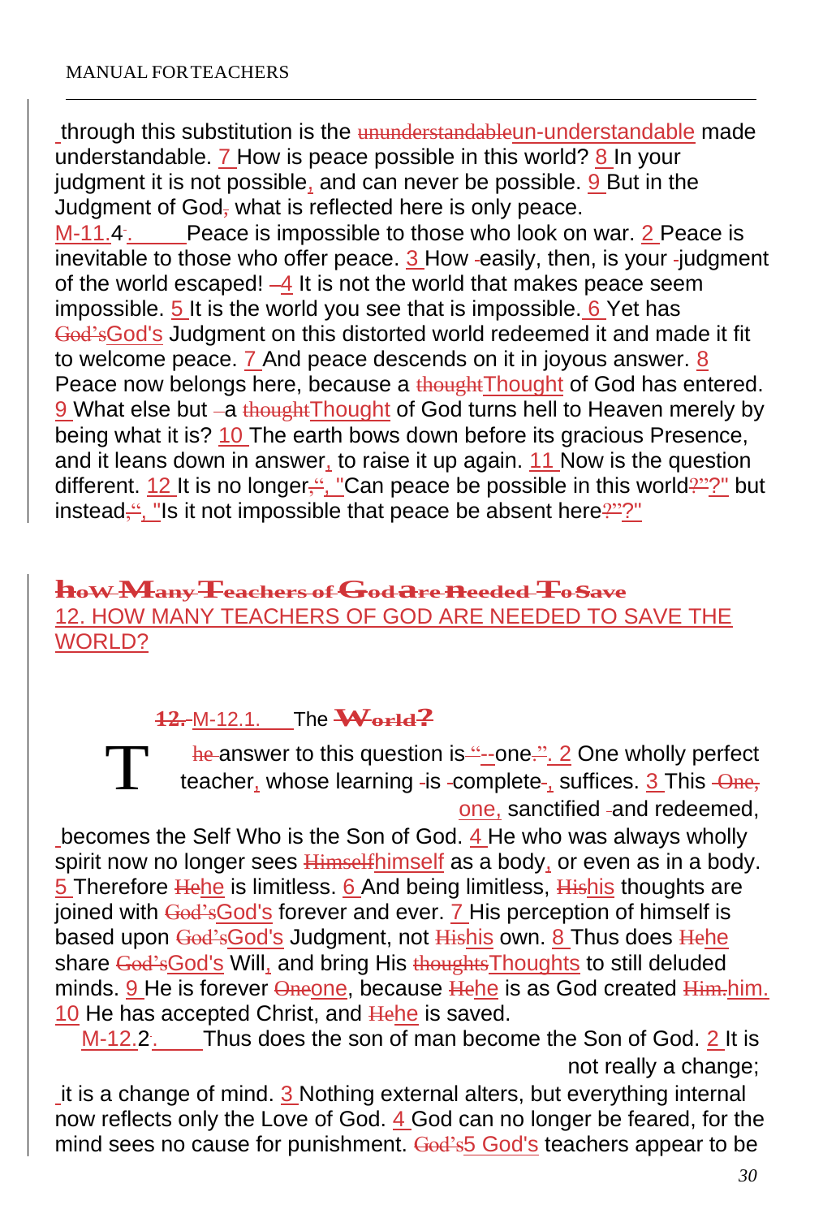through this substitution is the un-understandable made understandable. 7 How is peace possible in this world? 8 In your judgment it is not possible, and can never be possible. 9 But in the Judgment of God what is reflected here is only peace.

M-11.4. Peace is impossible to those who look on war. 2 Peace is inevitable to those who offer peace. 3 How easily, then, is your judgment of the world escaped! 4 It is not the world that makes peace seem impossible. 5 It is the world you see that is impossible. 6 Yet has God's Judgment on this distorted world redeemed it and made it fit to welcome peace. 7 And peace descends on it in joyous answer. 8 Peace now belongs here, because a Thought of God has entered. 9 What else but a Thought of God turns hell to Heaven merely by being what it is? 10 The earth bows down before its gracious Presence, and it leans down in answer, to raise it up again. 11 Now is the question different. 12 It is no longer, "Can peace be possible in this world?" but instead, "Is it not impossible that peace be absent here?"

## 12. HOW MANY TEACHERS OF GOD ARE NEEDED TO SAVE THE WORLD?

M-12.1. The answer to this question is--one. 2 One wholly perfect teacher, whose learning is complete, suffices. 3 This one, sanctified and redeemed, becomes the Self Who is the Son of God. 4 He who was always wholly spirit now no longer sees himself as a body, or even as in a body. 5 Therefore he is limitless. 6 And being limitless, his thoughts are joined with God's forever and ever. 7 His perception of himself is based upon God's Judgment, not his own. 8 Thus does he share God's Will, and bring His Thoughts to still deluded minds. 9 He is forever one, because he is as God created him. 10 He has accepted Christ, and he is saved.

M-12.2. Thus does the son of man become the Son of God. 2 It is not really a change; it is a change of mind. 3 Nothing external alters, but everything internal now reflects only the Love of God. 4 God can no longer be feared, for the mind sees no cause for punishment. 5 God's teachers appear to be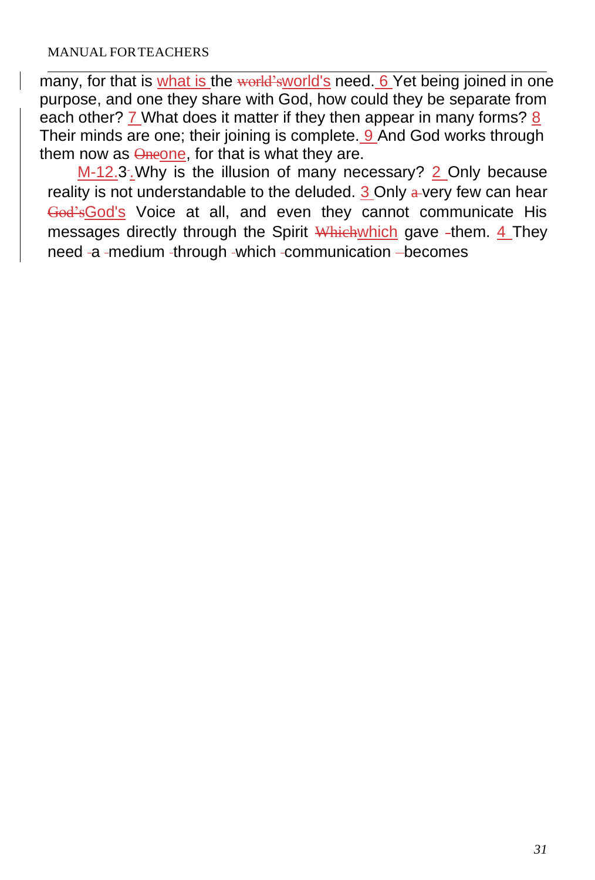many, for that is what is the ~~world's~~world's need. 6 Yet being joined in one purpose, and one they share with God, how could they be separate from each other? 7 What does it matter if they then appear in many forms? 8 Their minds are one; their joining is complete. 9 And God works through them now as ~~One~~one, for that is what they are.

M-12.3. Why is the illusion of many necessary? 2 Only because reality is not understandable to the deluded. 3 Only ~~a~~ very few can hear ~~God's~~God's Voice at all, and even they cannot communicate His messages directly through the Spirit ~~Which~~which gave them. 4 They need a medium through which communication becomes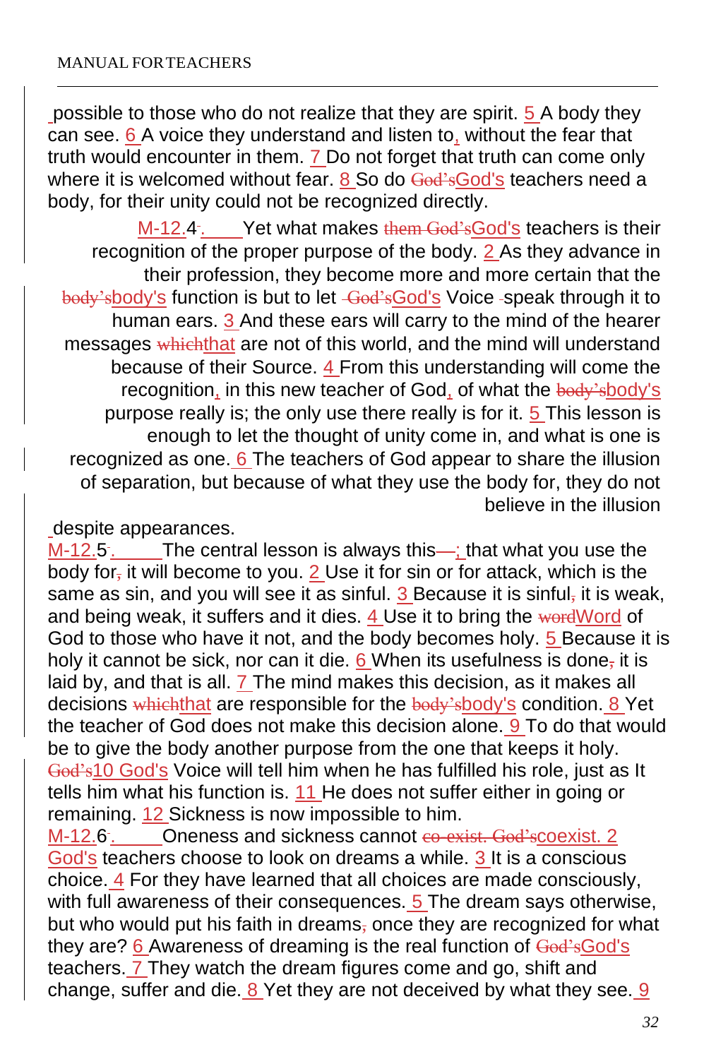possible to those who do not realize that they are spirit. 5 A body they can see. 6 A voice they understand and listen to, without the fear that truth would encounter in them. 7 Do not forget that truth can come only where it is welcomed without fear. 8 So do ~~God's~~God's teachers need a body, for their unity could not be recognized directly.

M-12.4. Yet what makes ~~them God's~~God's teachers is their recognition of the proper purpose of the body. 2 As they advance in their profession, they become more and more certain that the ~~body's~~body's function is but to let ~~God's~~God's Voice speak through it to human ears. 3 And these ears will carry to the mind of the hearer messages ~~which~~that are not of this world, and the mind will understand because of their Source. 4 From this understanding will come the recognition, in this new teacher of God, of what the ~~body's~~body's purpose really is; the only use there really is for it. 5 This lesson is enough to let the thought of unity come in, and what is one is recognized as one. 6 The teachers of God appear to share the illusion of separation, but because of what they use the body for, they do not believe in the illusion despite appearances.

M-12.5. The central lesson is always this~~—~~; that what you use the body for~~,~~ it will become to you. 2 Use it for sin or for attack, which is the same as sin, and you will see it as sinful. 3 Because it is sinful~~,~~ it is weak, and being weak, it suffers and it dies. 4 Use it to bring the ~~word~~Word of God to those who have it not, and the body becomes holy. 5 Because it is holy it cannot be sick, nor can it die. 6 When its usefulness is done~~,~~ it is laid by, and that is all. 7 The mind makes this decision, as it makes all decisions ~~which~~that are responsible for the ~~body's~~body's condition. 8 Yet the teacher of God does not make this decision alone. 9 To do that would be to give the body another purpose from the one that keeps it holy. ~~God's~~10 God's Voice will tell him when he has fulfilled his role, just as It tells him what his function is. 11 He does not suffer either in going or remaining. 12 Sickness is now impossible to him.

M-12.6. Oneness and sickness cannot ~~co-exist. God's~~coexist. 2 God's teachers choose to look on dreams a while. 3 It is a conscious choice. 4 For they have learned that all choices are made consciously, with full awareness of their consequences. 5 The dream says otherwise, but who would put his faith in dreams~~,~~ once they are recognized for what they are? 6 Awareness of dreaming is the real function of ~~God's~~God's teachers. 7 They watch the dream figures come and go, shift and change, suffer and die. 8 Yet they are not deceived by what they see. 9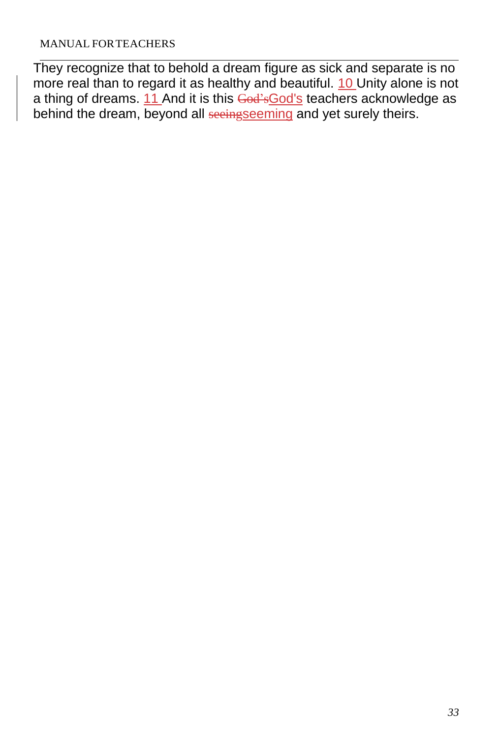They recognize that to behold a dream figure as sick and separate is no more real than to regard it as healthy and beautiful. 10 Unity alone is not a thing of dreams. 11 And it is this ~~God's~~God's teachers acknowledge as behind the dream, beyond all ~~seeing~~seeming and yet surely theirs.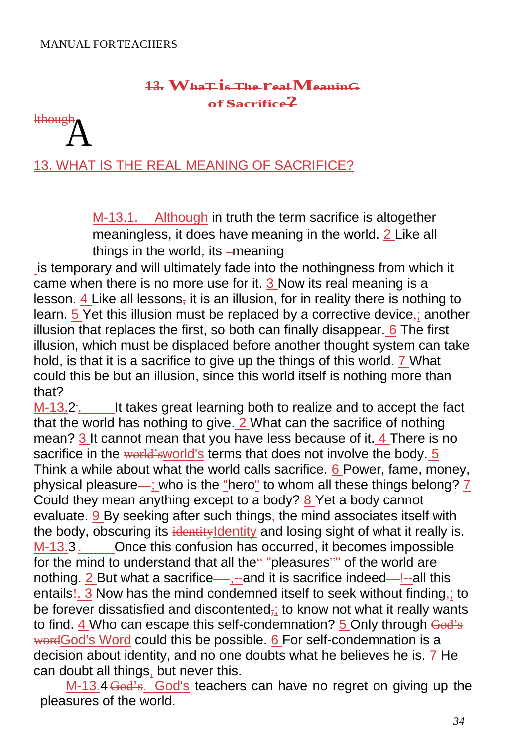# 13. WHAT IS THE REAL MEANING OF SACRIFICE?

M-13.1. Although in truth the term sacrifice is altogether meaningless, it does have meaning in the world. 2 Like all things in the world, its meaning is temporary and will ultimately fade into the nothingness from which it came when there is no more use for it. 3 Now its real meaning is a lesson. 4 Like all lessons it is an illusion, for in reality there is nothing to learn. 5 Yet this illusion must be replaced by a corrective device; another illusion that replaces the first, so both can finally disappear. 6 The first illusion, which must be displaced before another thought system can take hold, is that it is a sacrifice to give up the things of this world. 7 What could this be but an illusion, since this world itself is nothing more than that?

M-13.2. It takes great learning both to realize and to accept the fact that the world has nothing to give. 2 What can the sacrifice of nothing mean? 3 It cannot mean that you have less because of it. 4 There is no sacrifice in the world's terms that does not involve the body. 5 Think a while about what the world calls sacrifice. 6 Power, fame, money, physical pleasure; who is the "hero" to whom all these things belong? 7 Could they mean anything except to a body? 8 Yet a body cannot evaluate. 9 By seeking after such things the mind associates itself with the body, obscuring its Identity and losing sight of what it really is.

M-13.3. Once this confusion has occurred, it becomes impossible for the mind to understand that all the "pleasures" of the world are nothing. 2 But what a sacrifice,--and it is sacrifice indeed!--all this entails. 3 Now has the mind condemned itself to seek without finding; to be forever dissatisfied and discontented; to know not what it really wants to find. 4 Who can escape this self-condemnation? 5 Only through God's Word could this be possible. 6 For self-condemnation is a decision about identity, and no one doubts what he believes he is. 7 He can doubt all things, but never this.

M-13.4. God's teachers can have no regret on giving up the pleasures of the world.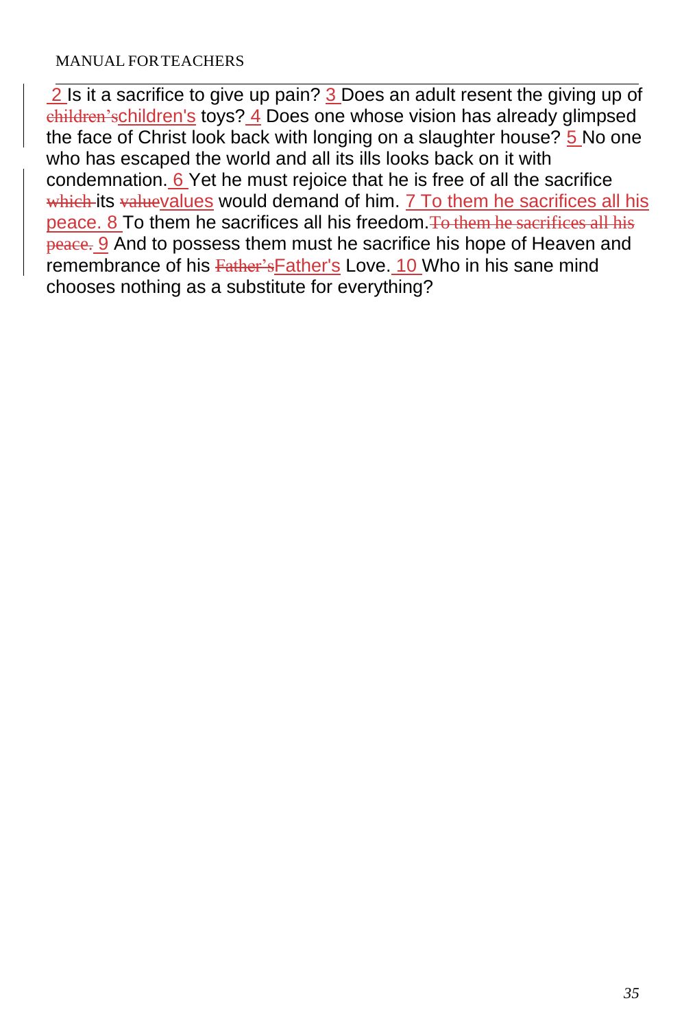2 Is it a sacrifice to give up pain? 3 Does an adult resent the giving up of ~~children's~~children's toys? 4 Does one whose vision has already glimpsed the face of Christ look back with longing on a slaughter house? 5 No one who has escaped the world and all its ills looks back on it with condemnation. 6 Yet he must rejoice that he is free of all the sacrifice ~~which~~ its ~~value~~values would demand of him. 7 To them he sacrifices all his peace. 8 To them he sacrifices all his freedom.~~To them he sacrifices all his peace.~~ 9 And to possess them must he sacrifice his hope of Heaven and remembrance of his ~~Father's~~Father's Love. 10 Who in his sane mind chooses nothing as a substitute for everything?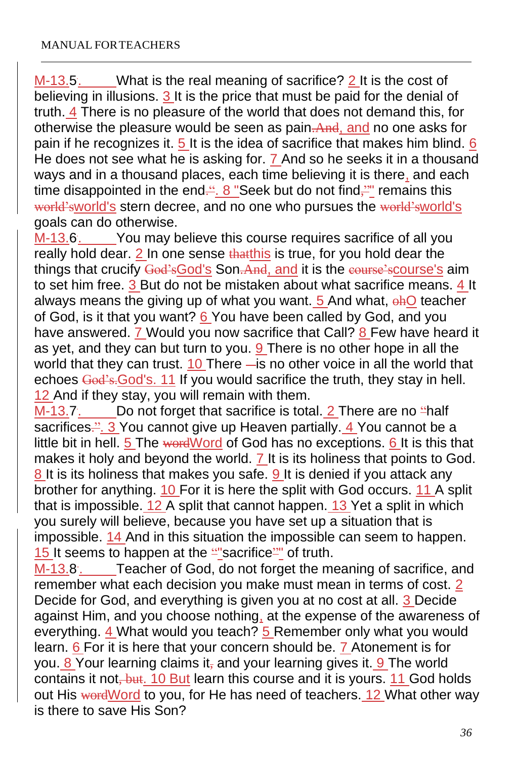M-13.5. What is the real meaning of sacrifice? 2 It is the cost of believing in illusions. 3 It is the price that must be paid for the denial of truth. 4 There is no pleasure of the world that does not demand this, for otherwise the pleasure would be seen as pain~~.And~~, and no one asks for pain if he recognizes it. 5 It is the idea of sacrifice that makes him blind. 6 He does not see what he is asking for. 7 And so he seeks it in a thousand ways and in a thousand places, each time believing it is there, and each time disappointed in the end~~."~~. 8 "Seek but do not find~~,"~~" remains this ~~world's~~world's stern decree, and no one who pursues the ~~world's~~world's goals can do otherwise.

M-13.6. You may believe this course requires sacrifice of all you really hold dear. 2 In one sense ~~that~~this is true, for you hold dear the things that crucify ~~God's~~God's Son~~.And~~, and it is the ~~course's~~course's aim to set him free. 3 But do not be mistaken about what sacrifice means. 4 It always means the giving up of what you want. 5 And what, ~~oh~~O teacher of God, is it that you want? 6 You have been called by God, and you have answered. 7 Would you now sacrifice that Call? 8 Few have heard it as yet, and they can but turn to you. 9 There is no other hope in all the world that they can trust. 10 There ~~—~~is no other voice in all the world that echoes ~~God's.~~God's. 11 If you would sacrifice the truth, they stay in hell. 12 And if they stay, you will remain with them.

M-13.7. Do not forget that sacrifice is total. 2 There are no ~~"~~half sacrifices~~."~~. 3 You cannot give up Heaven partially. 4 You cannot be a little bit in hell. 5 The ~~word~~Word of God has no exceptions. 6 It is this that makes it holy and beyond the world. 7 It is its holiness that points to God. 8 It is its holiness that makes you safe. 9 It is denied if you attack any brother for anything. 10 For it is here the split with God occurs. 11 A split that is impossible. 12 A split that cannot happen. 13 Yet a split in which you surely will believe, because you have set up a situation that is impossible. 14 And in this situation the impossible can seem to happen. 15 It seems to happen at the ~~"~~"sacrifice~~"~~" of truth.

M-13.8. Teacher of God, do not forget the meaning of sacrifice, and remember what each decision you make must mean in terms of cost. 2 Decide for God, and everything is given you at no cost at all. 3 Decide against Him, and you choose nothing, at the expense of the awareness of everything. 4 What would you teach? 5 Remember only what you would learn. 6 For it is here that your concern should be. 7 Atonement is for you. 8 Your learning claims it~~,~~ and your learning gives it. 9 The world contains it not~~, but~~. 10 But learn this course and it is yours. 11 God holds out His ~~word~~Word to you, for He has need of teachers. 12 What other way is there to save His Son?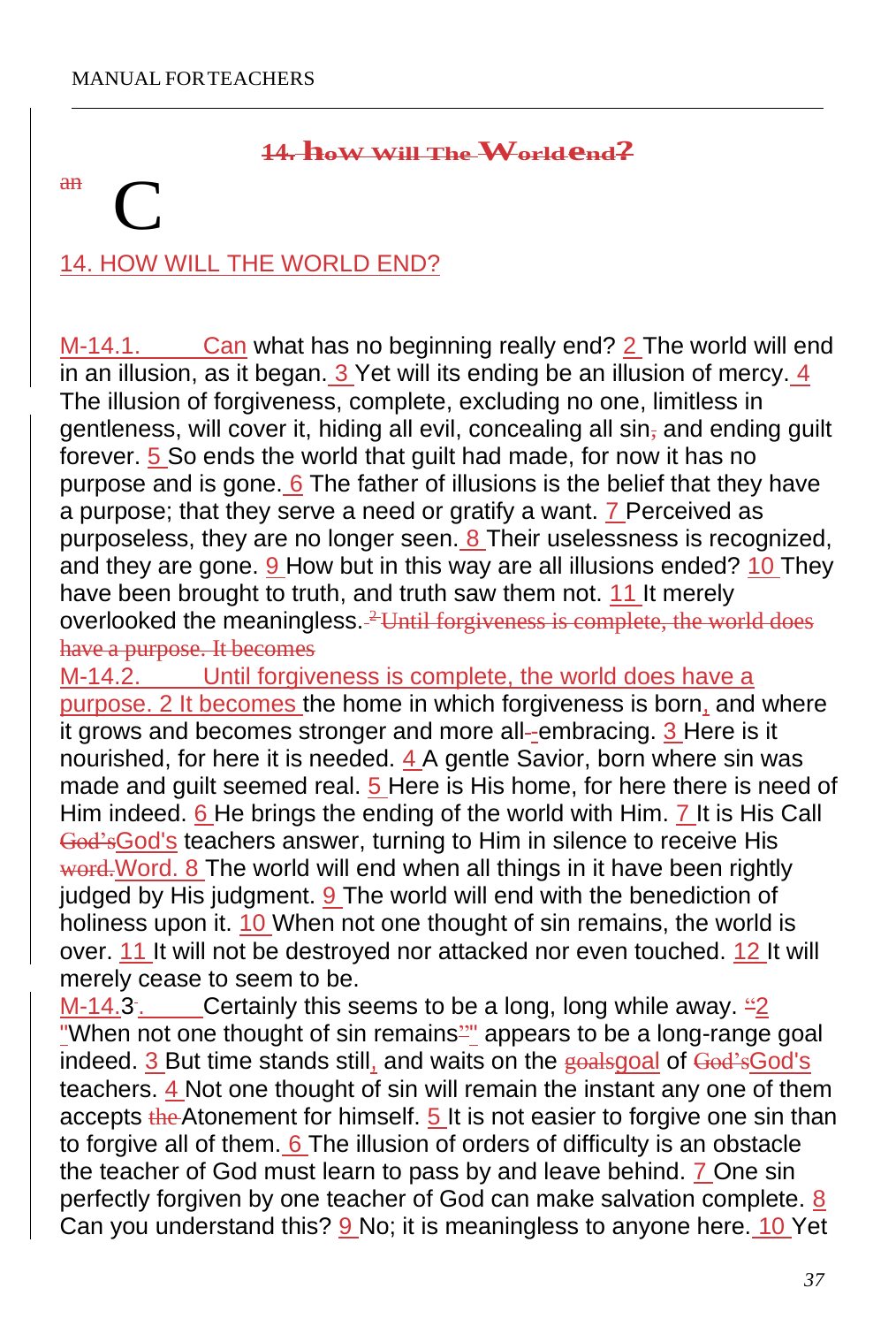# 14. HOW WILL THE WORLD END?

M-14.1. Can what has no beginning really end? 2 The world will end in an illusion, as it began. 3 Yet will its ending be an illusion of mercy. 4 The illusion of forgiveness, complete, excluding no one, limitless in gentleness, will cover it, hiding all evil, concealing all sin and ending guilt forever. 5 So ends the world that guilt had made, for now it has no purpose and is gone. 6 The father of illusions is the belief that they have a purpose; that they serve a need or gratify a want. 7 Perceived as purposeless, they are no longer seen. 8 Their uselessness is recognized, and they are gone. 9 How but in this way are all illusions ended? 10 They have been brought to truth, and truth saw them not. 11 It merely overlooked the meaningless.

M-14.2. Until forgiveness is complete, the world does have a purpose. 2 It becomes the home in which forgiveness is born, and where it grows and becomes stronger and more all-embracing. 3 Here is it nourished, for here it is needed. 4 A gentle Savior, born where sin was made and guilt seemed real. 5 Here is His home, for here there is need of Him indeed. 6 He brings the ending of the world with Him. 7 It is His Call God's teachers answer, turning to Him in silence to receive His Word. 8 The world will end when all things in it have been rightly judged by His judgment. 9 The world will end with the benediction of holiness upon it. 10 When not one thought of sin remains, the world is over. 11 It will not be destroyed nor attacked nor even touched. 12 It will merely cease to seem to be.

M-14.3. Certainly this seems to be a long, long while away. 2 "When not one thought of sin remains" appears to be a long-range goal indeed. 3 But time stands still, and waits on the goal of God's teachers. 4 Not one thought of sin will remain the instant any one of them accepts Atonement for himself. 5 It is not easier to forgive one sin than to forgive all of them. 6 The illusion of orders of difficulty is an obstacle the teacher of God must learn to pass by and leave behind. 7 One sin perfectly forgiven by one teacher of God can make salvation complete. 8 Can you understand this? 9 No; it is meaningless to anyone here. 10 Yet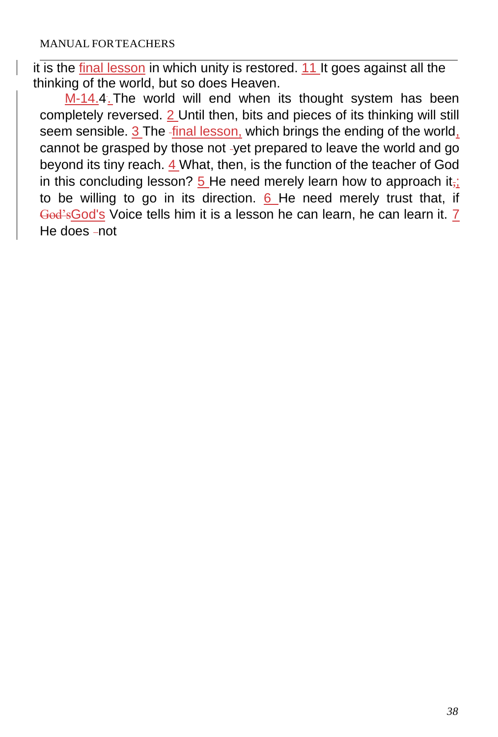it is the final lesson in which unity is restored. 11 It goes against all the thinking of the world, but so does Heaven.

M-14.4. The world will end when its thought system has been completely reversed. 2 Until then, bits and pieces of its thinking will still seem sensible. 3 The final lesson, which brings the ending of the world, cannot be grasped by those not yet prepared to leave the world and go beyond its tiny reach. 4 What, then, is the function of the teacher of God in this concluding lesson? 5 He need merely learn how to approach it; to be willing to go in its direction. 6 He need merely trust that, if God's Voice tells him it is a lesson he can learn, he can learn it. 7 He does not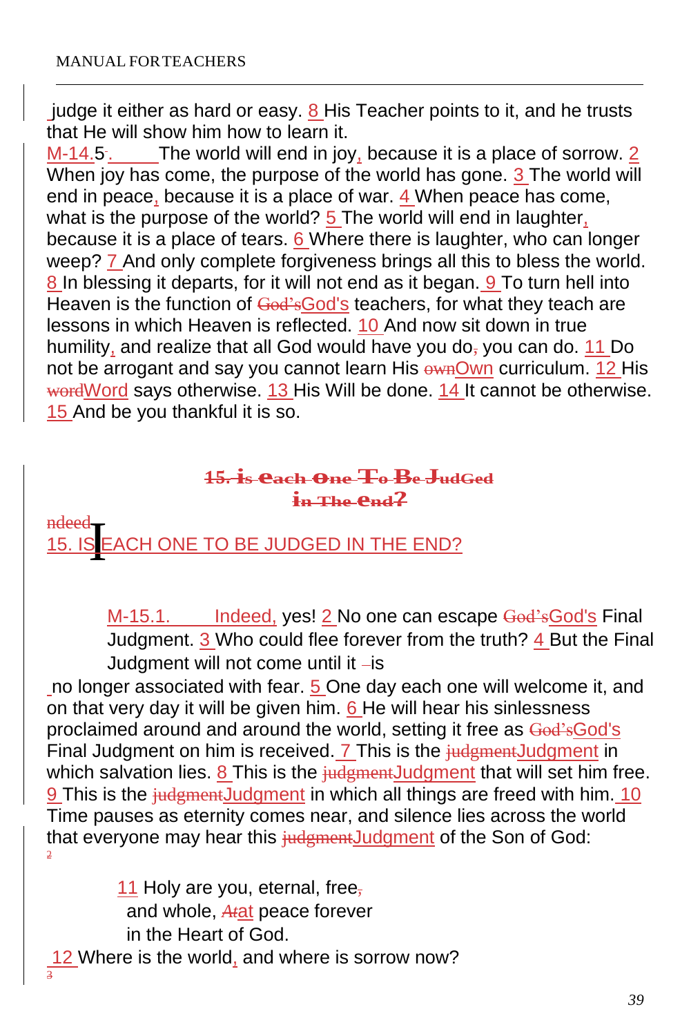judge it either as hard or easy. 8 His Teacher points to it, and he trusts that He will show him how to learn it.

M-14.5. The world will end in joy, because it is a place of sorrow. 2 When joy has come, the purpose of the world has gone. 3 The world will end in peace, because it is a place of war. 4 When peace has come, what is the purpose of the world? 5 The world will end in laughter, because it is a place of tears. 6 Where there is laughter, who can longer weep? 7 And only complete forgiveness brings all this to bless the world. 8 In blessing it departs, for it will not end as it began. 9 To turn hell into Heaven is the function of God's teachers, for what they teach are lessons in which Heaven is reflected. 10 And now sit down in true humility, and realize that all God would have you do you can do. 11 Do not be arrogant and say you cannot learn His Own curriculum. 12 His Word says otherwise. 13 His Will be done. 14 It cannot be otherwise. 15 And be you thankful it is so.

## 15. IS EACH ONE TO BE JUDGED IN THE END?

M-15.1. Indeed, yes! 2 No one can escape God's Final Judgment. 3 Who could flee forever from the truth? 4 But the Final Judgment will not come until it is no longer associated with fear. 5 One day each one will welcome it, and on that very day it will be given him. 6 He will hear his sinlessness proclaimed around and around the world, setting it free as God's Final Judgment on him is received. 7 This is the Judgment in which salvation lies. 8 This is the Judgment that will set him free. 9 This is the Judgment in which all things are freed with him. 10 Time pauses as eternity comes near, and silence lies across the world that everyone may hear this Judgment of the Son of God:

11 Holy are you, eternal, free,  
and whole, at peace forever  
in the Heart of God.

12 Where is the world, and where is sorrow now?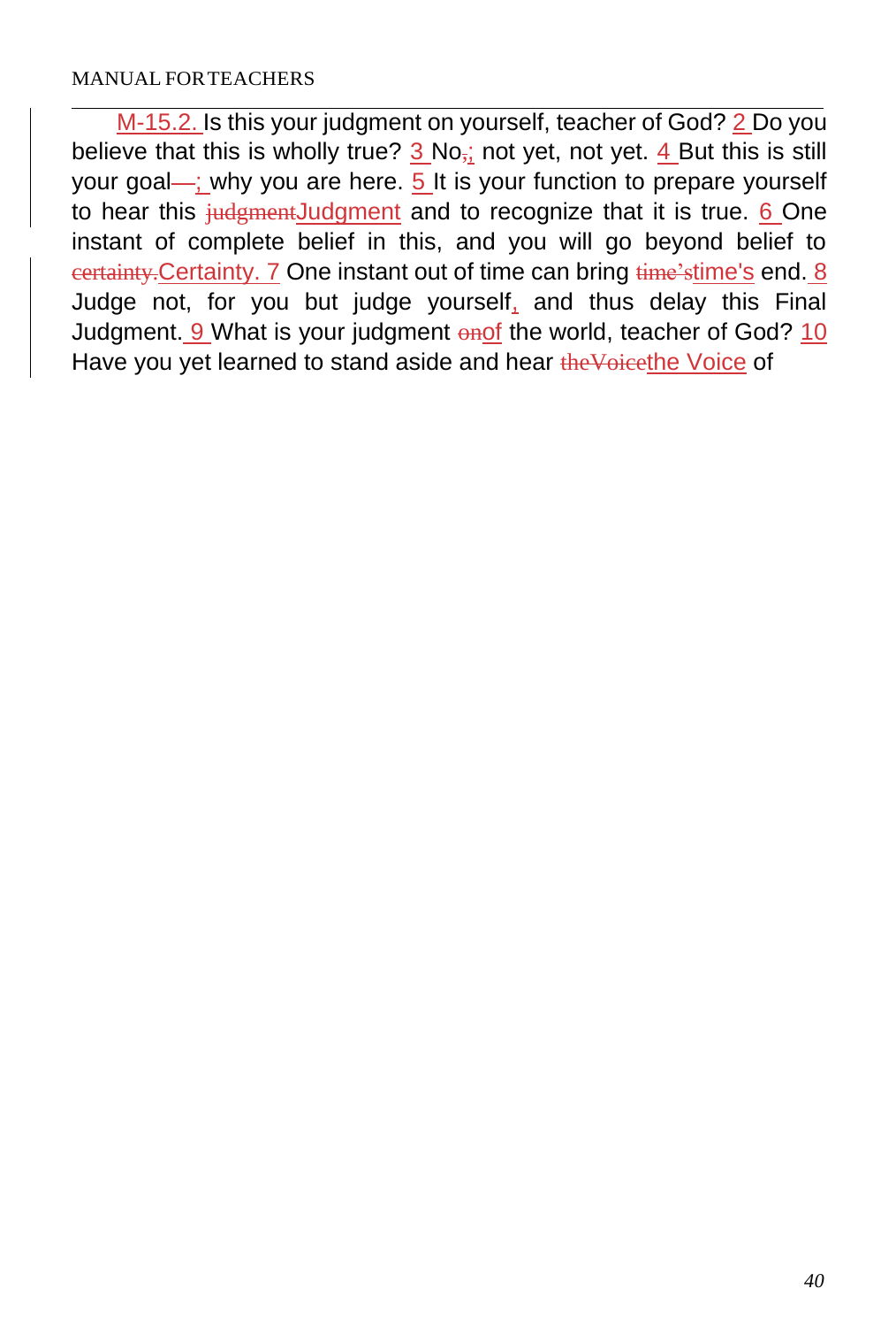M-15.2. Is this your judgment on yourself, teacher of God? 2 Do you believe that this is wholly true? 3 No~~,~~; not yet, not yet. 4 But this is still your goal~~—~~; why you are here. 5 It is your function to prepare yourself to hear this ~~judgment~~Judgment and to recognize that it is true. 6 One instant of complete belief in this, and you will go beyond belief to ~~certainty.~~Certainty. 7 One instant out of time can bring ~~time’s~~time's end. 8 Judge not, for you but judge yourself, and thus delay this Final Judgment. 9 What is your judgment ~~on~~of the world, teacher of God? 10 Have you yet learned to stand aside and hear ~~theVoice~~the Voice of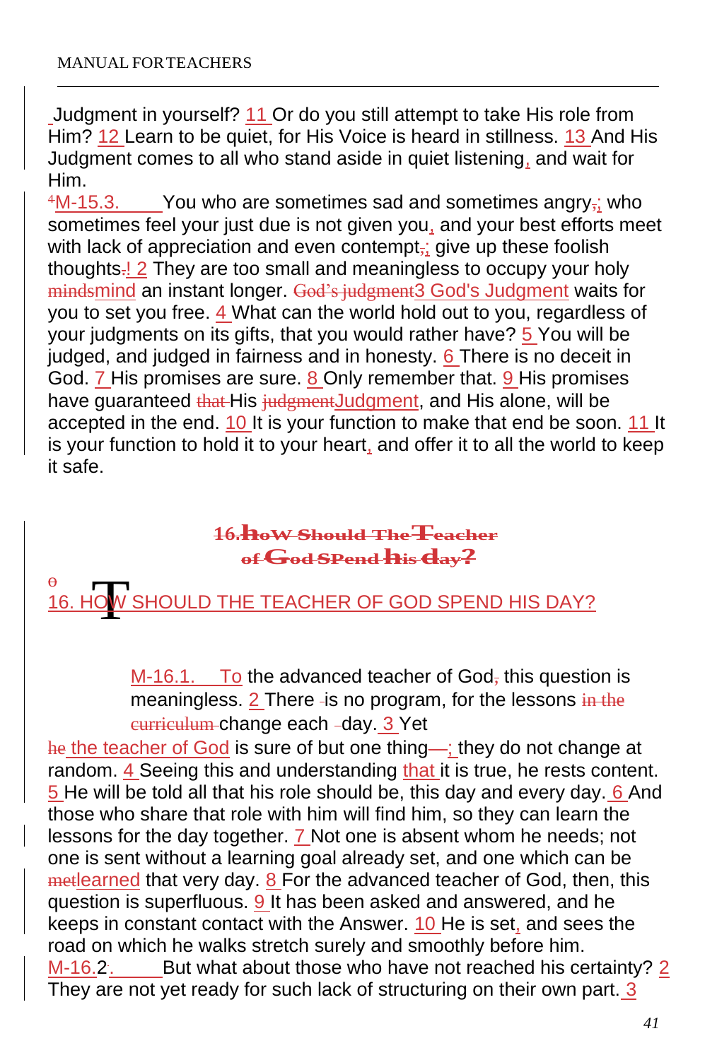Judgment in yourself? 11 Or do you still attempt to take His role from Him? 12 Learn to be quiet, for His Voice is heard in stillness. 13 And His Judgment comes to all who stand aside in quiet listening, and wait for Him.

M-15.3. You who are sometimes sad and sometimes angry,; who sometimes feel your just due is not given you, and your best efforts meet with lack of appreciation and even contempt,; give up these foolish thoughts.! 2 They are too small and meaningless to occupy your holy mindsmind an instant longer. God's judgment3 God's Judgment waits for you to set you free. 4 What can the world hold out to you, regardless of your judgments on its gifts, that you would rather have? 5 You will be judged, and judged in fairness and in honesty. 6 There is no deceit in God. 7 His promises are sure. 8 Only remember that. 9 His promises have guaranteed that His judgmentJudgment, and His alone, will be accepted in the end. 10 It is your function to make that end be soon. 11 It is your function to hold it to your heart, and offer it to all the world to keep it safe.

## 16. How Should The Teacher of God Spend His day?

## 16. HOW SHOULD THE TEACHER OF GOD SPEND HIS DAY?

M-16.1. To the advanced teacher of God, this question is meaningless. 2 There is no program, for the lessons in the curriculum change each day. 3 Yet he the teacher of God is sure of but one thing—; they do not change at random. 4 Seeing this and understanding that it is true, he rests content. 5 He will be told all that his role should be, this day and every day. 6 And those who share that role with him will find him, so they can learn the lessons for the day together. 7 Not one is absent whom he needs; not one is sent without a learning goal already set, and one which can be metlearned that very day. 8 For the advanced teacher of God, then, this question is superfluous. 9 It has been asked and answered, and he keeps in constant contact with the Answer. 10 He is set, and sees the road on which he walks stretch surely and smoothly before him.

M-16.2. But what about those who have not reached his certainty? 2 They are not yet ready for such lack of structuring on their own part. 3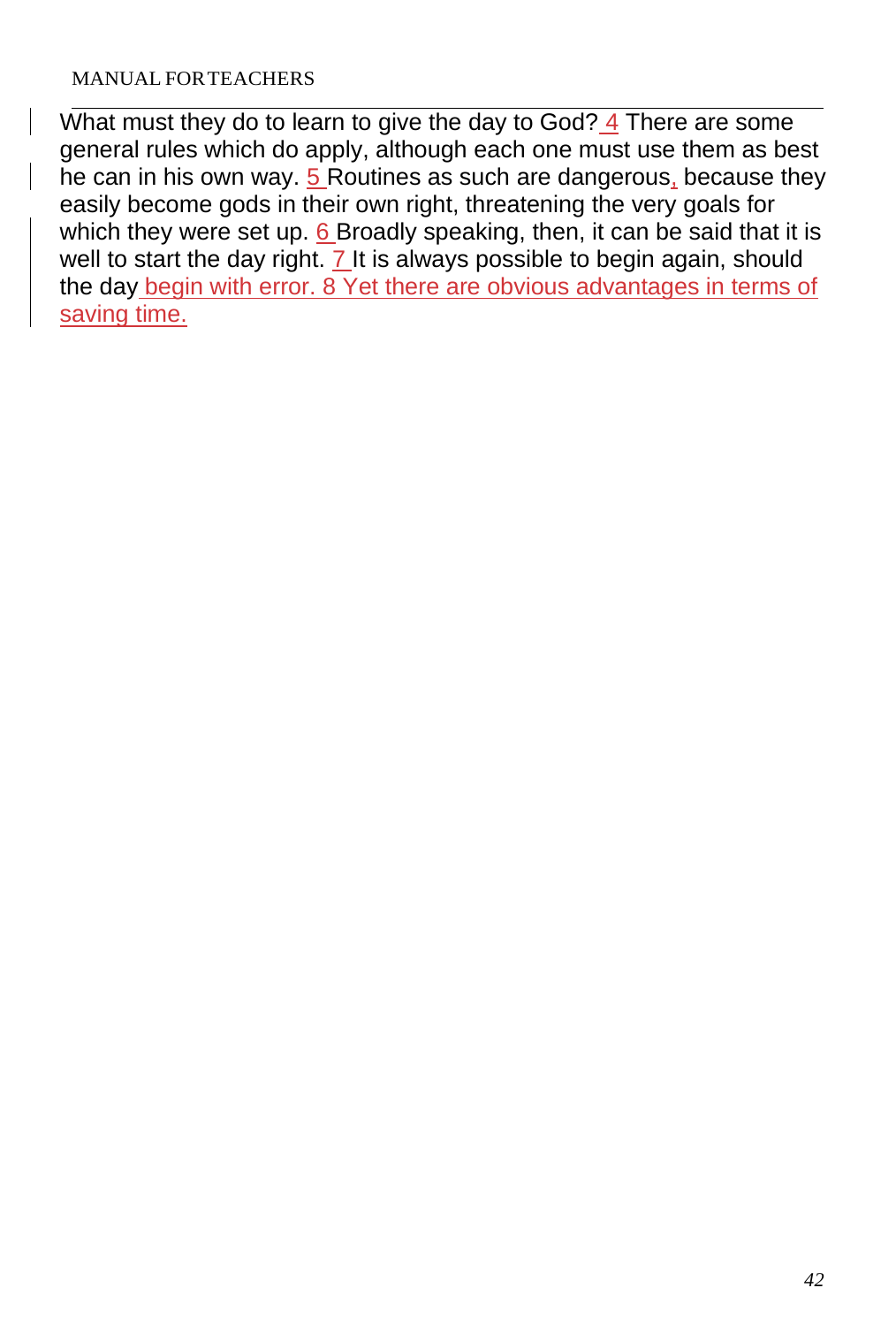What must they do to learn to give the day to God? 4 There are some general rules which do apply, although each one must use them as best he can in his own way. 5 Routines as such are dangerous, because they easily become gods in their own right, threatening the very goals for which they were set up. 6 Broadly speaking, then, it can be said that it is well to start the day right. 7 It is always possible to begin again, should the day begin with error. 8 Yet there are obvious advantages in terms of saving time.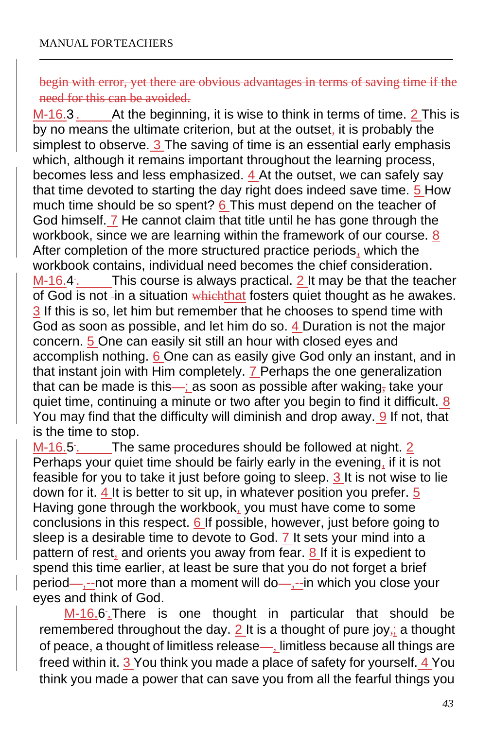~~begin with error, yet there are obvious advantages in terms of saving time if the need for this can be avoided.~~

M-16.3. At the beginning, it is wise to think in terms of time. 2 This is by no means the ultimate criterion, but at the outset~~,~~ it is probably the simplest to observe. 3 The saving of time is an essential early emphasis which, although it remains important throughout the learning process, becomes less and less emphasized. 4 At the outset, we can safely say that time devoted to starting the day right does indeed save time. 5 How much time should be so spent? 6 This must depend on the teacher of God himself. 7 He cannot claim that title until he has gone through the workbook, since we are learning within the framework of our course. 8 After completion of the more structured practice periods, which the workbook contains, individual need becomes the chief consideration.

M-16.4. This course is always practical. 2 It may be that the teacher of God is not in a situation ~~which~~that fosters quiet thought as he awakes. 3 If this is so, let him but remember that he chooses to spend time with God as soon as possible, and let him do so. 4 Duration is not the major concern. 5 One can easily sit still an hour with closed eyes and accomplish nothing. 6 One can as easily give God only an instant, and in that instant join with Him completely. 7 Perhaps the one generalization that can be made is this~~—~~; as soon as possible after waking~~,~~ take your quiet time, continuing a minute or two after you begin to find it difficult. 8 You may find that the difficulty will diminish and drop away. 9 If not, that is the time to stop.

M-16.5. The same procedures should be followed at night. 2 Perhaps your quiet time should be fairly early in the evening, if it is not feasible for you to take it just before going to sleep. 3 It is not wise to lie down for it. 4 It is better to sit up, in whatever position you prefer. 5 Having gone through the workbook, you must have come to some conclusions in this respect. 6 If possible, however, just before going to sleep is a desirable time to devote to God. 7 It sets your mind into a pattern of rest, and orients you away from fear. 8 If it is expedient to spend this time earlier, at least be sure that you do not forget a brief period~~—~~,--not more than a moment will do~~—~~,--in which you close your eyes and think of God.

M-16.6. There is one thought in particular that should be remembered throughout the day. 2 It is a thought of pure joy~~,~~; a thought of peace, a thought of limitless release~~—~~, limitless because all things are freed within it. 3 You think you made a place of safety for yourself. 4 You think you made a power that can save you from all the fearful things you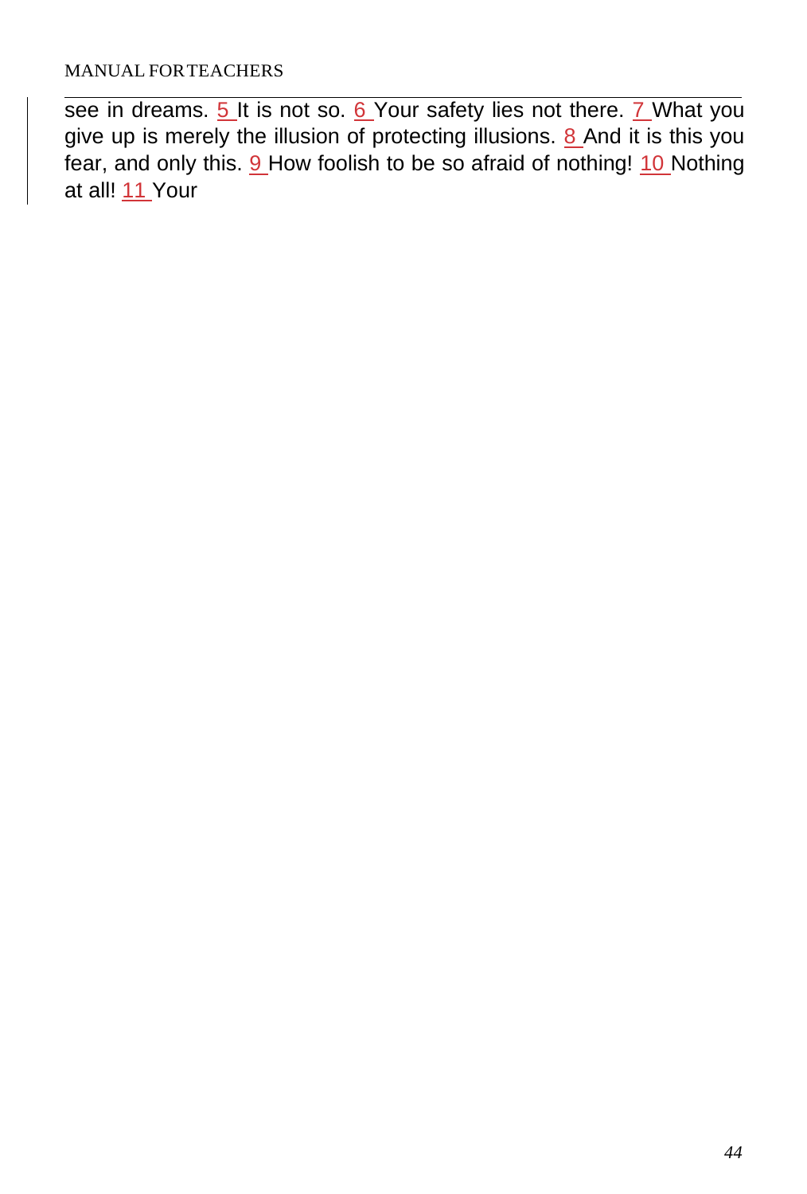see in dreams. 5 It is not so. 6 Your safety lies not there. 7 What you give up is merely the illusion of protecting illusions. 8 And it is this you fear, and only this. 9 How foolish to be so afraid of nothing! 10 Nothing at all! 11 Your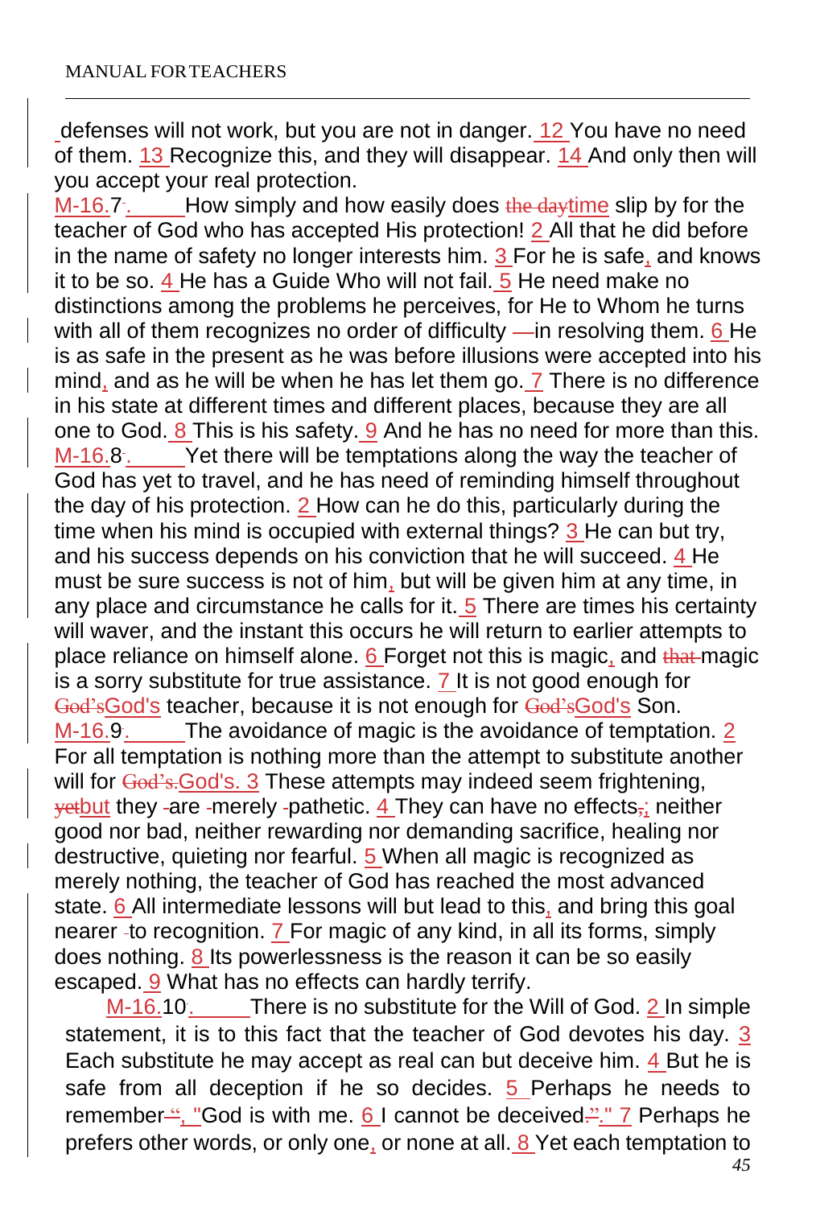defenses will not work, but you are not in danger. 12 You have no need of them. 13 Recognize this, and they will disappear. 14 And only then will you accept your real protection.

M-16.7. How simply and how easily does time slip by for the teacher of God who has accepted His protection! 2 All that he did before in the name of safety no longer interests him. 3 For he is safe, and knows it to be so. 4 He has a Guide Who will not fail. 5 He need make no distinctions among the problems he perceives, for He to Whom he turns with all of them recognizes no order of difficulty in resolving them. 6 He is as safe in the present as he was before illusions were accepted into his mind, and as he will be when he has let them go. 7 There is no difference in his state at different times and different places, because they are all one to God. 8 This is his safety. 9 And he has no need for more than this.

M-16.8. Yet there will be temptations along the way the teacher of God has yet to travel, and he has need of reminding himself throughout the day of his protection. 2 How can he do this, particularly during the time when his mind is occupied with external things? 3 He can but try, and his success depends on his conviction that he will succeed. 4 He must be sure success is not of him, but will be given him at any time, in any place and circumstance he calls for it. 5 There are times his certainty will waver, and the instant this occurs he will return to earlier attempts to place reliance on himself alone. 6 Forget not this is magic, and magic is a sorry substitute for true assistance. 7 It is not good enough for God's teacher, because it is not enough for God's Son.

M-16.9. The avoidance of magic is the avoidance of temptation. 2 For all temptation is nothing more than the attempt to substitute another will for God's. 3 These attempts may indeed seem frightening, but they are merely pathetic. 4 They can have no effects; neither good nor bad, neither rewarding nor demanding sacrifice, healing nor destructive, quieting nor fearful. 5 When all magic is recognized as merely nothing, the teacher of God has reached the most advanced state. 6 All intermediate lessons will but lead to this, and bring this goal nearer to recognition. 7 For magic of any kind, in all its forms, simply does nothing. 8 Its powerlessness is the reason it can be so easily escaped. 9 What has no effects can hardly terrify.

M-16.10. There is no substitute for the Will of God. 2 In simple statement, it is to this fact that the teacher of God devotes his day. 3 Each substitute he may accept as real can but deceive him. 4 But he is safe from all deception if he so decides. 5 Perhaps he needs to remember, "God is with me. 6 I cannot be deceived." 7 Perhaps he prefers other words, or only one, or none at all. 8 Yet each temptation to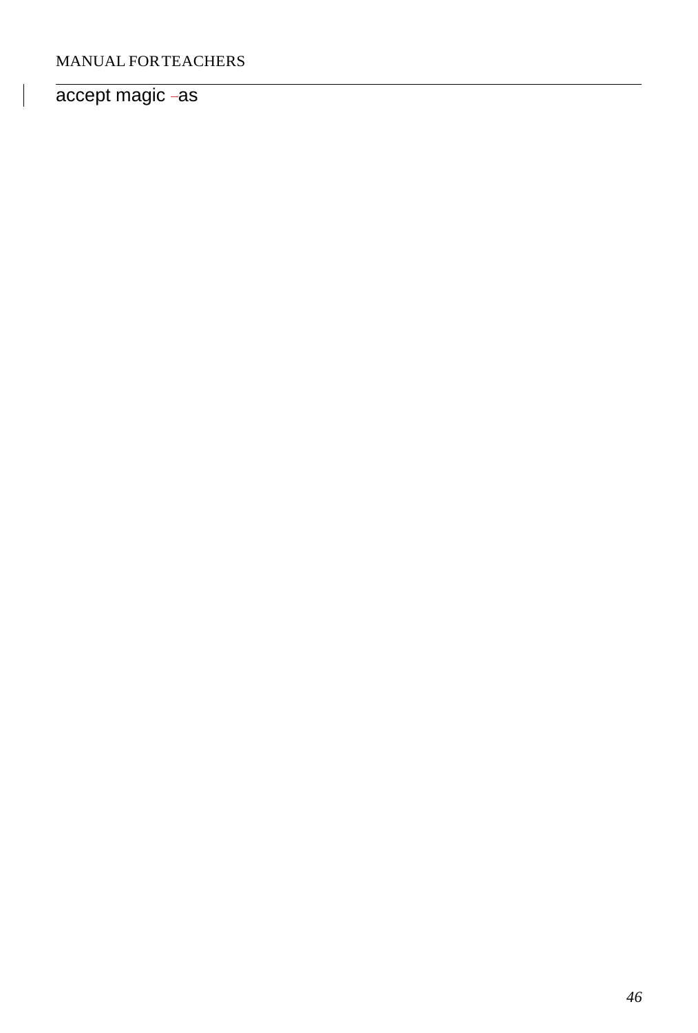accept magic –as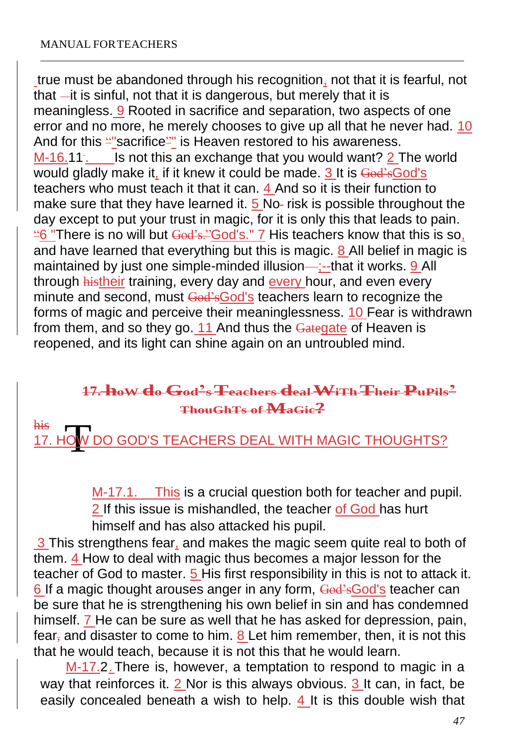true must be abandoned through his recognition, not that it is fearful, not that it is sinful, not that it is dangerous, but merely that it is meaningless. 9 Rooted in sacrifice and separation, two aspects of one error and no more, he merely chooses to give up all that he never had. 10 And for this "sacrifice" is Heaven restored to his awareness.

M-16.11. Is not this an exchange that you would want? 2 The world would gladly make it, if it knew it could be made. 3 It is God's teachers who must teach it that it can. 4 And so it is their function to make sure that they have learned it. 5 No risk is possible throughout the day except to put your trust in magic, for it is only this that leads to pain. 6 "There is no will but God's." 7 His teachers know that this is so, and have learned that everything but this is magic. 8 All belief in magic is maintained by just one simple-minded illusion;--that it works. 9 All through their training, every day and every hour, and even every minute and second, must God's teachers learn to recognize the forms of magic and perceive their meaninglessness. 10 Fear is withdrawn from them, and so they go. 11 And thus the gate of Heaven is reopened, and its light can shine again on an untroubled mind.

## 17. HOW DO GOD'S TEACHERS DEAL WITH MAGIC THOUGHTS?

M-17.1. This is a crucial question both for teacher and pupil. 2 If this issue is mishandled, the teacher of God has hurt himself and has also attacked his pupil. 3 This strengthens fear, and makes the magic seem quite real to both of them. 4 How to deal with magic thus becomes a major lesson for the teacher of God to master. 5 His first responsibility in this is not to attack it. 6 If a magic thought arouses anger in any form, God's teacher can be sure that he is strengthening his own belief in sin and has condemned himself. 7 He can be sure as well that he has asked for depression, pain, fear and disaster to come to him. 8 Let him remember, then, it is not this that he would teach, because it is not this that he would learn.

M-17.2. There is, however, a temptation to respond to magic in a way that reinforces it. 2 Nor is this always obvious. 3 It can, in fact, be easily concealed beneath a wish to help. 4 It is this double wish that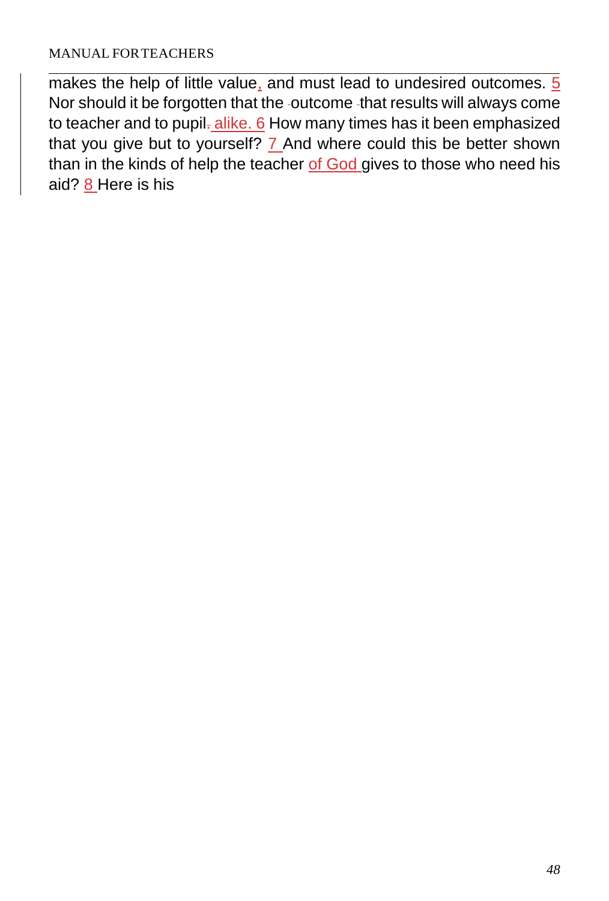makes the help of little value, and must lead to undesired outcomes. 5 Nor should it be forgotten that the outcome that results will always come to teacher and to pupil alike. 6 How many times has it been emphasized that you give but to yourself? 7 And where could this be better shown than in the kinds of help the teacher of God gives to those who need his aid? 8 Here is his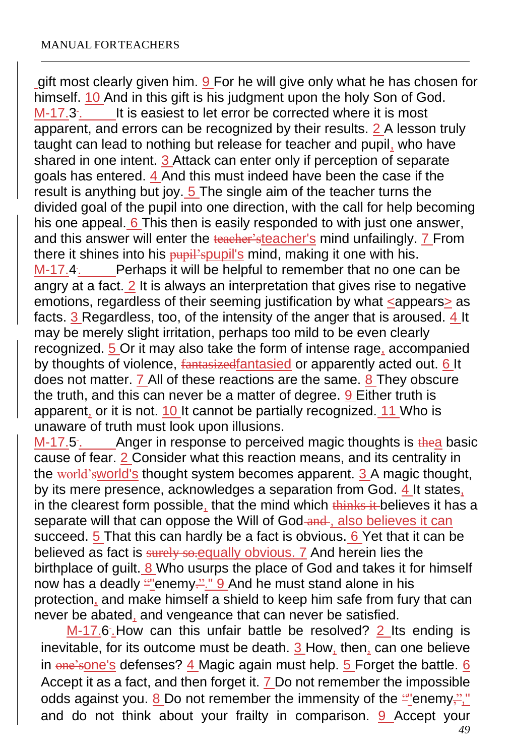gift most clearly given him. 9 For he will give only what he has chosen for himself. 10 And in this gift is his judgment upon the holy Son of God.

M-17.3. It is easiest to let error be corrected where it is most apparent, and errors can be recognized by their results. 2 A lesson truly taught can lead to nothing but release for teacher and pupil, who have shared in one intent. 3 Attack can enter only if perception of separate goals has entered. 4 And this must indeed have been the case if the result is anything but joy. 5 The single aim of the teacher turns the divided goal of the pupil into one direction, with the call for help becoming his one appeal. 6 This then is easily responded to with just one answer, and this answer will enter the ~~teacher’s~~teacher's mind unfailingly. 7 From there it shines into his ~~pupil’s~~pupil's mind, making it one with his.

M-17.4. Perhaps it will be helpful to remember that no one can be angry at a fact. 2 It is always an interpretation that gives rise to negative emotions, regardless of their seeming justification by what <appears> as facts. 3 Regardless, too, of the intensity of the anger that is aroused. 4 It may be merely slight irritation, perhaps too mild to be even clearly recognized. 5 Or it may also take the form of intense rage, accompanied by thoughts of violence, ~~fantasized~~fantasied or apparently acted out. 6 It does not matter. 7 All of these reactions are the same. 8 They obscure the truth, and this can never be a matter of degree. 9 Either truth is apparent, or it is not. 10 It cannot be partially recognized. 11 Who is unaware of truth must look upon illusions.

M-17.5. Anger in response to perceived magic thoughts is ~~the~~a basic cause of fear. 2 Consider what this reaction means, and its centrality in the ~~world’s~~world's thought system becomes apparent. 3 A magic thought, by its mere presence, acknowledges a separation from God. 4 It states, in the clearest form possible, that the mind which ~~thinks it~~ believes it has a separate will that can oppose the Will of God ~~and~~, also believes it can succeed. 5 That this can hardly be a fact is obvious. 6 Yet that it can be believed as fact is ~~surely so.~~equally obvious. 7 And herein lies the birthplace of guilt. 8 Who usurps the place of God and takes it for himself now has a deadly ~~“~~"enemy~~.”~~." 9 And he must stand alone in his protection, and make himself a shield to keep him safe from fury that can never be abated, and vengeance that can never be satisfied.

M-17.6. How can this unfair battle be resolved? 2 Its ending is inevitable, for its outcome must be death. 3 How, then, can one believe in ~~one’s~~one's defenses? 4 Magic again must help. 5 Forget the battle. 6 Accept it as a fact, and then forget it. 7 Do not remember the impossible odds against you. 8 Do not remember the immensity of the ~~“~~"enemy~~,”~~," and do not think about your frailty in comparison. 9 Accept your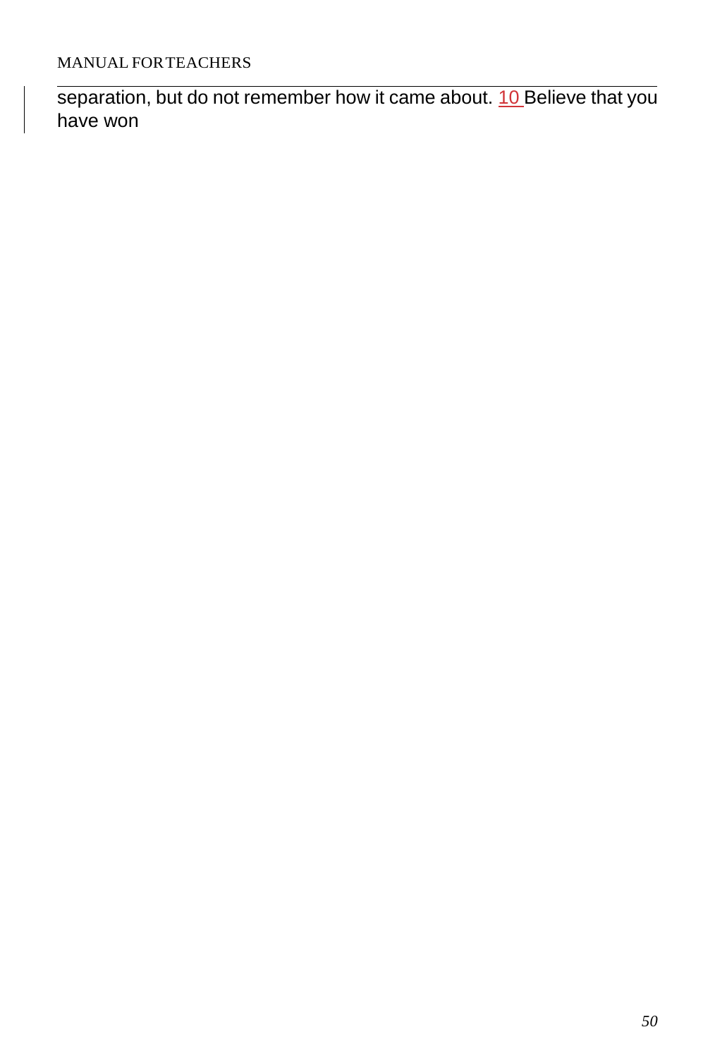separation, but do not remember how it came about. 10 Believe that you have won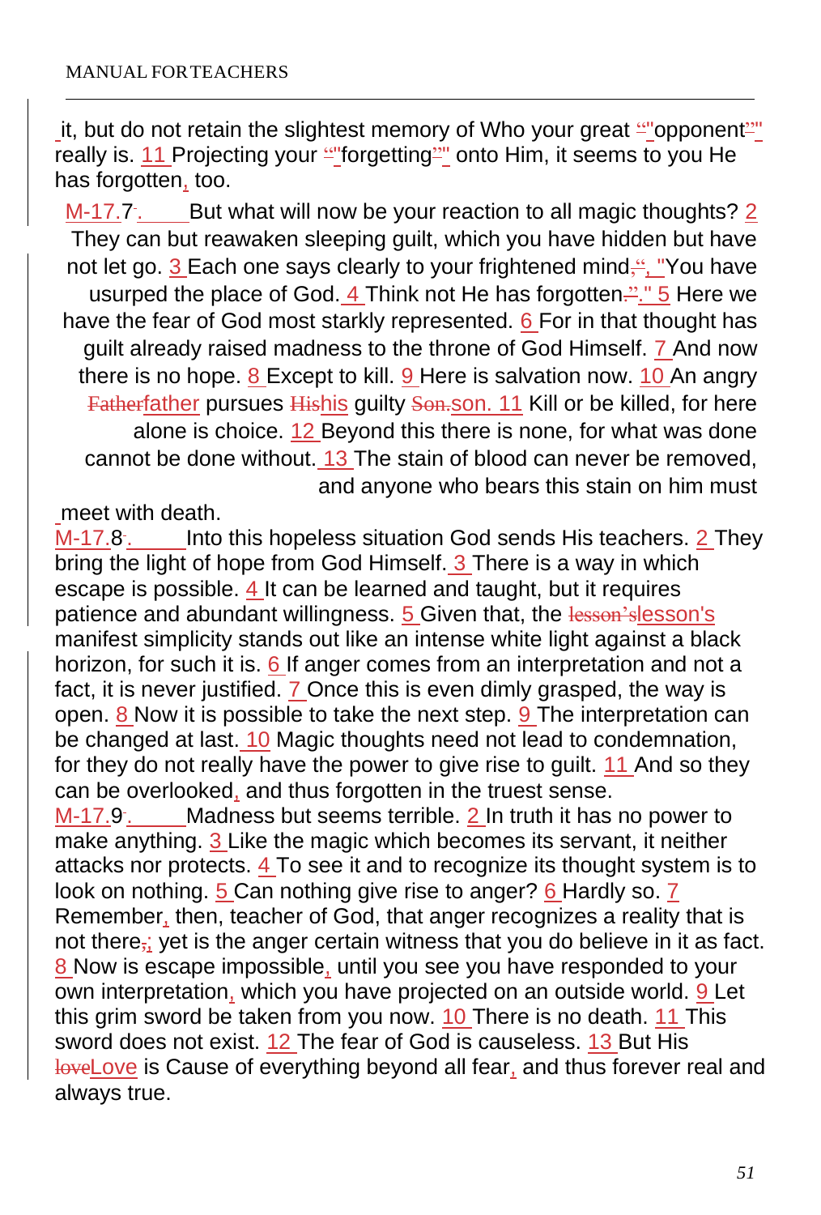it, but do not retain the slightest memory of Who your great "opponent" really is. 11 Projecting your "forgetting" onto Him, it seems to you He has forgotten, too.

M-17.7. But what will now be your reaction to all magic thoughts? 2 They can but reawaken sleeping guilt, which you have hidden but have not let go. 3 Each one says clearly to your frightened mind, "You have usurped the place of God. 4 Think not He has forgotten." 5 Here we have the fear of God most starkly represented. 6 For in that thought has guilt already raised madness to the throne of God Himself. 7 And now there is no hope. 8 Except to kill. 9 Here is salvation now. 10 An angry father pursues his guilty son. 11 Kill or be killed, for here alone is choice. 12 Beyond this there is none, for what was done cannot be done without. 13 The stain of blood can never be removed, and anyone who bears this stain on him must meet with death.

M-17.8. Into this hopeless situation God sends His teachers. 2 They bring the light of hope from God Himself. 3 There is a way in which escape is possible. 4 It can be learned and taught, but it requires patience and abundant willingness. 5 Given that, the lesson's manifest simplicity stands out like an intense white light against a black horizon, for such it is. 6 If anger comes from an interpretation and not a fact, it is never justified. 7 Once this is even dimly grasped, the way is open. 8 Now it is possible to take the next step. 9 The interpretation can be changed at last. 10 Magic thoughts need not lead to condemnation, for they do not really have the power to give rise to guilt. 11 And so they can be overlooked, and thus forgotten in the truest sense.

M-17.9. Madness but seems terrible. 2 In truth it has no power to make anything. 3 Like the magic which becomes its servant, it neither attacks nor protects. 4 To see it and to recognize its thought system is to look on nothing. 5 Can nothing give rise to anger? 6 Hardly so. 7 Remember, then, teacher of God, that anger recognizes a reality that is not there; yet is the anger certain witness that you do believe in it as fact. 8 Now is escape impossible, until you see you have responded to your own interpretation, which you have projected on an outside world. 9 Let this grim sword be taken from you now. 10 There is no death. 11 This sword does not exist. 12 The fear of God is causeless. 13 But His Love is Cause of everything beyond all fear, and thus forever real and always true.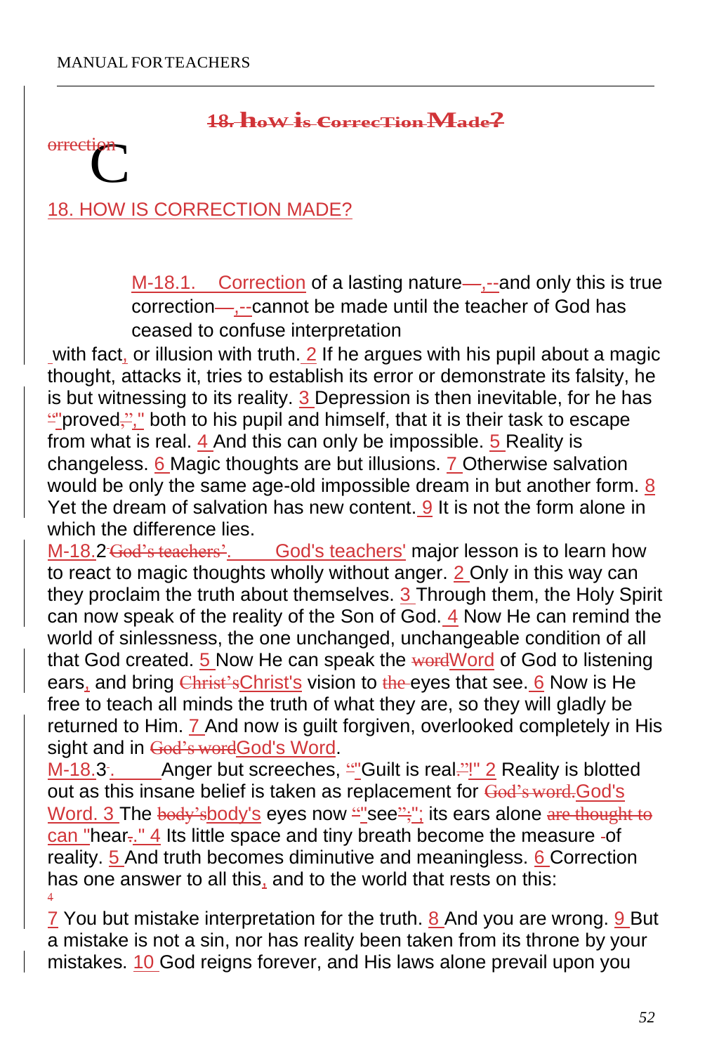## 18. HOW IS CORRECTION MADE?

M-18.1. Correction of a lasting nature,--and only this is true correction,--cannot be made until the teacher of God has ceased to confuse interpretation with fact, or illusion with truth. 2 If he argues with his pupil about a magic thought, attacks it, tries to establish its error or demonstrate its falsity, he is but witnessing to its reality. 3 Depression is then inevitable, for he has "proved," both to his pupil and himself, that it is their task to escape from what is real. 4 And this can only be impossible. 5 Reality is changeless. 6 Magic thoughts are but illusions. 7 Otherwise salvation would be only the same age-old impossible dream in but another form. 8 Yet the dream of salvation has new content. 9 It is not the form alone in which the difference lies.

M-18.2. God's teachers' major lesson is to learn how to react to magic thoughts wholly without anger. 2 Only in this way can they proclaim the truth about themselves. 3 Through them, the Holy Spirit can now speak of the reality of the Son of God. 4 Now He can remind the world of sinlessness, the one unchanged, unchangeable condition of all that God created. 5 Now He can speak the Word of God to listening ears, and bring Christ's vision to eyes that see. 6 Now is He free to teach all minds the truth of what they are, so they will gladly be returned to Him. 7 And now is guilt forgiven, overlooked completely in His sight and in God's Word.

M-18.3. Anger but screeches, "Guilt is real!" 2 Reality is blotted out as this insane belief is taken as replacement for God's Word. 3 The body's eyes now "see"; its ears alone can "hear." 4 Its little space and tiny breath become the measure of reality. 5 And truth becomes diminutive and meaningless. 6 Correction has one answer to all this, and to the world that rests on this:

7 You but mistake interpretation for the truth. 8 And you are wrong. 9 But a mistake is not a sin, nor has reality been taken from its throne by your mistakes. 10 God reigns forever, and His laws alone prevail upon you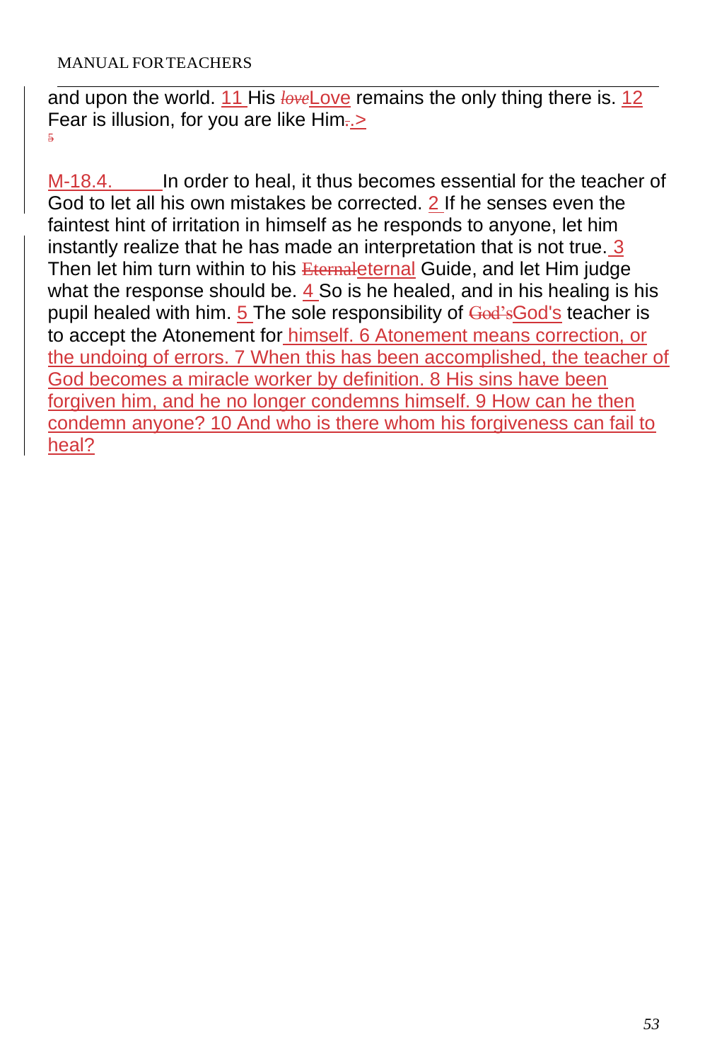and upon the world. 11 His ~~love~~Love remains the only thing there is. 12 Fear is illusion, for you are like Him~~.~~.>

~~5~~

M-18.4. In order to heal, it thus becomes essential for the teacher of God to let all his own mistakes be corrected. 2 If he senses even the faintest hint of irritation in himself as he responds to anyone, let him instantly realize that he has made an interpretation that is not true. 3 Then let him turn within to his ~~Eternal~~eternal Guide, and let Him judge what the response should be. 4 So is he healed, and in his healing is his pupil healed with him. 5 The sole responsibility of ~~God's~~God's teacher is to accept the Atonement for himself. 6 Atonement means correction, or the undoing of errors. 7 When this has been accomplished, the teacher of God becomes a miracle worker by definition. 8 His sins have been forgiven him, and he no longer condemns himself. 9 How can he then condemn anyone? 10 And who is there whom his forgiveness can fail to heal?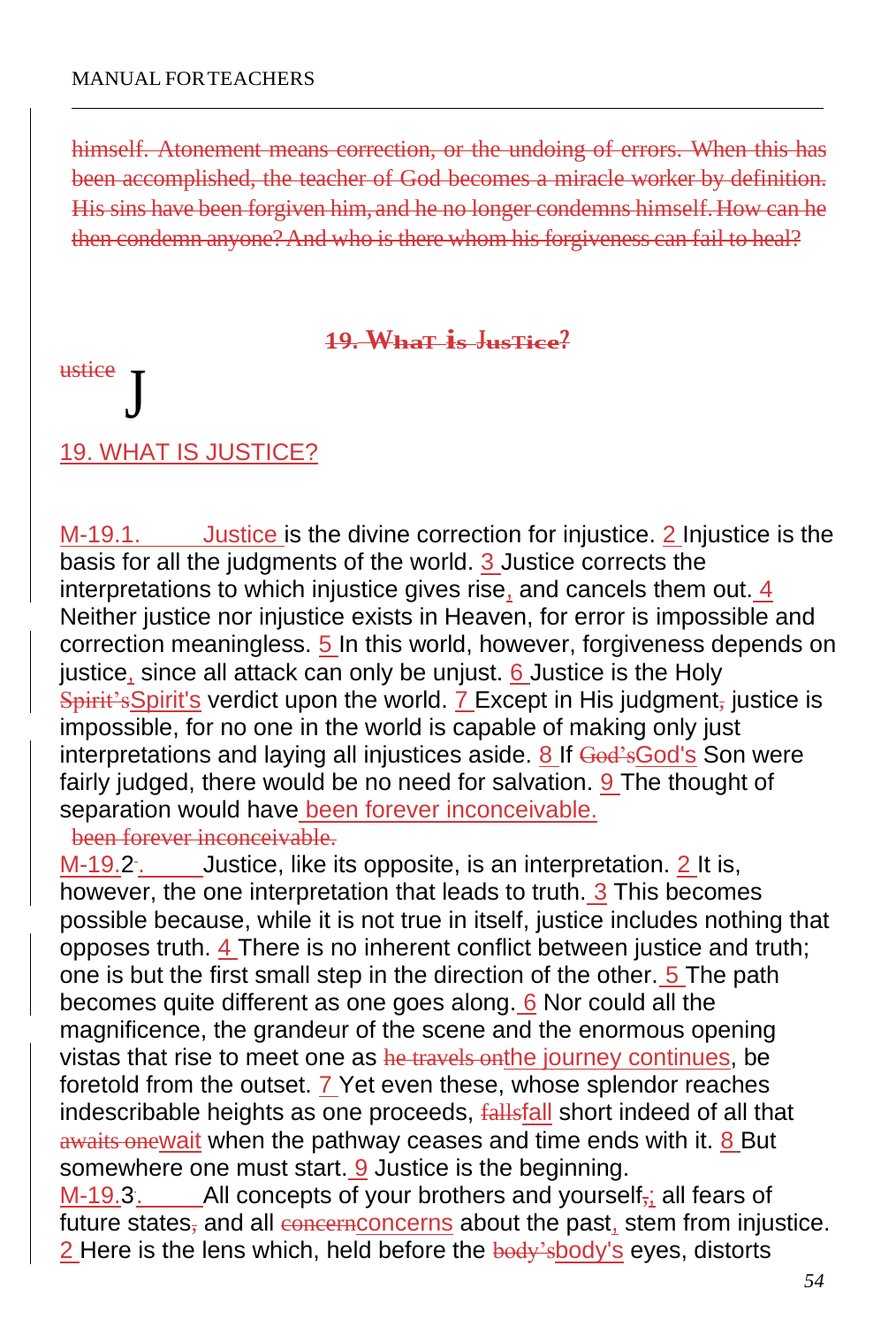~~himself. Atonement means correction, or the undoing of errors. When this has been accomplished, the teacher of God becomes a miracle worker by definition. His sins have been forgiven him, and he no longer condemns himself. How can he then condemn anyone? And who is there whom his forgiveness can fail to heal?~~

~~**19. What is Justice?**~~

~~ustice~~ J

## 19. WHAT IS JUSTICE?

M-19.1. Justice is the divine correction for injustice. 2 Injustice is the basis for all the judgments of the world. 3 Justice corrects the interpretations to which injustice gives rise, and cancels them out. 4 Neither justice nor injustice exists in Heaven, for error is impossible and correction meaningless. 5 In this world, however, forgiveness depends on justice, since all attack can only be unjust. 6 Justice is the Holy ~~Spirit's~~Spirit's verdict upon the world. 7 Except in His judgment~~,~~ justice is impossible, for no one in the world is capable of making only just interpretations and laying all injustices aside. 8 If ~~God's~~God's Son were fairly judged, there would be no need for salvation. 9 The thought of separation would have been forever inconceivable.
~~been forever inconceivable.~~

M-19.2~~.~~. Justice, like its opposite, is an interpretation. 2 It is, however, the one interpretation that leads to truth. 3 This becomes possible because, while it is not true in itself, justice includes nothing that opposes truth. 4 There is no inherent conflict between justice and truth; one is but the first small step in the direction of the other. 5 The path becomes quite different as one goes along. 6 Nor could all the magnificence, the grandeur of the scene and the enormous opening vistas that rise to meet one as ~~he travels on~~the journey continues, be foretold from the outset. 7 Yet even these, whose splendor reaches indescribable heights as one proceeds, ~~falls~~fall short indeed of all that ~~awaits one~~wait when the pathway ceases and time ends with it. 8 But somewhere one must start. 9 Justice is the beginning.

M-19.3~~.~~. All concepts of your brothers and yourself~~,~~; all fears of future states~~,~~ and all ~~concern~~concerns about the past, stem from injustice. 2 Here is the lens which, held before the ~~body's~~body's eyes, distorts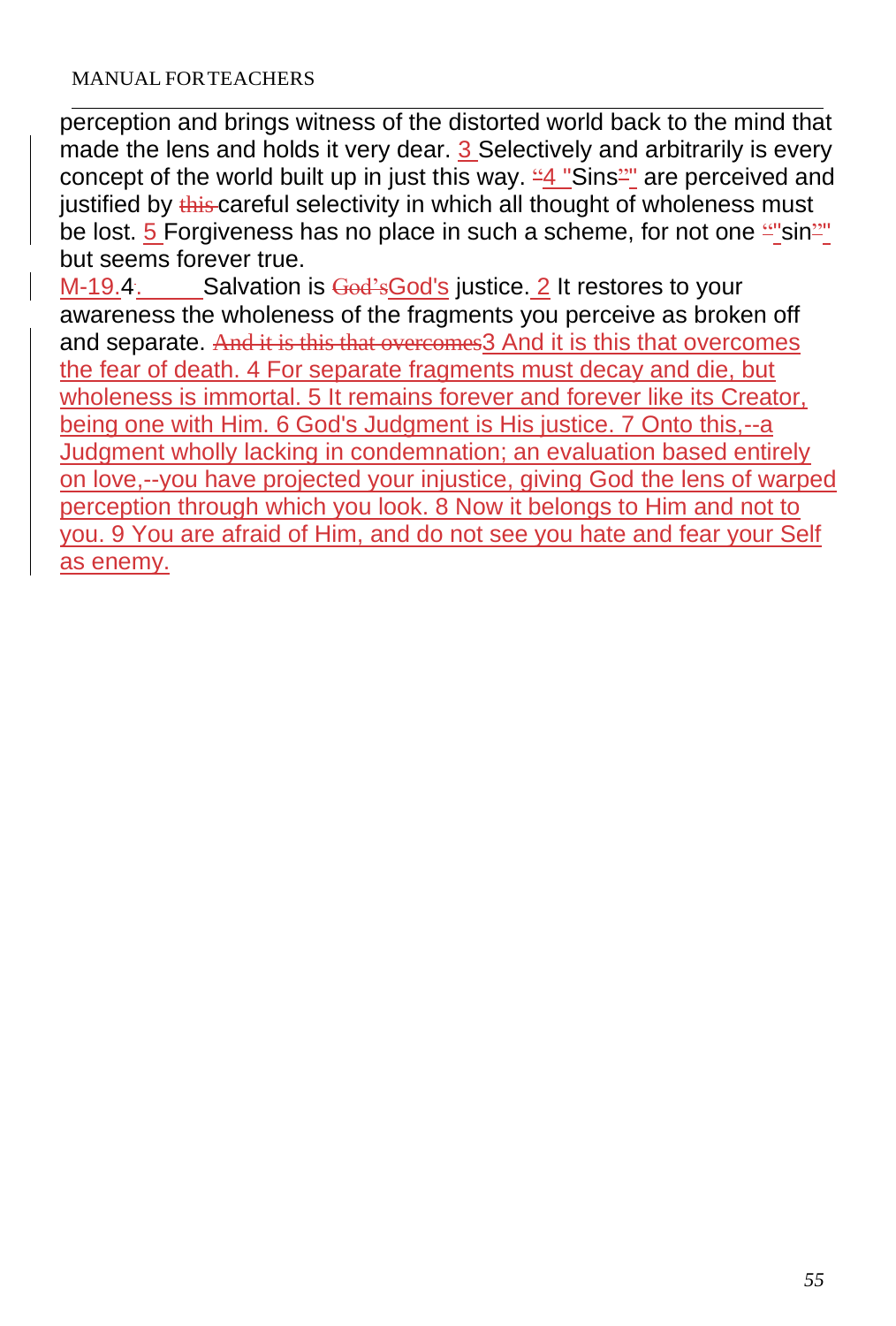perception and brings witness of the distorted world back to the mind that made the lens and holds it very dear. 3 Selectively and arbitrarily is every concept of the world built up in just this way. ~~“~~4 "Sins~~”~~" are perceived and justified by ~~this~~ careful selectivity in which all thought of wholeness must be lost. 5 Forgiveness has no place in such a scheme, for not one ~~“~~"sin~~”~~" but seems forever true.

M-19.4. Salvation is ~~God’s~~God's justice. 2 It restores to your awareness the wholeness of the fragments you perceive as broken off and separate. ~~And it is this that overcomes~~3 And it is this that overcomes the fear of death. 4 For separate fragments must decay and die, but wholeness is immortal. 5 It remains forever and forever like its Creator, being one with Him. 6 God's Judgment is His justice. 7 Onto this,--a Judgment wholly lacking in condemnation; an evaluation based entirely on love,--you have projected your injustice, giving God the lens of warped perception through which you look. 8 Now it belongs to Him and not to you. 9 You are afraid of Him, and do not see you hate and fear your Self as enemy.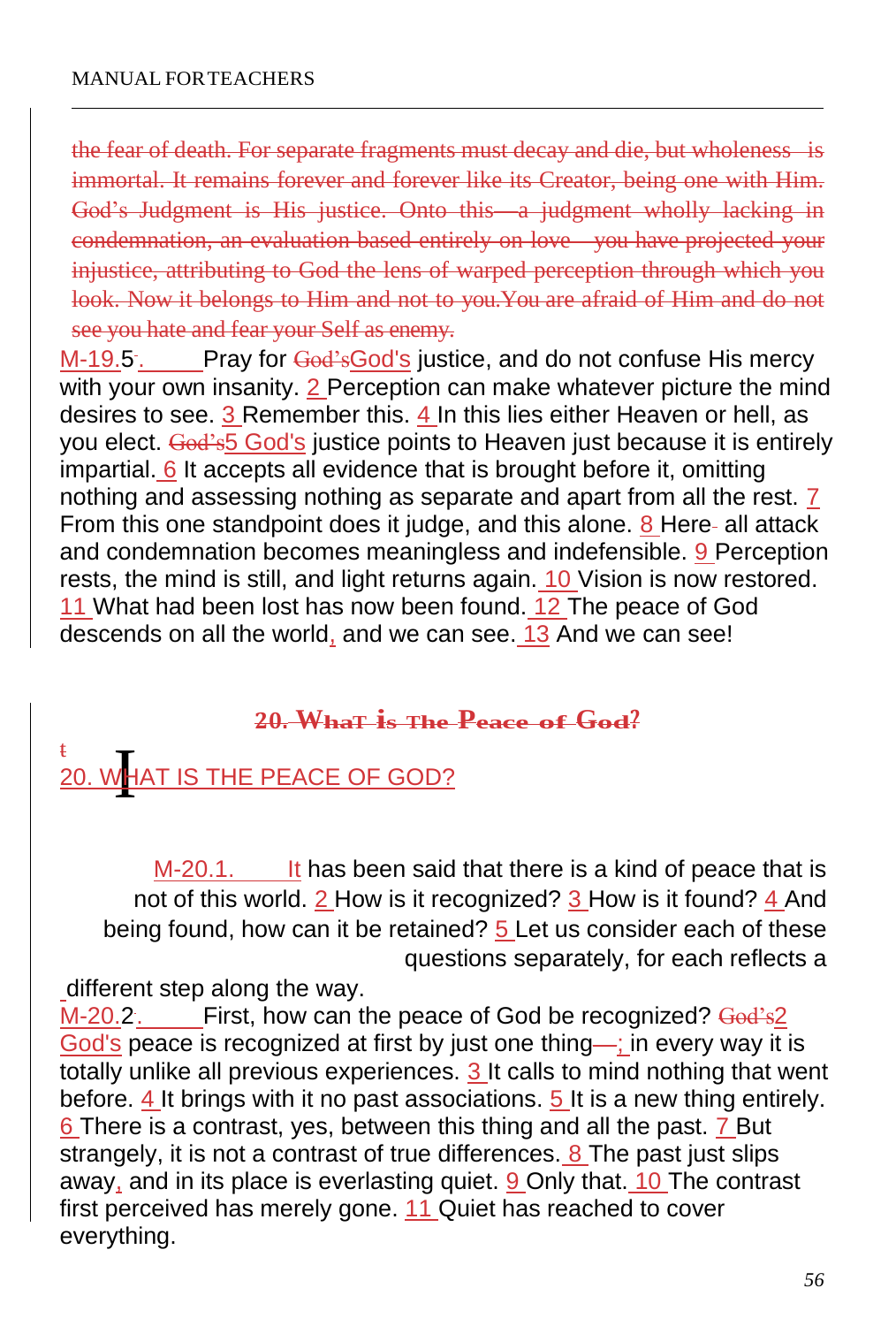~~the fear of death. For separate fragments must decay and die, but wholeness is immortal. It remains forever and forever like its Creator, being one with Him. God's Judgment is His justice. Onto this—a judgment wholly lacking in condemnation, an evaluation based entirely on love—you have projected your injustice, attributing to God the lens of warped perception through which you look. Now it belongs to Him and not to you. You are afraid of Him and do not see you hate and fear your Self as enemy.~~

M-19.5. Pray for ~~God's~~God's justice, and do not confuse His mercy with your own insanity. 2 Perception can make whatever picture the mind desires to see. 3 Remember this. 4 In this lies either Heaven or hell, as you elect. ~~God's~~5 God's justice points to Heaven just because it is entirely impartial. 6 It accepts all evidence that is brought before it, omitting nothing and assessing nothing as separate and apart from all the rest. 7 From this one standpoint does it judge, and this alone. 8 Here all attack and condemnation becomes meaningless and indefensible. 9 Perception rests, the mind is still, and light returns again. 10 Vision is now restored. 11 What had been lost has now been found. 12 The peace of God descends on all the world, and we can see. 13 And we can see!

## ~~20. What is The Peace of God?~~

## 20. WHAT IS THE PEACE OF GOD?

M-20.1. It has been said that there is a kind of peace that is not of this world. 2 How is it recognized? 3 How is it found? 4 And being found, how can it be retained? 5 Let us consider each of these questions separately, for each reflects a different step along the way.

M-20.2. First, how can the peace of God be recognized? ~~God's~~2 God's peace is recognized at first by just one thing~~—~~; in every way it is totally unlike all previous experiences. 3 It calls to mind nothing that went before. 4 It brings with it no past associations. 5 It is a new thing entirely. 6 There is a contrast, yes, between this thing and all the past. 7 But strangely, it is not a contrast of true differences. 8 The past just slips away, and in its place is everlasting quiet. 9 Only that. 10 The contrast first perceived has merely gone. 11 Quiet has reached to cover everything.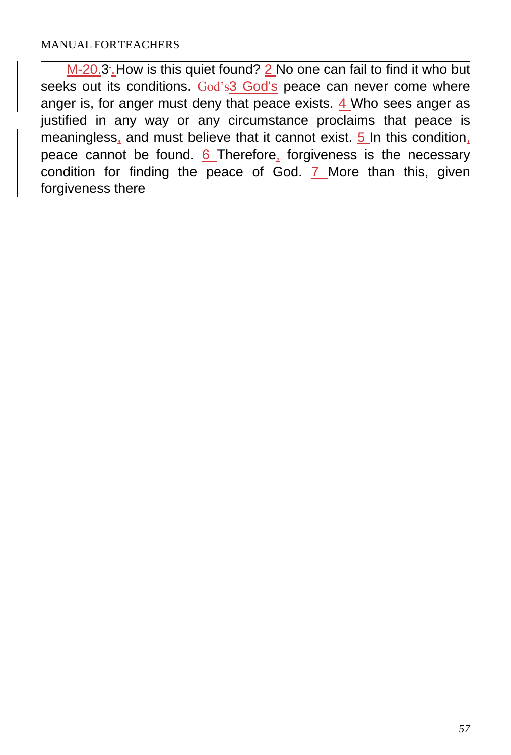M-20.3. How is this quiet found? 2 No one can fail to find it who but seeks out its conditions. 3 God's peace can never come where anger is, for anger must deny that peace exists. 4 Who sees anger as justified in any way or any circumstance proclaims that peace is meaningless, and must believe that it cannot exist. 5 In this condition, peace cannot be found. 6 Therefore, forgiveness is the necessary condition for finding the peace of God. 7 More than this, given forgiveness there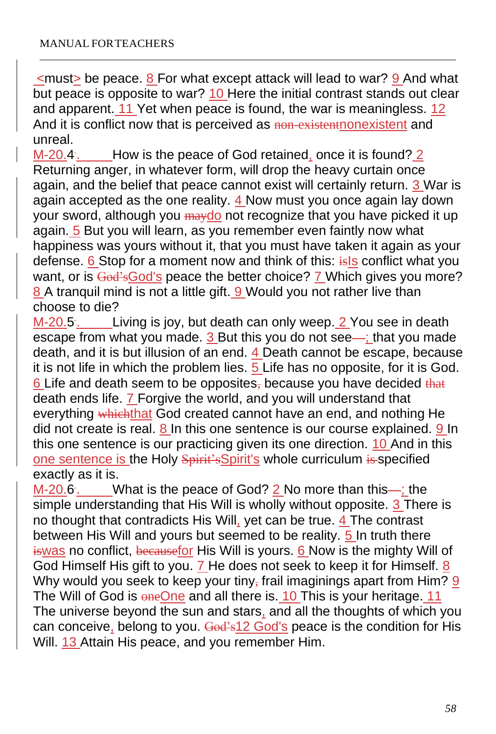<must> be peace. 8 For what except attack will lead to war? 9 And what but peace is opposite to war? 10 Here the initial contrast stands out clear and apparent. 11 Yet when peace is found, the war is meaningless. 12 And it is conflict now that is perceived as ~~non-existent~~nonexistent and unreal.

M-20.4. How is the peace of God retained, once it is found? 2 Returning anger, in whatever form, will drop the heavy curtain once again, and the belief that peace cannot exist will certainly return. 3 War is again accepted as the one reality. 4 Now must you once again lay down your sword, although you ~~may~~do not recognize that you have picked it up again. 5 But you will learn, as you remember even faintly now what happiness was yours without it, that you must have taken it again as your defense. 6 Stop for a moment now and think of this: ~~is~~Is conflict what you want, or is ~~God's~~God's peace the better choice? 7 Which gives you more? 8 A tranquil mind is not a little gift. 9 Would you not rather live than choose to die?

M-20.5. Living is joy, but death can only weep. 2 You see in death escape from what you made. 3 But this you do not see~~—~~; that you made death, and it is but illusion of an end. 4 Death cannot be escape, because it is not life in which the problem lies. 5 Life has no opposite, for it is God. 6 Life and death seem to be opposites~~,~~ because you have decided ~~that~~ death ends life. 7 Forgive the world, and you will understand that everything ~~which~~that God created cannot have an end, and nothing He did not create is real. 8 In this one sentence is our course explained. 9 In this one sentence is our practicing given its one direction. 10 And in this one sentence is the Holy ~~Spirit's~~Spirit's whole curriculum ~~is~~ specified exactly as it is.

M-20.6. What is the peace of God? 2 No more than this~~—~~; the simple understanding that His Will is wholly without opposite. 3 There is no thought that contradicts His Will, yet can be true. 4 The contrast between His Will and yours but seemed to be reality. 5 In truth there ~~is~~was no conflict, ~~because~~for His Will is yours. 6 Now is the mighty Will of God Himself His gift to you. 7 He does not seek to keep it for Himself. 8 Why would you seek to keep your tiny~~,~~ frail imaginings apart from Him? 9 The Will of God is ~~one~~One and all there is. 10 This is your heritage. 11 The universe beyond the sun and stars, and all the thoughts of which you can conceive, belong to you. ~~God's~~12 God's peace is the condition for His Will. 13 Attain His peace, and you remember Him.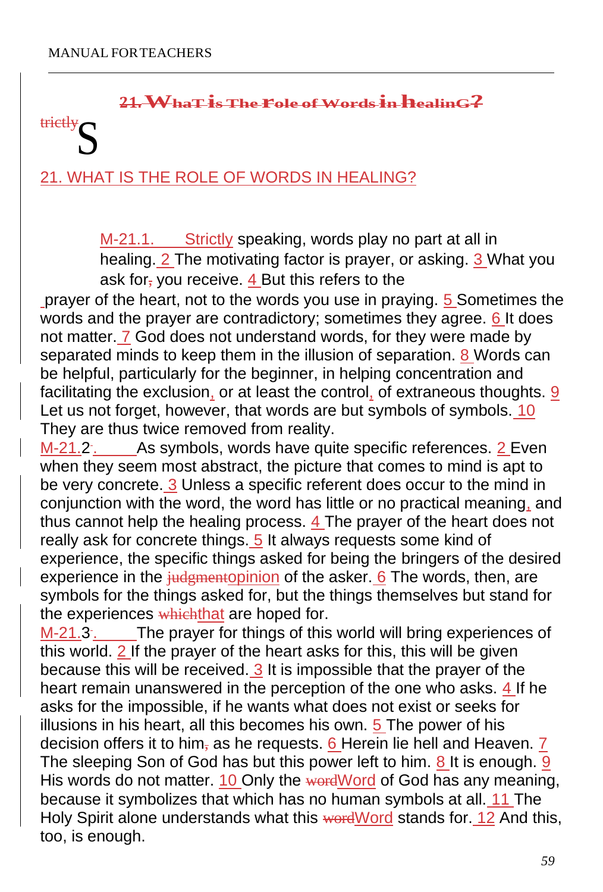## 21. WHAT IS THE ROLE OF WORDS IN HEALING?

M-21.1. Strictly speaking, words play no part at all in healing. 2 The motivating factor is prayer, or asking. 3 What you ask for you receive. 4 But this refers to the prayer of the heart, not to the words you use in praying. 5 Sometimes the words and the prayer are contradictory; sometimes they agree. 6 It does not matter. 7 God does not understand words, for they were made by separated minds to keep them in the illusion of separation. 8 Words can be helpful, particularly for the beginner, in helping concentration and facilitating the exclusion, or at least the control, of extraneous thoughts. 9 Let us not forget, however, that words are but symbols of symbols. 10 They are thus twice removed from reality.

M-21.2. As symbols, words have quite specific references. 2 Even when they seem most abstract, the picture that comes to mind is apt to be very concrete. 3 Unless a specific referent does occur to the mind in conjunction with the word, the word has little or no practical meaning, and thus cannot help the healing process. 4 The prayer of the heart does not really ask for concrete things. 5 It always requests some kind of experience, the specific things asked for being the bringers of the desired experience in the opinion of the asker. 6 The words, then, are symbols for the things asked for, but the things themselves but stand for the experiences that are hoped for.

M-21.3. The prayer for things of this world will bring experiences of this world. 2 If the prayer of the heart asks for this, this will be given because this will be received. 3 It is impossible that the prayer of the heart remain unanswered in the perception of the one who asks. 4 If he asks for the impossible, if he wants what does not exist or seeks for illusions in his heart, all this becomes his own. 5 The power of his decision offers it to him as he requests. 6 Herein lie hell and Heaven. 7 The sleeping Son of God has but this power left to him. 8 It is enough. 9 His words do not matter. 10 Only the Word of God has any meaning, because it symbolizes that which has no human symbols at all. 11 The Holy Spirit alone understands what this Word stands for. 12 And this, too, is enough.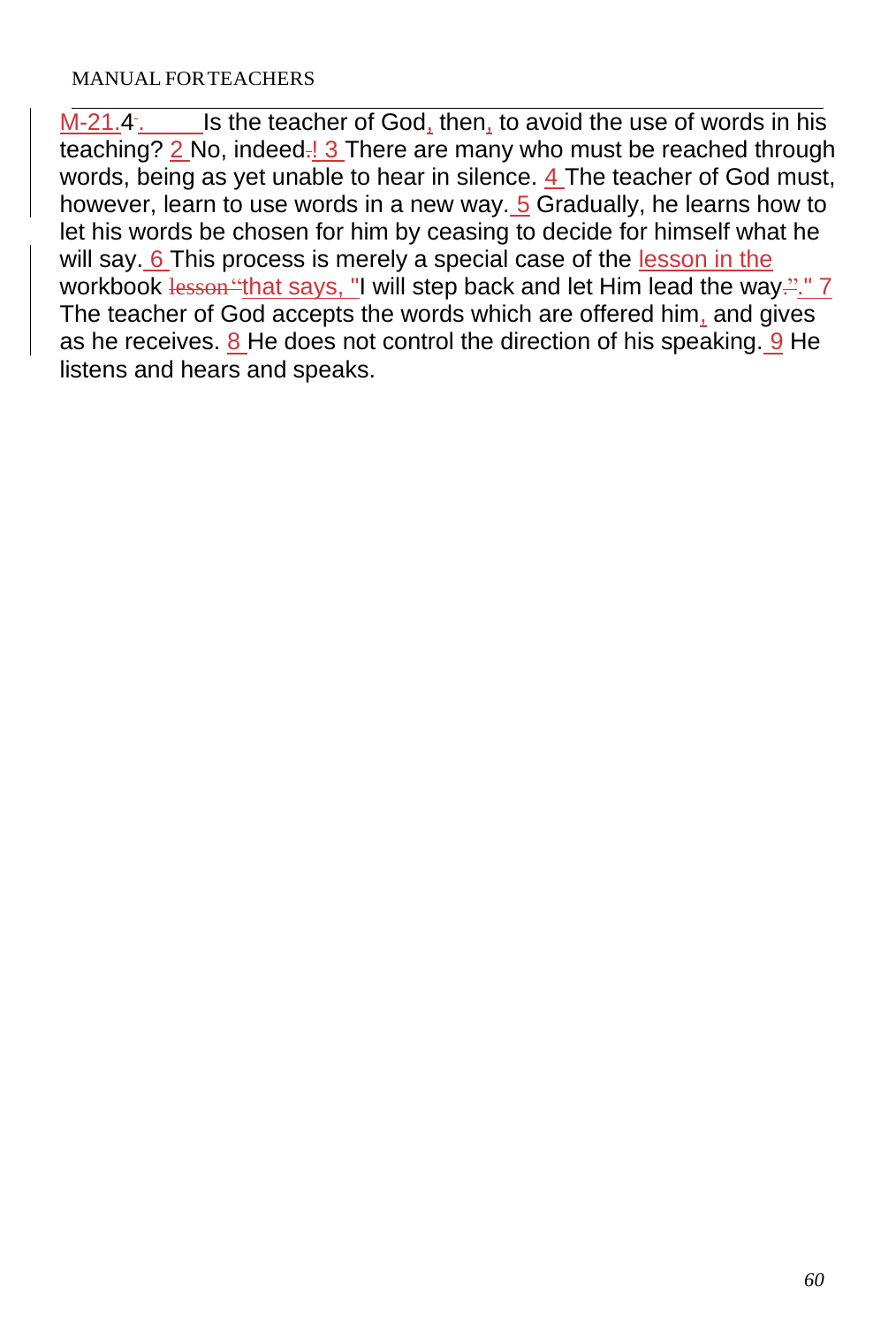M-21.4. Is the teacher of God, then, to avoid the use of words in his teaching? 2 No, indeed! 3 There are many who must be reached through words, being as yet unable to hear in silence. 4 The teacher of God must, however, learn to use words in a new way. 5 Gradually, he learns how to let his words be chosen for him by ceasing to decide for himself what he will say. 6 This process is merely a special case of the lesson in the workbook lesson "that says, "I will step back and let Him lead the way." 7 The teacher of God accepts the words which are offered him, and gives as he receives. 8 He does not control the direction of his speaking. 9 He listens and hears and speaks.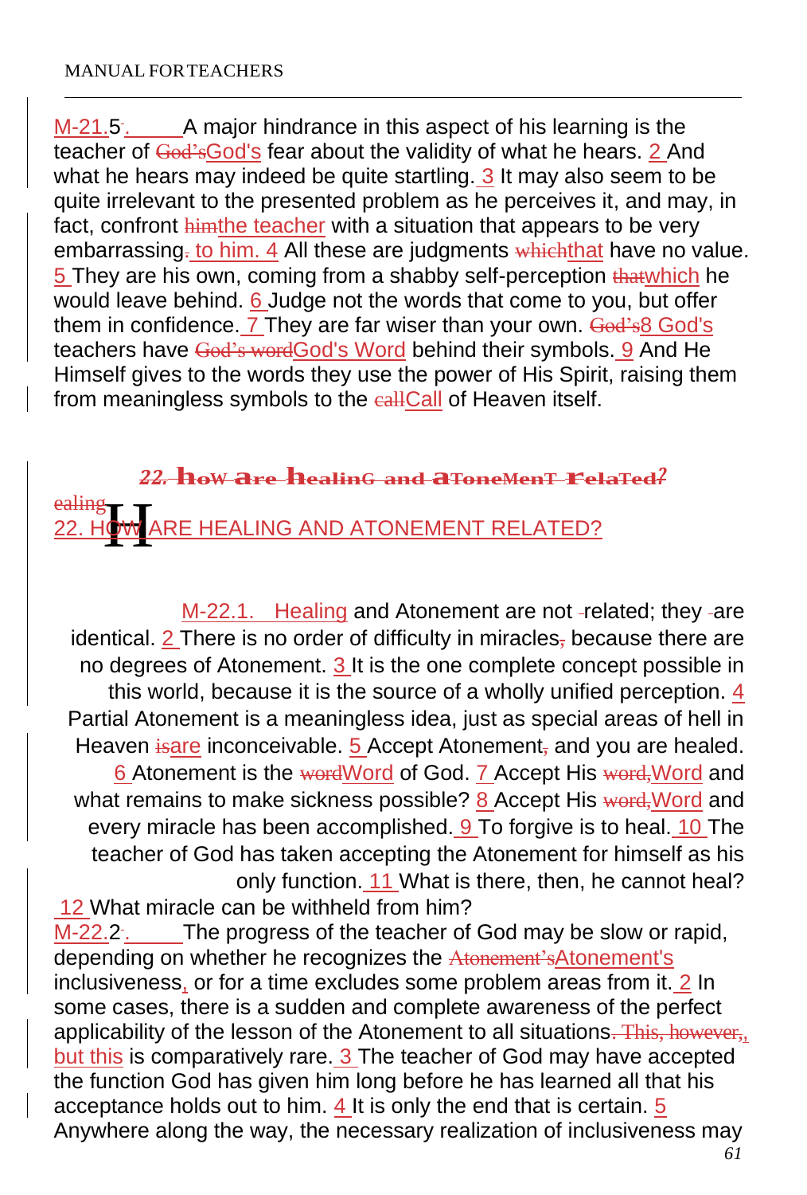M-21.5~~.~~. A major hindrance in this aspect of his learning is the teacher of ~~God's~~God's fear about the validity of what he hears. 2 And what he hears may indeed be quite startling. 3 It may also seem to be quite irrelevant to the presented problem as he perceives it, and may, in fact, confront ~~him~~the teacher with a situation that appears to be very embarrassing~~.~~ to him. 4 All these are judgments ~~which~~that have no value. 5 They are his own, coming from a shabby self-perception ~~that~~which he would leave behind. 6 Judge not the words that come to you, but offer them in confidence. 7 They are far wiser than your own. ~~God's~~8 God's teachers have ~~God's word~~God's Word behind their symbols. 9 And He Himself gives to the words they use the power of His Spirit, raising them from meaningless symbols to the ~~call~~Call of Heaven itself.

~~*22. How are Healing and Atonement Related?*~~

~~ealing~~

## 22. HOW ARE HEALING AND ATONEMENT RELATED?

M-22.1. Healing and Atonement are not ~~-~~related; they ~~-~~are identical. 2 There is no order of difficulty in miracles~~,~~ because there are no degrees of Atonement. 3 It is the one complete concept possible in this world, because it is the source of a wholly unified perception. 4 Partial Atonement is a meaningless idea, just as special areas of hell in Heaven ~~is~~are inconceivable. 5 Accept Atonement~~,~~ and you are healed. 6 Atonement is the ~~word~~Word of God. 7 Accept His ~~word,~~Word and what remains to make sickness possible? 8 Accept His ~~word,~~Word and every miracle has been accomplished. 9 To forgive is to heal. 10 The teacher of God has taken accepting the Atonement for himself as his only function. 11 What is there, then, he cannot heal? 12 What miracle can be withheld from him?

M-22.2~~.~~. The progress of the teacher of God may be slow or rapid, depending on whether he recognizes the ~~Atonement's~~Atonement's inclusiveness, or for a time excludes some problem areas from it. 2 In some cases, there is a sudden and complete awareness of the perfect applicability of the lesson of the Atonement to all situations~~. This, however,~~, but this is comparatively rare. 3 The teacher of God may have accepted the function God has given him long before he has learned all that his acceptance holds out to him. 4 It is only the end that is certain. 5 Anywhere along the way, the necessary realization of inclusiveness may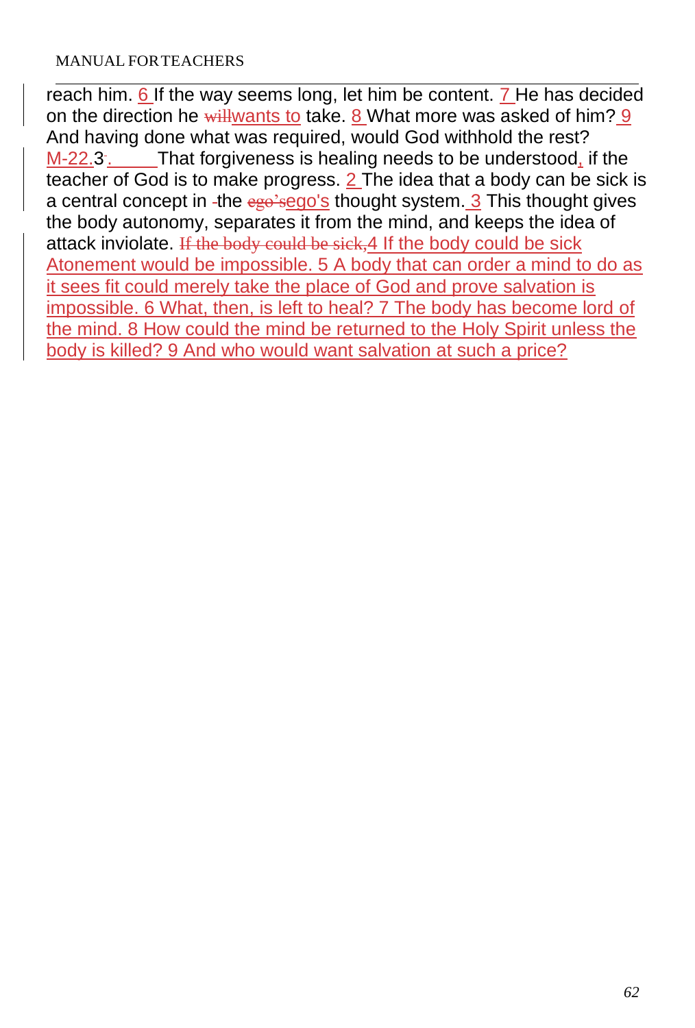reach him. 6 If the way seems long, let him be content. 7 He has decided on the direction he ~~will~~wants to take. 8 What more was asked of him? 9 And having done what was required, would God withhold the rest?

M-22.3. That forgiveness is healing needs to be understood, if the teacher of God is to make progress. 2 The idea that a body can be sick is a central concept in the ~~ego's~~ego's thought system. 3 This thought gives the body autonomy, separates it from the mind, and keeps the idea of attack inviolate. ~~If the body could be sick,~~4 If the body could be sick Atonement would be impossible. 5 A body that can order a mind to do as it sees fit could merely take the place of God and prove salvation is impossible. 6 What, then, is left to heal? 7 The body has become lord of the mind. 8 How could the mind be returned to the Holy Spirit unless the body is killed? 9 And who would want salvation at such a price?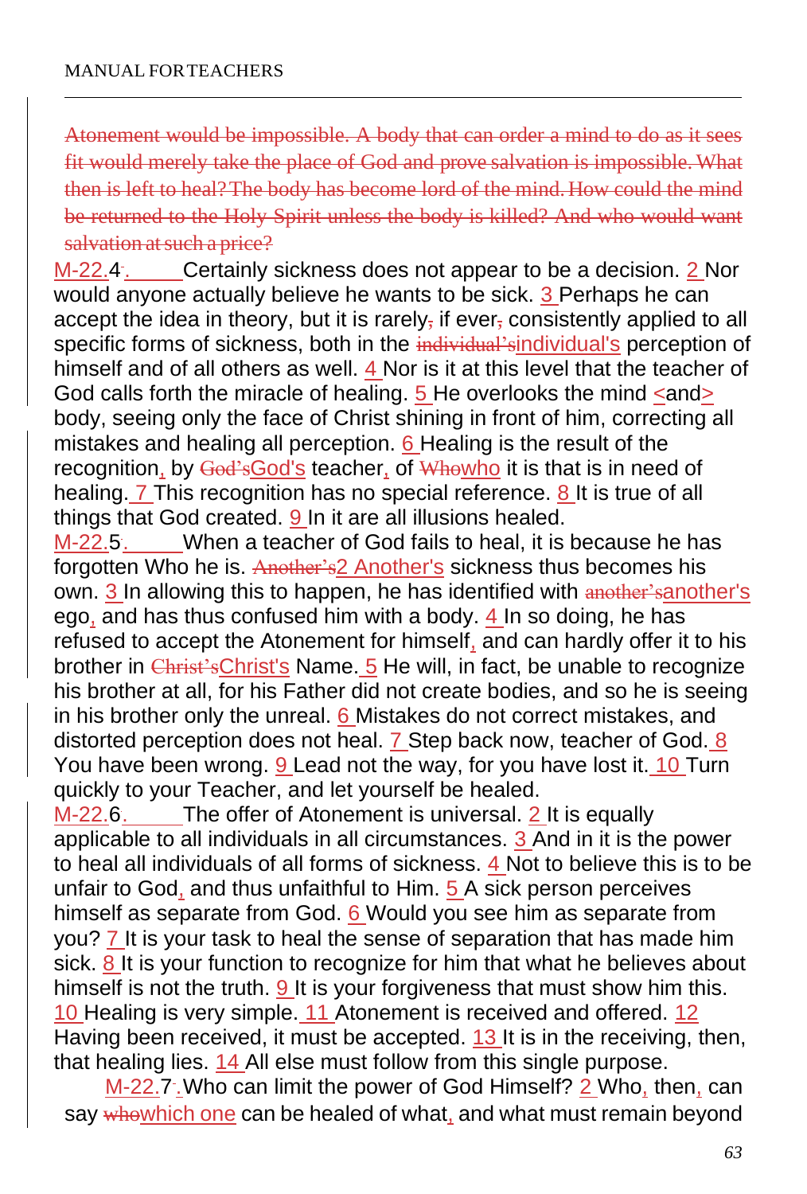~~Atonement would be impossible. A body that can order a mind to do as it sees fit would merely take the place of God and prove salvation is impossible. What then is left to heal? The body has become lord of the mind. How could the mind be returned to the Holy Spirit unless the body is killed? And who would want salvation at such a price?~~

M-22.4. Certainly sickness does not appear to be a decision. 2 Nor would anyone actually believe he wants to be sick. 3 Perhaps he can accept the idea in theory, but it is rarely~~,~~ if ever~~,~~ consistently applied to all specific forms of sickness, both in the ~~individual's~~individual's perception of himself and of all others as well. 4 Nor is it at this level that the teacher of God calls forth the miracle of healing. 5 He overlooks the mind <and> body, seeing only the face of Christ shining in front of him, correcting all mistakes and healing all perception. 6 Healing is the result of the recognition, by ~~God's~~God's teacher, of ~~Who~~who it is that is in need of healing. 7 This recognition has no special reference. 8 It is true of all things that God created. 9 In it are all illusions healed.

M-22.5. When a teacher of God fails to heal, it is because he has forgotten Who he is. ~~Another's~~2 Another's sickness thus becomes his own. 3 In allowing this to happen, he has identified with ~~another's~~another's ego, and has thus confused him with a body. 4 In so doing, he has refused to accept the Atonement for himself, and can hardly offer it to his brother in ~~Christ's~~Christ's Name. 5 He will, in fact, be unable to recognize his brother at all, for his Father did not create bodies, and so he is seeing in his brother only the unreal. 6 Mistakes do not correct mistakes, and distorted perception does not heal. 7 Step back now, teacher of God. 8 You have been wrong. 9 Lead not the way, for you have lost it. 10 Turn quickly to your Teacher, and let yourself be healed.

M-22.6. The offer of Atonement is universal. 2 It is equally applicable to all individuals in all circumstances. 3 And in it is the power to heal all individuals of all forms of sickness. 4 Not to believe this is to be unfair to God, and thus unfaithful to Him. 5 A sick person perceives himself as separate from God. 6 Would you see him as separate from you? 7 It is your task to heal the sense of separation that has made him sick. 8 It is your function to recognize for him that what he believes about himself is not the truth. 9 It is your forgiveness that must show him this. 10 Healing is very simple. 11 Atonement is received and offered. 12 Having been received, it must be accepted. 13 It is in the receiving, then, that healing lies. 14 All else must follow from this single purpose.

M-22.7. Who can limit the power of God Himself? 2 Who, then, can say ~~who~~which one can be healed of what, and what must remain beyond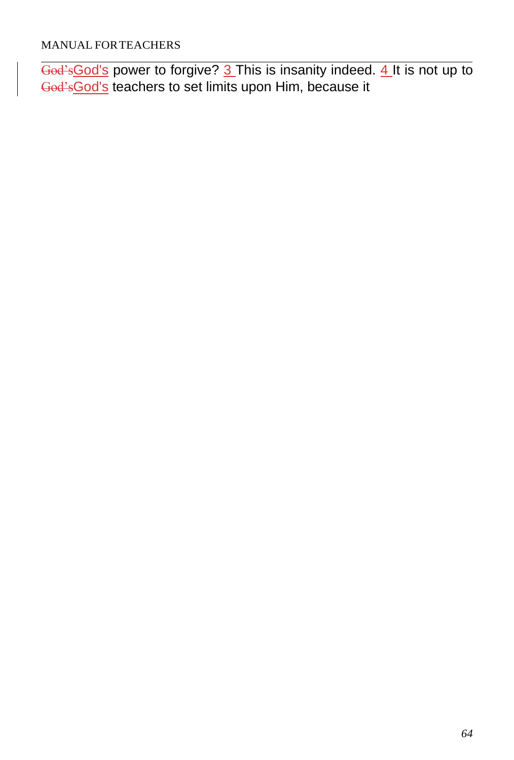~~God's~~God's power to forgive? 3 This is insanity indeed. 4 It is not up to ~~God's~~God's teachers to set limits upon Him, because it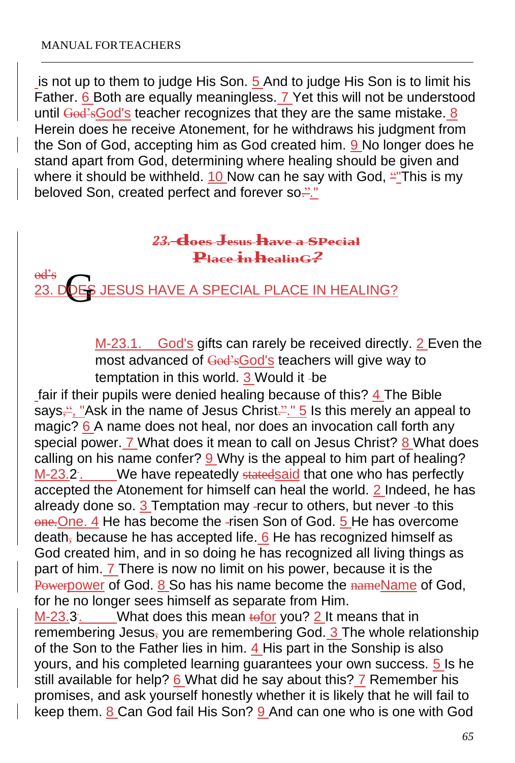is not up to them to judge His Son. 5 And to judge His Son is to limit his Father. 6 Both are equally meaningless. 7 Yet this will not be understood until God's teacher recognizes that they are the same mistake. 8 Herein does he receive Atonement, for he withdraws his judgment from the Son of God, accepting him as God created him. 9 No longer does he stand apart from God, determining where healing should be given and where it should be withheld. 10 Now can he say with God, "This is my beloved Son, created perfect and forever so."

## 23. DOES JESUS HAVE A SPECIAL PLACE IN HEALING?

M-23.1. God's gifts can rarely be received directly. 2 Even the most advanced of God's teachers will give way to temptation in this world. 3 Would it be fair if their pupils were denied healing because of this? 4 The Bible says, "Ask in the name of Jesus Christ." 5 Is this merely an appeal to magic? 6 A name does not heal, nor does an invocation call forth any special power. 7 What does it mean to call on Jesus Christ? 8 What does calling on his name confer? 9 Why is the appeal to him part of healing?

M-23.2. We have repeatedly said that one who has perfectly accepted the Atonement for himself can heal the world. 2 Indeed, he has already done so. 3 Temptation may recur to others, but never to this One. 4 He has become the risen Son of God. 5 He has overcome death because he has accepted life. 6 He has recognized himself as God created him, and in so doing he has recognized all living things as part of him. 7 There is now no limit on his power, because it is the power of God. 8 So has his name become the Name of God, for he no longer sees himself as separate from Him.

M-23.3. What does this mean for you? 2 It means that in remembering Jesus you are remembering God. 3 The whole relationship of the Son to the Father lies in him. 4 His part in the Sonship is also yours, and his completed learning guarantees your own success. 5 Is he still available for help? 6 What did he say about this? 7 Remember his promises, and ask yourself honestly whether it is likely that he will fail to keep them. 8 Can God fail His Son? 9 And can one who is one with God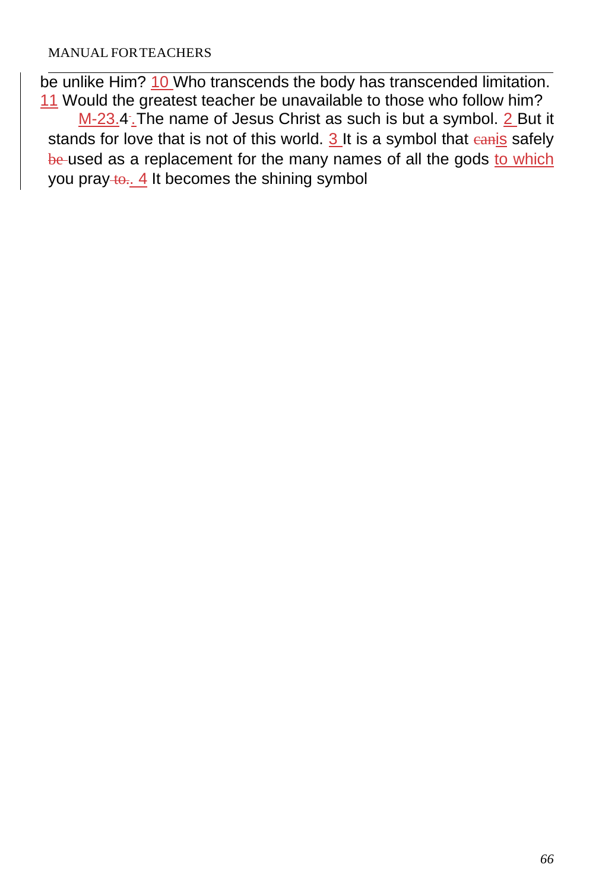be unlike Him? 10 Who transcends the body has transcended limitation. 11 Would the greatest teacher be unavailable to those who follow him?

M-23.4. The name of Jesus Christ as such is but a symbol. 2 But it stands for love that is not of this world. 3 It is a symbol that ~~can~~is safely ~~be~~ used as a replacement for the many names of all the gods to which you pray ~~to~~. 4 It becomes the shining symbol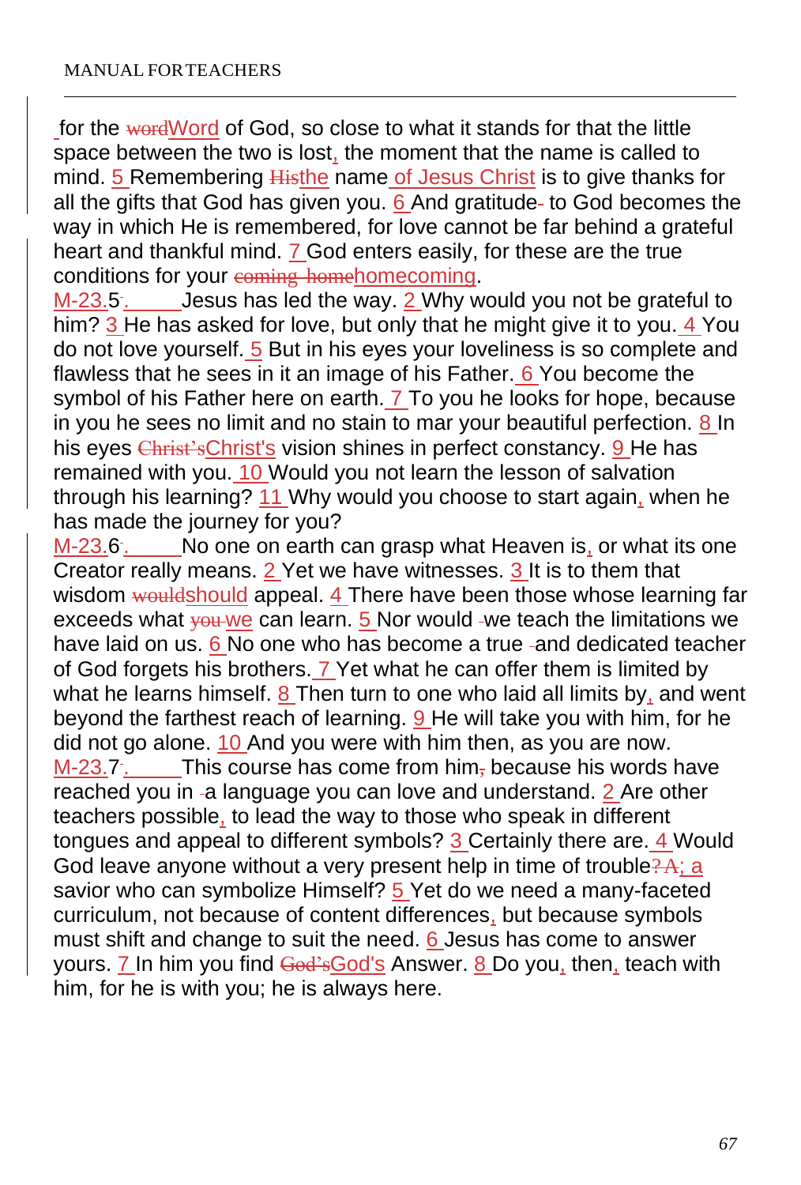for the ~~word~~Word of God, so close to what it stands for that the little space between the two is lost, the moment that the name is called to mind. 5 Remembering ~~His~~the name of Jesus Christ is to give thanks for all the gifts that God has given you. 6 And gratitude to God becomes the way in which He is remembered, for love cannot be far behind a grateful heart and thankful mind. 7 God enters easily, for these are the true conditions for your ~~coming home~~homecoming.

M-23.5. Jesus has led the way. 2 Why would you not be grateful to him? 3 He has asked for love, but only that he might give it to you. 4 You do not love yourself. 5 But in his eyes your loveliness is so complete and flawless that he sees in it an image of his Father. 6 You become the symbol of his Father here on earth. 7 To you he looks for hope, because in you he sees no limit and no stain to mar your beautiful perfection. 8 In his eyes ~~Christ's~~Christ's vision shines in perfect constancy. 9 He has remained with you. 10 Would you not learn the lesson of salvation through his learning? 11 Why would you choose to start again, when he has made the journey for you?

M-23.6. No one on earth can grasp what Heaven is, or what its one Creator really means. 2 Yet we have witnesses. 3 It is to them that wisdom ~~would~~should appeal. 4 There have been those whose learning far exceeds what ~~you~~ we can learn. 5 Nor would we teach the limitations we have laid on us. 6 No one who has become a true and dedicated teacher of God forgets his brothers. 7 Yet what he can offer them is limited by what he learns himself. 8 Then turn to one who laid all limits by, and went beyond the farthest reach of learning. 9 He will take you with him, for he did not go alone. 10 And you were with him then, as you are now.

M-23.7. This course has come from him~~,~~ because his words have reached you in a language you can love and understand. 2 Are other teachers possible, to lead the way to those who speak in different tongues and appeal to different symbols? 3 Certainly there are. 4 Would God leave anyone without a very present help in time of trouble~~? A~~; a savior who can symbolize Himself? 5 Yet do we need a many-faceted curriculum, not because of content differences, but because symbols must shift and change to suit the need. 6 Jesus has come to answer yours. 7 In him you find ~~God's~~God's Answer. 8 Do you, then, teach with him, for he is with you; he is always here.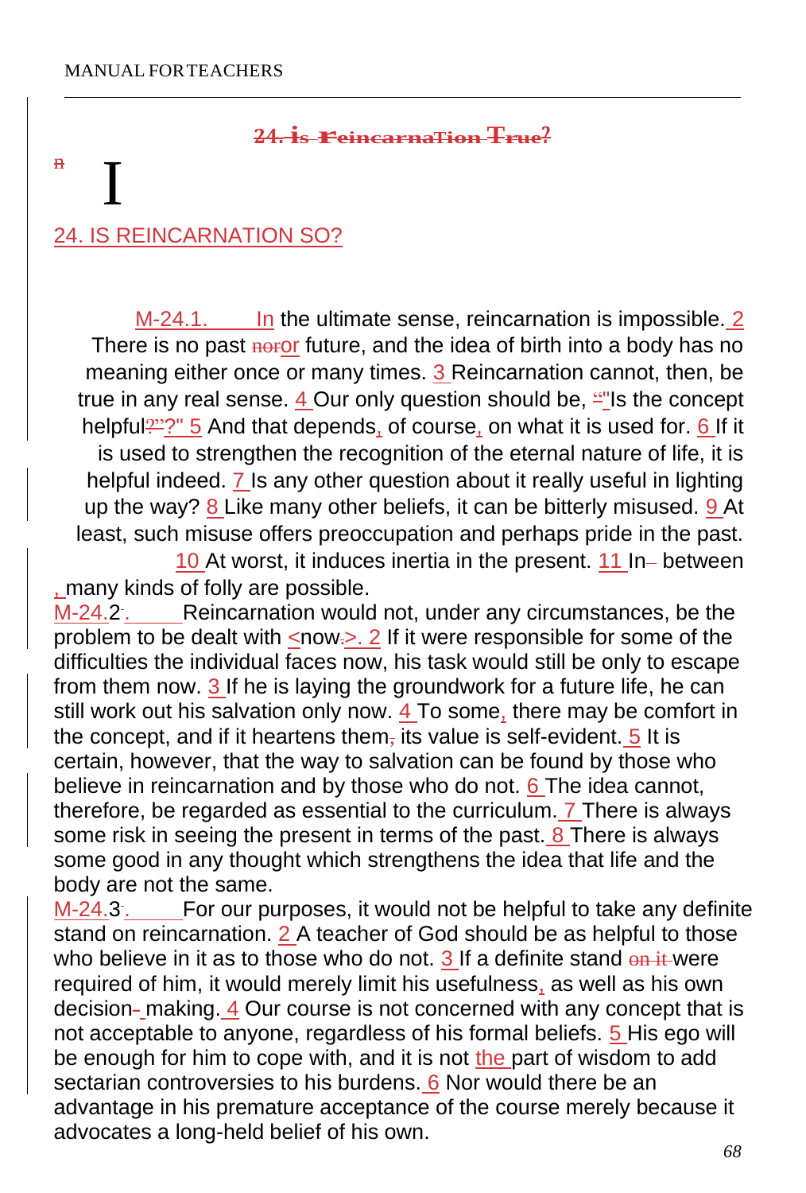## 24. Is Reincarnation True?

# I

## 24. IS REINCARNATION SO?

M-24.1. In the ultimate sense, reincarnation is impossible. 2 There is no past noror future, and the idea of birth into a body has no meaning either once or many times. 3 Reincarnation cannot, then, be true in any real sense. 4 Our only question should be, "Is the concept helpful?" 5 And that depends, of course, on what it is used for. 6 If it is used to strengthen the recognition of the eternal nature of life, it is helpful indeed. 7 Is any other question about it really useful in lighting up the way? 8 Like many other beliefs, it can be bitterly misused. 9 At least, such misuse offers preoccupation and perhaps pride in the past. 10 At worst, it induces inertia in the present. 11 In– between, many kinds of folly are possible.

M-24.2. Reincarnation would not, under any circumstances, be the problem to be dealt with <now>. 2 If it were responsible for some of the difficulties the individual faces now, his task would still be only to escape from them now. 3 If he is laying the groundwork for a future life, he can still work out his salvation only now. 4 To some, there may be comfort in the concept, and if it heartens them, its value is self-evident. 5 It is certain, however, that the way to salvation can be found by those who believe in reincarnation and by those who do not. 6 The idea cannot, therefore, be regarded as essential to the curriculum. 7 There is always some risk in seeing the present in terms of the past. 8 There is always some good in any thought which strengthens the idea that life and the body are not the same.

M-24.3. For our purposes, it would not be helpful to take any definite stand on reincarnation. 2 A teacher of God should be as helpful to those who believe in it as to those who do not. 3 If a definite stand on it were required of him, it would merely limit his usefulness, as well as his own decision-making. 4 Our course is not concerned with any concept that is not acceptable to anyone, regardless of his formal beliefs. 5 His ego will be enough for him to cope with, and it is not the part of wisdom to add sectarian controversies to his burdens. 6 Nor would there be an advantage in his premature acceptance of the course merely because it advocates a long-held belief of his own.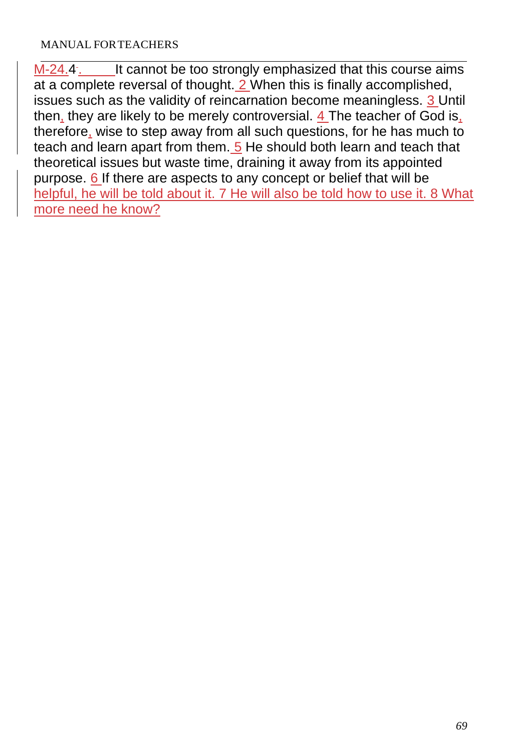M-24.4. It cannot be too strongly emphasized that this course aims at a complete reversal of thought. 2 When this is finally accomplished, issues such as the validity of reincarnation become meaningless. 3 Until then, they are likely to be merely controversial. 4 The teacher of God is, therefore, wise to step away from all such questions, for he has much to teach and learn apart from them. 5 He should both learn and teach that theoretical issues but waste time, draining it away from its appointed purpose. 6 If there are aspects to any concept or belief that will be helpful, he will be told about it. 7 He will also be told how to use it. 8 What more need he know?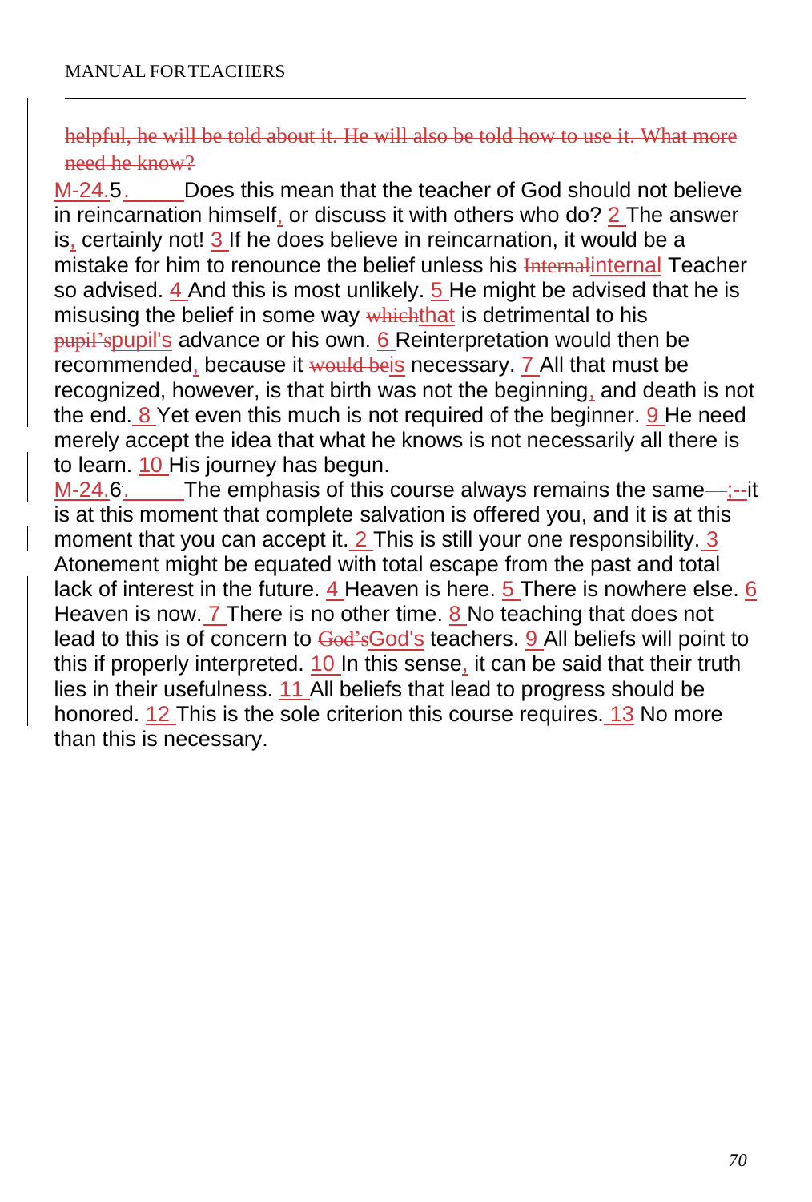helpful, he will be told about it. He will also be told how to use it. What more need he know?

M-24.5. Does this mean that the teacher of God should not believe in reincarnation himself, or discuss it with others who do? 2 The answer is, certainly not! 3 If he does believe in reincarnation, it would be a mistake for him to renounce the belief unless his Internalinternal Teacher so advised. 4 And this is most unlikely. 5 He might be advised that he is misusing the belief in some way whichthat is detrimental to his pupil'spupil's advance or his own. 6 Reinterpretation would then be recommended, because it would beis necessary. 7 All that must be recognized, however, is that birth was not the beginning, and death is not the end. 8 Yet even this much is not required of the beginner. 9 He need merely accept the idea that what he knows is not necessarily all there is to learn. 10 His journey has begun.

M-24.6. The emphasis of this course always remains the same—;--it is at this moment that complete salvation is offered you, and it is at this moment that you can accept it. 2 This is still your one responsibility. 3 Atonement might be equated with total escape from the past and total lack of interest in the future. 4 Heaven is here. 5 There is nowhere else. 6 Heaven is now. 7 There is no other time. 8 No teaching that does not lead to this is of concern to God'sGod's teachers. 9 All beliefs will point to this if properly interpreted. 10 In this sense, it can be said that their truth lies in their usefulness. 11 All beliefs that lead to progress should be honored. 12 This is the sole criterion this course requires. 13 No more than this is necessary.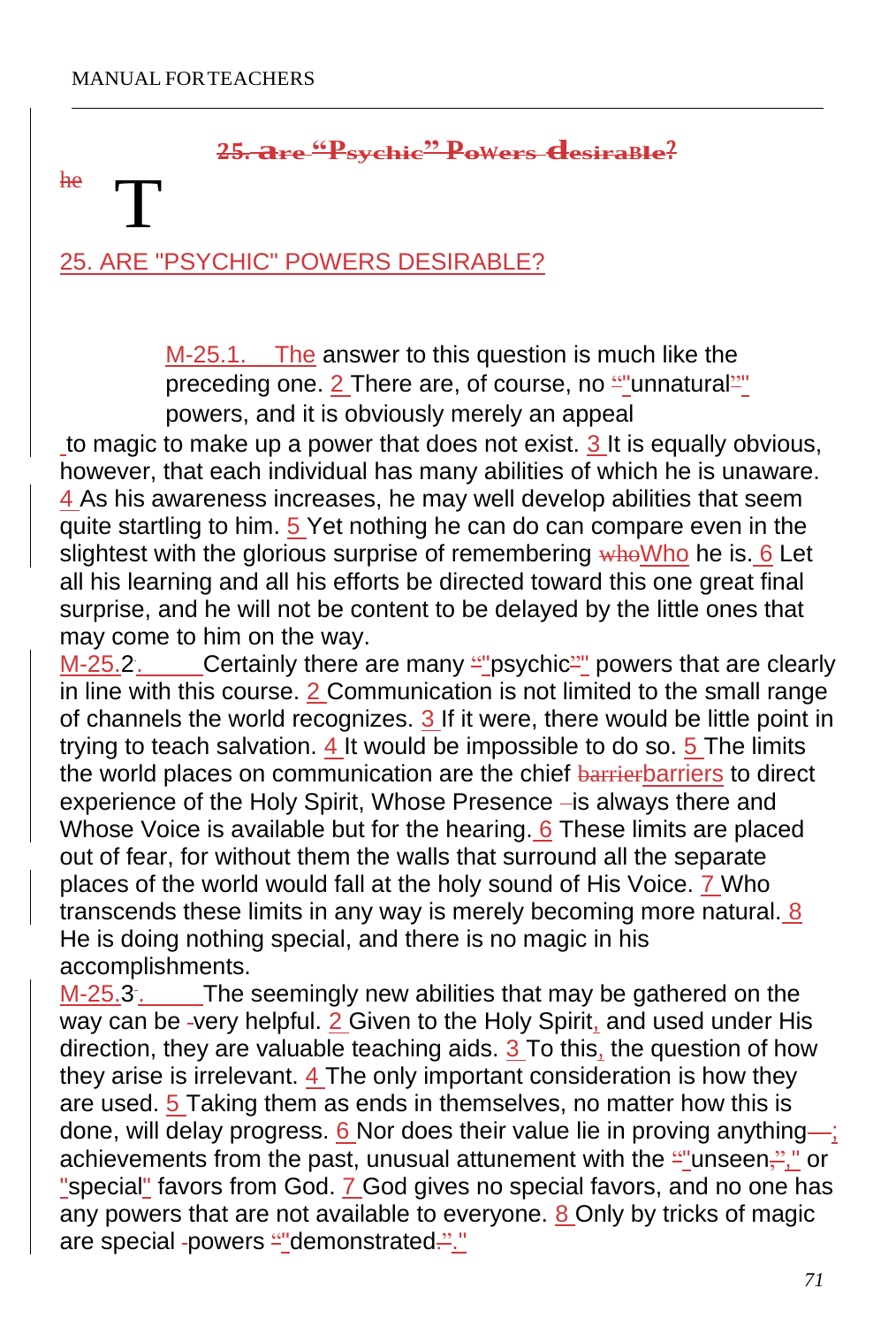## 25. ARE "PSYCHIC" POWERS DESIRABLE?

M-25.1. The answer to this question is much like the preceding one. 2 There are, of course, no "unnatural" powers, and it is obviously merely an appeal to magic to make up a power that does not exist. 3 It is equally obvious, however, that each individual has many abilities of which he is unaware. 4 As his awareness increases, he may well develop abilities that seem quite startling to him. 5 Yet nothing he can do can compare even in the slightest with the glorious surprise of remembering Who he is. 6 Let all his learning and all his efforts be directed toward this one great final surprise, and he will not be content to be delayed by the little ones that may come to him on the way.

M-25.2. Certainly there are many "psychic" powers that are clearly in line with this course. 2 Communication is not limited to the small range of channels the world recognizes. 3 If it were, there would be little point in trying to teach salvation. 4 It would be impossible to do so. 5 The limits the world places on communication are the chief barriers to direct experience of the Holy Spirit, Whose Presence is always there and Whose Voice is available but for the hearing. 6 These limits are placed out of fear, for without them the walls that surround all the separate places of the world would fall at the holy sound of His Voice. 7 Who transcends these limits in any way is merely becoming more natural. 8 He is doing nothing special, and there is no magic in his accomplishments.

M-25.3. The seemingly new abilities that may be gathered on the way can be very helpful. 2 Given to the Holy Spirit, and used under His direction, they are valuable teaching aids. 3 To this, the question of how they arise is irrelevant. 4 The only important consideration is how they are used. 5 Taking them as ends in themselves, no matter how this is done, will delay progress. 6 Nor does their value lie in proving anything; achievements from the past, unusual attunement with the "unseen," or "special" favors from God. 7 God gives no special favors, and no one has any powers that are not available to everyone. 8 Only by tricks of magic are special powers "demonstrated."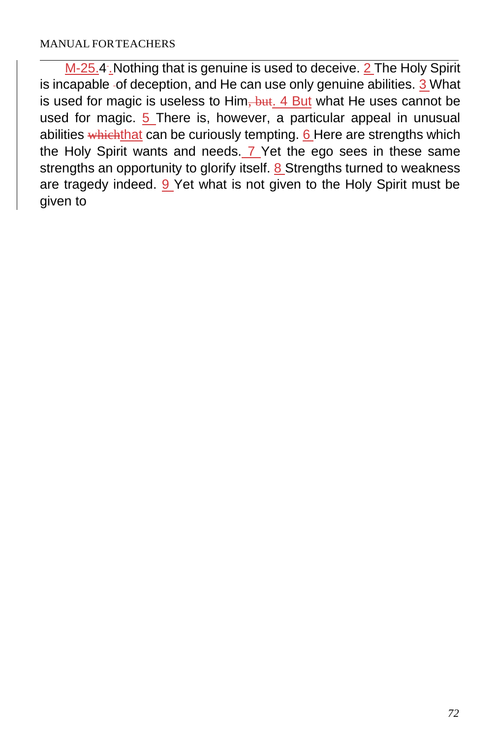M-25.4. Nothing that is genuine is used to deceive. 2 The Holy Spirit is incapable of deception, and He can use only genuine abilities. 3 What is used for magic is useless to Him~~, but~~. 4 But what He uses cannot be used for magic. 5 There is, however, a particular appeal in unusual abilities ~~which~~that can be curiously tempting. 6 Here are strengths which the Holy Spirit wants and needs. 7 Yet the ego sees in these same strengths an opportunity to glorify itself. 8 Strengths turned to weakness are tragedy indeed. 9 Yet what is not given to the Holy Spirit must be given to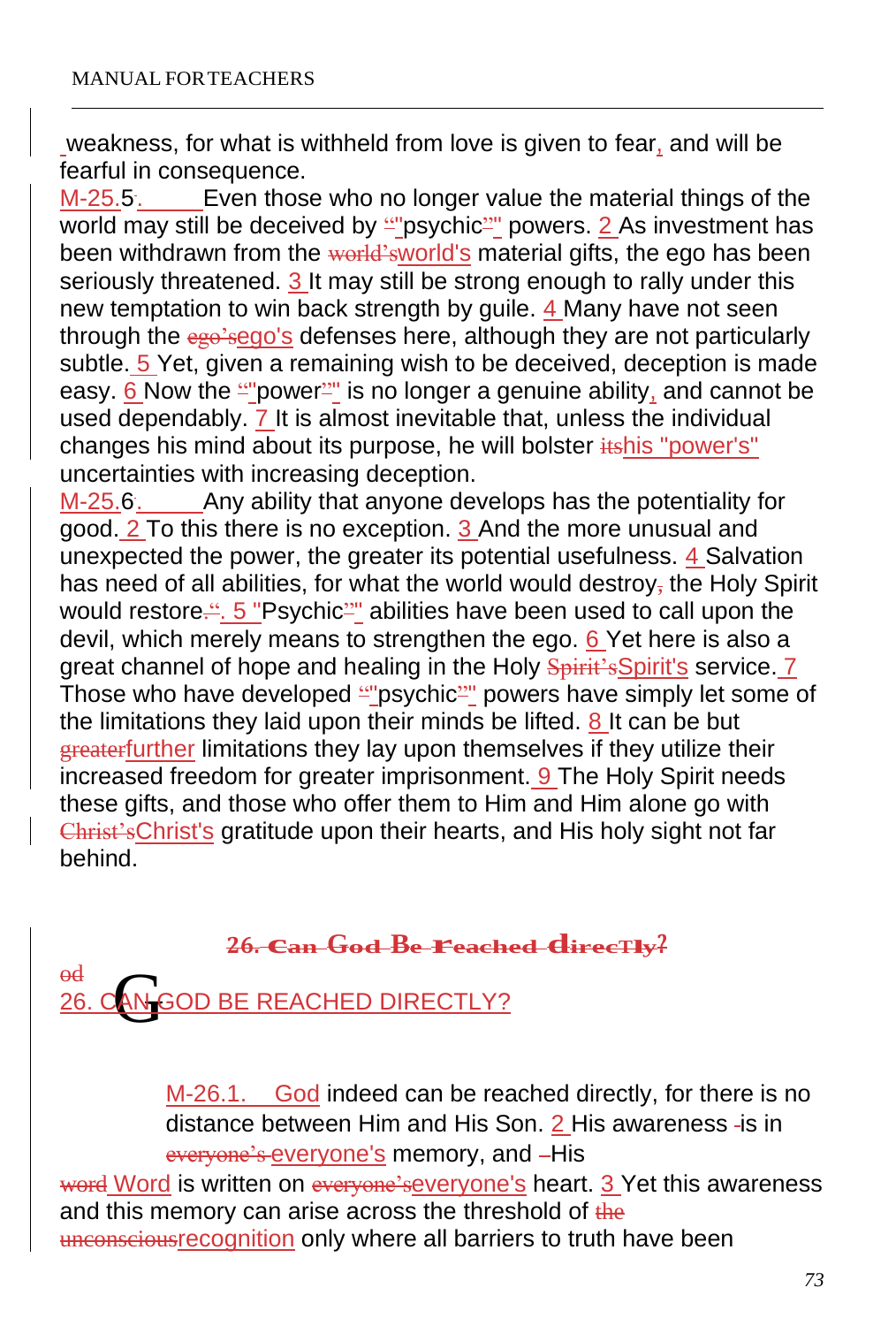weakness, for what is withheld from love is given to fear, and will be fearful in consequence.

M-25.5. Even those who no longer value the material things of the world may still be deceived by "psychic" powers. 2 As investment has been withdrawn from the world's material gifts, the ego has been seriously threatened. 3 It may still be strong enough to rally under this new temptation to win back strength by guile. 4 Many have not seen through the ego's defenses here, although they are not particularly subtle. 5 Yet, given a remaining wish to be deceived, deception is made easy. 6 Now the "power" is no longer a genuine ability, and cannot be used dependably. 7 It is almost inevitable that, unless the individual changes his mind about its purpose, he will bolster his "power's" uncertainties with increasing deception.

M-25.6. Any ability that anyone develops has the potentiality for good. 2 To this there is no exception. 3 And the more unusual and unexpected the power, the greater its potential usefulness. 4 Salvation has need of all abilities, for what the world would destroy the Holy Spirit would restore. 5 "Psychic" abilities have been used to call upon the devil, which merely means to strengthen the ego. 6 Yet here is also a great channel of hope and healing in the Holy Spirit's service. 7 Those who have developed "psychic" powers have simply let some of the limitations they laid upon their minds be lifted. 8 It can be but further limitations they lay upon themselves if they utilize their increased freedom for greater imprisonment. 9 The Holy Spirit needs these gifts, and those who offer them to Him and Him alone go with Christ's gratitude upon their hearts, and His holy sight not far behind.

## 26. CAN GOD BE REACHED DIRECTLY?

M-26.1. God indeed can be reached directly, for there is no distance between Him and His Son. 2 His awareness is in everyone's memory, and His Word is written on everyone's heart. 3 Yet this awareness and this memory can arise across the threshold of recognition only where all barriers to truth have been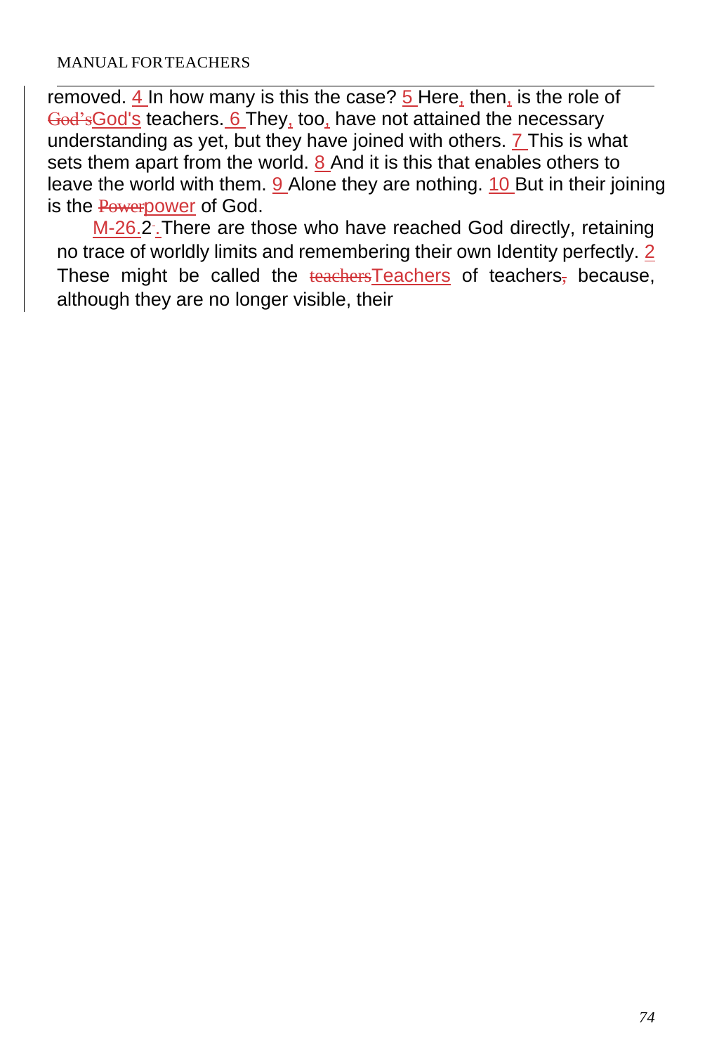removed. 4 In how many is this the case? 5 Here, then, is the role of God'sGod's teachers. 6 They, too, have not attained the necessary understanding as yet, but they have joined with others. 7 This is what sets them apart from the world. 8 And it is this that enables others to leave the world with them. 9 Alone they are nothing. 10 But in their joining is the Powerpower of God.

M-26.2. There are those who have reached God directly, retaining no trace of worldly limits and remembering their own Identity perfectly. 2 These might be called the teachersTeachers of teachers, because, although they are no longer visible, their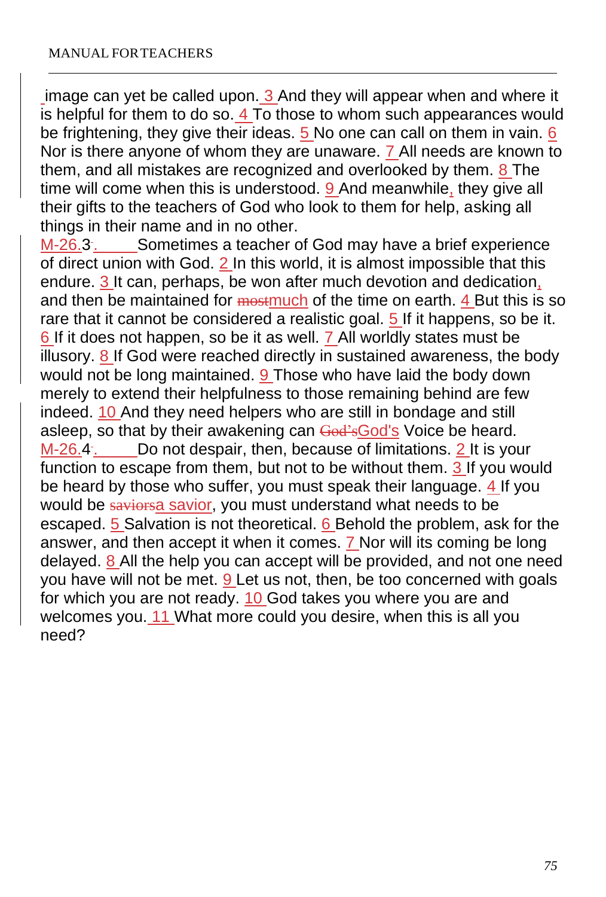image can yet be called upon. 3 And they will appear when and where it is helpful for them to do so. 4 To those to whom such appearances would be frightening, they give their ideas. 5 No one can call on them in vain. 6 Nor is there anyone of whom they are unaware. 7 All needs are known to them, and all mistakes are recognized and overlooked by them. 8 The time will come when this is understood. 9 And meanwhile, they give all their gifts to the teachers of God who look to them for help, asking all things in their name and in no other.

M-26.3. Sometimes a teacher of God may have a brief experience of direct union with God. 2 In this world, it is almost impossible that this endure. 3 It can, perhaps, be won after much devotion and dedication, and then be maintained for ~~most~~much of the time on earth. 4 But this is so rare that it cannot be considered a realistic goal. 5 If it happens, so be it. 6 If it does not happen, so be it as well. 7 All worldly states must be illusory. 8 If God were reached directly in sustained awareness, the body would not be long maintained. 9 Those who have laid the body down merely to extend their helpfulness to those remaining behind are few indeed. 10 And they need helpers who are still in bondage and still asleep, so that by their awakening can ~~God's~~God's Voice be heard.

M-26.4. Do not despair, then, because of limitations. 2 It is your function to escape from them, but not to be without them. 3 If you would be heard by those who suffer, you must speak their language. 4 If you would be ~~saviors~~a savior, you must understand what needs to be escaped. 5 Salvation is not theoretical. 6 Behold the problem, ask for the answer, and then accept it when it comes. 7 Nor will its coming be long delayed. 8 All the help you can accept will be provided, and not one need you have will not be met. 9 Let us not, then, be too concerned with goals for which you are not ready. 10 God takes you where you are and welcomes you. 11 What more could you desire, when this is all you need?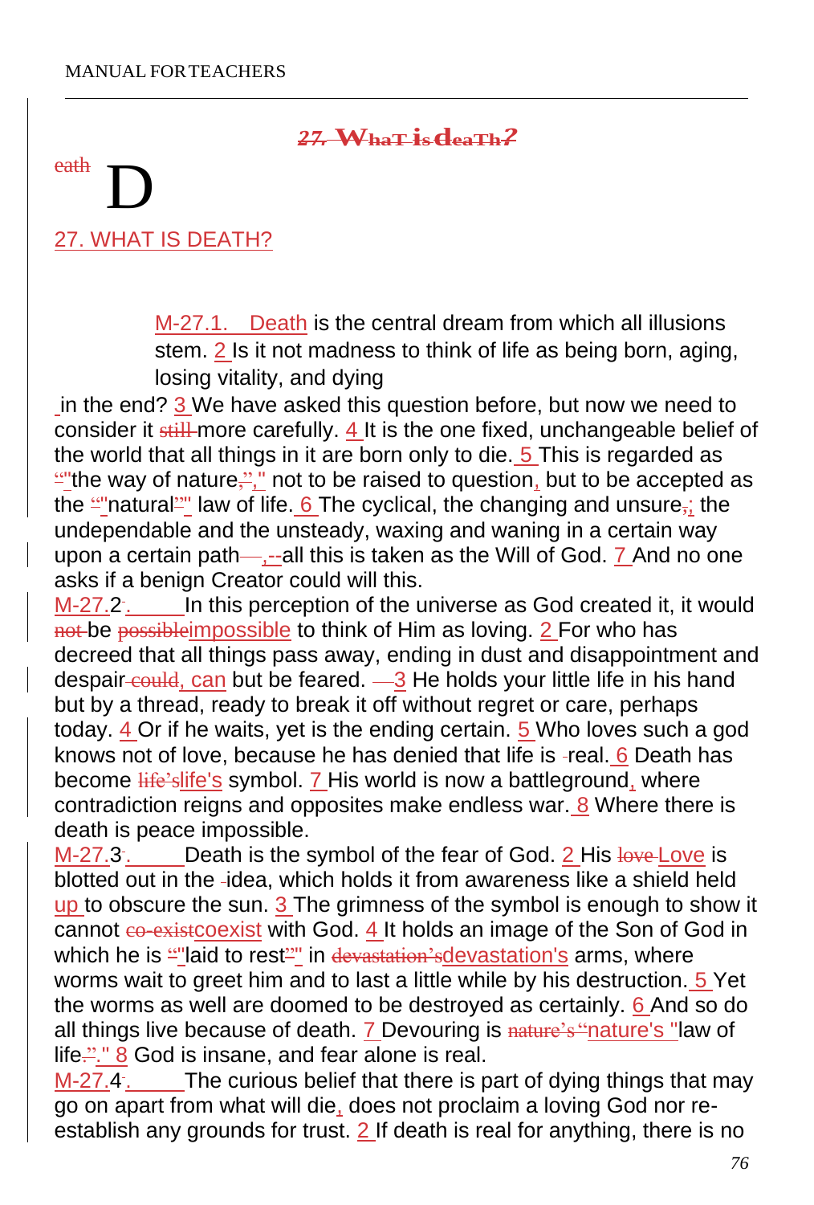## 27. What is death?

# 27. WHAT IS DEATH?

M-27.1. Death is the central dream from which all illusions stem. 2 Is it not madness to think of life as being born, aging, losing vitality, and dying in the end? 3 We have asked this question before, but now we need to consider it still more carefully. 4 It is the one fixed, unchangeable belief of the world that all things in it are born only to die. 5 This is regarded as "the way of nature," not to be raised to question, but to be accepted as the "natural" law of life. 6 The cyclical, the changing and unsure; the undependable and the unsteady, waxing and waning in a certain way upon a certain path,--all this is taken as the Will of God. 7 And no one asks if a benign Creator could will this.

M-27.2. In this perception of the universe as God created it, it would be impossible to think of Him as loving. 2 For who has decreed that all things pass away, ending in dust and disappointment and despair, can but be feared. 3 He holds your little life in his hand but by a thread, ready to break it off without regret or care, perhaps today. 4 Or if he waits, yet is the ending certain. 5 Who loves such a god knows not of love, because he has denied that life is real. 6 Death has become life's symbol. 7 His world is now a battleground, where contradiction reigns and opposites make endless war. 8 Where there is death is peace impossible.

M-27.3. Death is the symbol of the fear of God. 2 His Love is blotted out in the idea, which holds it from awareness like a shield held up to obscure the sun. 3 The grimness of the symbol is enough to show it cannot coexist with God. 4 It holds an image of the Son of God in which he is "laid to rest" in devastation's arms, where worms wait to greet him and to last a little while by his destruction. 5 Yet the worms as well are doomed to be destroyed as certainly. 6 And so do all things live because of death. 7 Devouring is "nature's "law of life." 8 God is insane, and fear alone is real.

M-27.4. The curious belief that there is part of dying things that may go on apart from what will die, does not proclaim a loving God nor re-establish any grounds for trust. 2 If death is real for anything, there is no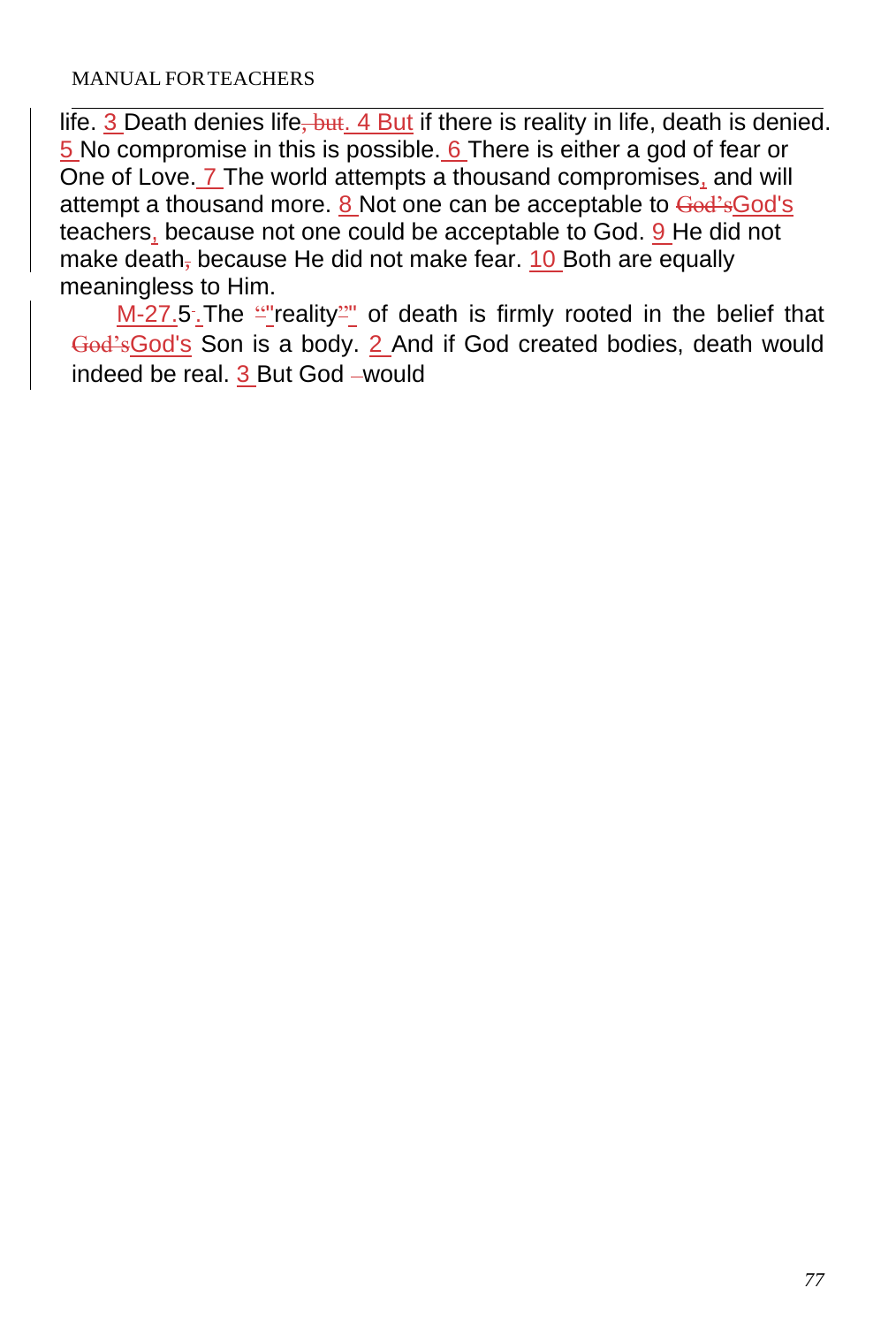life. 3 Death denies life. 4 But if there is reality in life, death is denied. 5 No compromise in this is possible. 6 There is either a god of fear or One of Love. 7 The world attempts a thousand compromises, and will attempt a thousand more. 8 Not one can be acceptable to God's teachers, because not one could be acceptable to God. 9 He did not make death because He did not make fear. 10 Both are equally meaningless to Him.

M-27.5. The "reality" of death is firmly rooted in the belief that God's Son is a body. 2 And if God created bodies, death would indeed be real. 3 But God would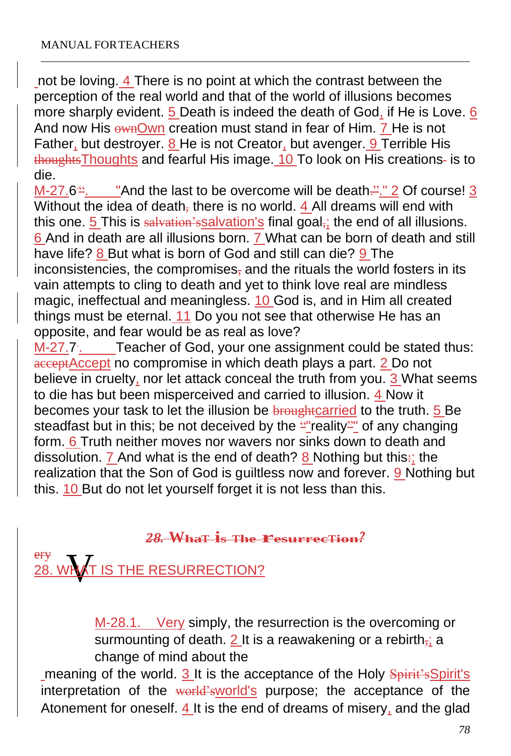not be loving. 4 There is no point at which the contrast between the perception of the real world and that of the world of illusions becomes more sharply evident. 5 Death is indeed the death of God, if He is Love. 6 And now His Own creation must stand in fear of Him. 7 He is not Father, but destroyer. 8 He is not Creator, but avenger. 9 Terrible His Thoughts and fearful His image. 10 To look on His creations is to die.

M-27.6. "And the last to be overcome will be death." 2 Of course! 3 Without the idea of death there is no world. 4 All dreams will end with this one. 5 This is salvation's final goal; the end of all illusions. 6 And in death are all illusions born. 7 What can be born of death and still have life? 8 But what is born of God and still can die? 9 The inconsistencies, the compromises and the rituals the world fosters in its vain attempts to cling to death and yet to think love real are mindless magic, ineffectual and meaningless. 10 God is, and in Him all created things must be eternal. 11 Do you not see that otherwise He has an opposite, and fear would be as real as love?

M-27.7. Teacher of God, your one assignment could be stated thus: Accept no compromise in which death plays a part. 2 Do not believe in cruelty, nor let attack conceal the truth from you. 3 What seems to die has but been misperceived and carried to illusion. 4 Now it becomes your task to let the illusion be carried to the truth. 5 Be steadfast but in this; be not deceived by the "reality" of any changing form. 6 Truth neither moves nor wavers nor sinks down to death and dissolution. 7 And what is the end of death? 8 Nothing but this; the realization that the Son of God is guiltless now and forever. 9 Nothing but this. 10 But do not let yourself forget it is not less than this.

## 28. WHAT IS THE RESURRECTION?

M-28.1. Very simply, the resurrection is the overcoming or surmounting of death. 2 It is a reawakening or a rebirth; a change of mind about the meaning of the world. 3 It is the acceptance of the Holy Spirit's interpretation of the world's purpose; the acceptance of the Atonement for oneself. 4 It is the end of dreams of misery, and the glad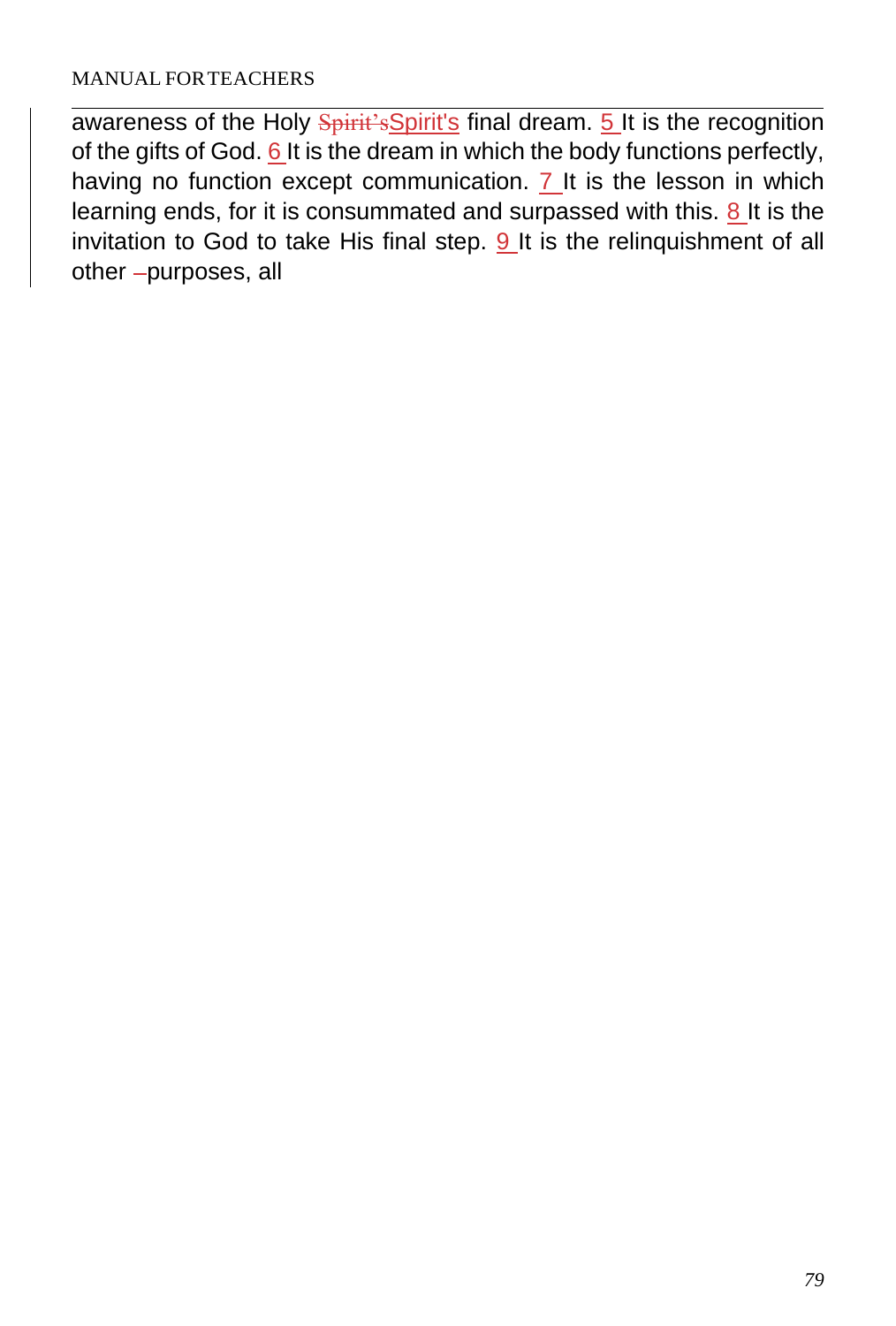awareness of the Holy Spirit's final dream. 5 It is the recognition of the gifts of God. 6 It is the dream in which the body functions perfectly, having no function except communication. 7 It is the lesson in which learning ends, for it is consummated and surpassed with this. 8 It is the invitation to God to take His final step. 9 It is the relinquishment of all other purposes, all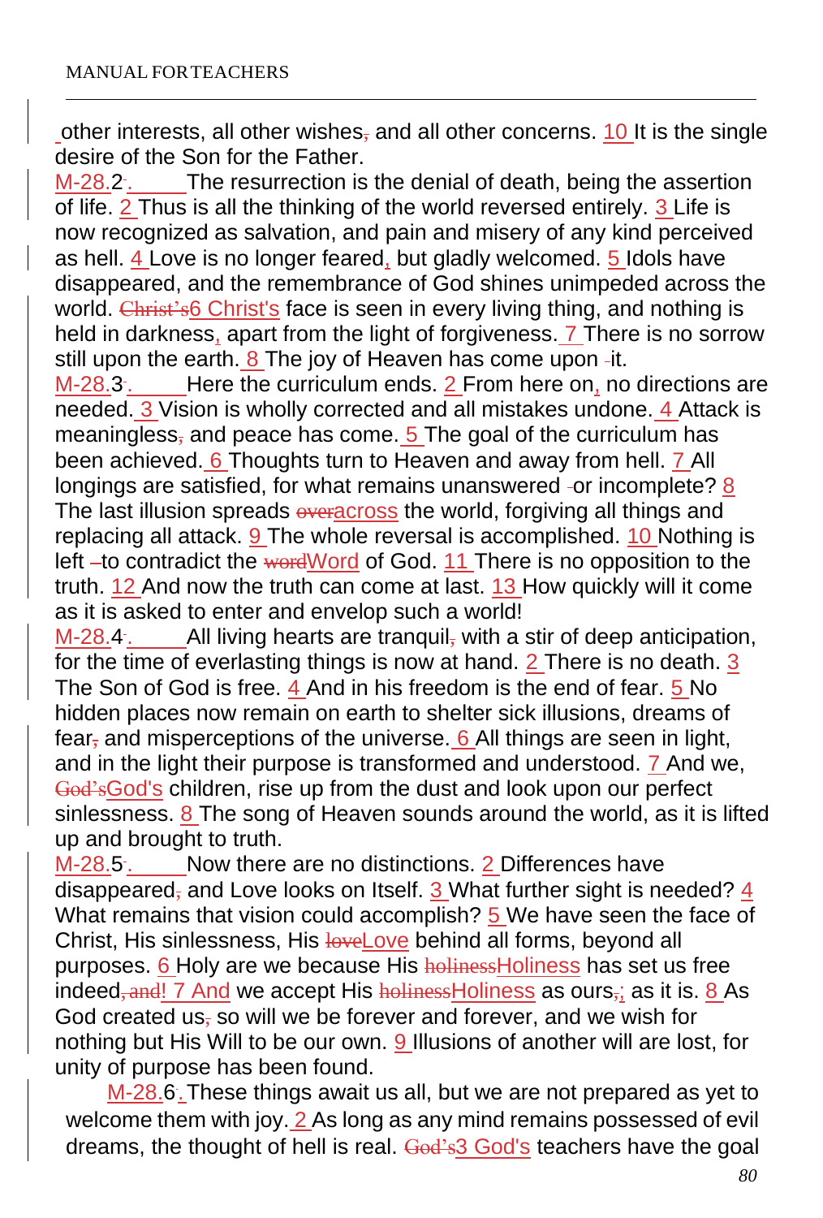other interests, all other wishes and all other concerns. 10 It is the single desire of the Son for the Father.

M-28.2. The resurrection is the denial of death, being the assertion of life. 2 Thus is all the thinking of the world reversed entirely. 3 Life is now recognized as salvation, and pain and misery of any kind perceived as hell. 4 Love is no longer feared, but gladly welcomed. 5 Idols have disappeared, and the remembrance of God shines unimpeded across the world. 6 Christ's face is seen in every living thing, and nothing is held in darkness, apart from the light of forgiveness. 7 There is no sorrow still upon the earth. 8 The joy of Heaven has come upon it.

M-28.3. Here the curriculum ends. 2 From here on, no directions are needed. 3 Vision is wholly corrected and all mistakes undone. 4 Attack is meaningless and peace has come. 5 The goal of the curriculum has been achieved. 6 Thoughts turn to Heaven and away from hell. 7 All longings are satisfied, for what remains unanswered or incomplete? 8 The last illusion spreads across the world, forgiving all things and replacing all attack. 9 The whole reversal is accomplished. 10 Nothing is left to contradict the Word of God. 11 There is no opposition to the truth. 12 And now the truth can come at last. 13 How quickly will it come as it is asked to enter and envelop such a world!

M-28.4. All living hearts are tranquil with a stir of deep anticipation, for the time of everlasting things is now at hand. 2 There is no death. 3 The Son of God is free. 4 And in his freedom is the end of fear. 5 No hidden places now remain on earth to shelter sick illusions, dreams of fear and misperceptions of the universe. 6 All things are seen in light, and in the light their purpose is transformed and understood. 7 And we, God's children, rise up from the dust and look upon our perfect sinlessness. 8 The song of Heaven sounds around the world, as it is lifted up and brought to truth.

M-28.5. Now there are no distinctions. 2 Differences have disappeared and Love looks on Itself. 3 What further sight is needed? 4 What remains that vision could accomplish? 5 We have seen the face of Christ, His sinlessness, His Love behind all forms, beyond all purposes. 6 Holy are we because His Holiness has set us free indeed! 7 And we accept His Holiness as ours; as it is. 8 As God created us so will we be forever and forever, and we wish for nothing but His Will to be our own. 9 Illusions of another will are lost, for unity of purpose has been found.

M-28.6. These things await us all, but we are not prepared as yet to welcome them with joy. 2 As long as any mind remains possessed of evil dreams, the thought of hell is real. 3 God's teachers have the goal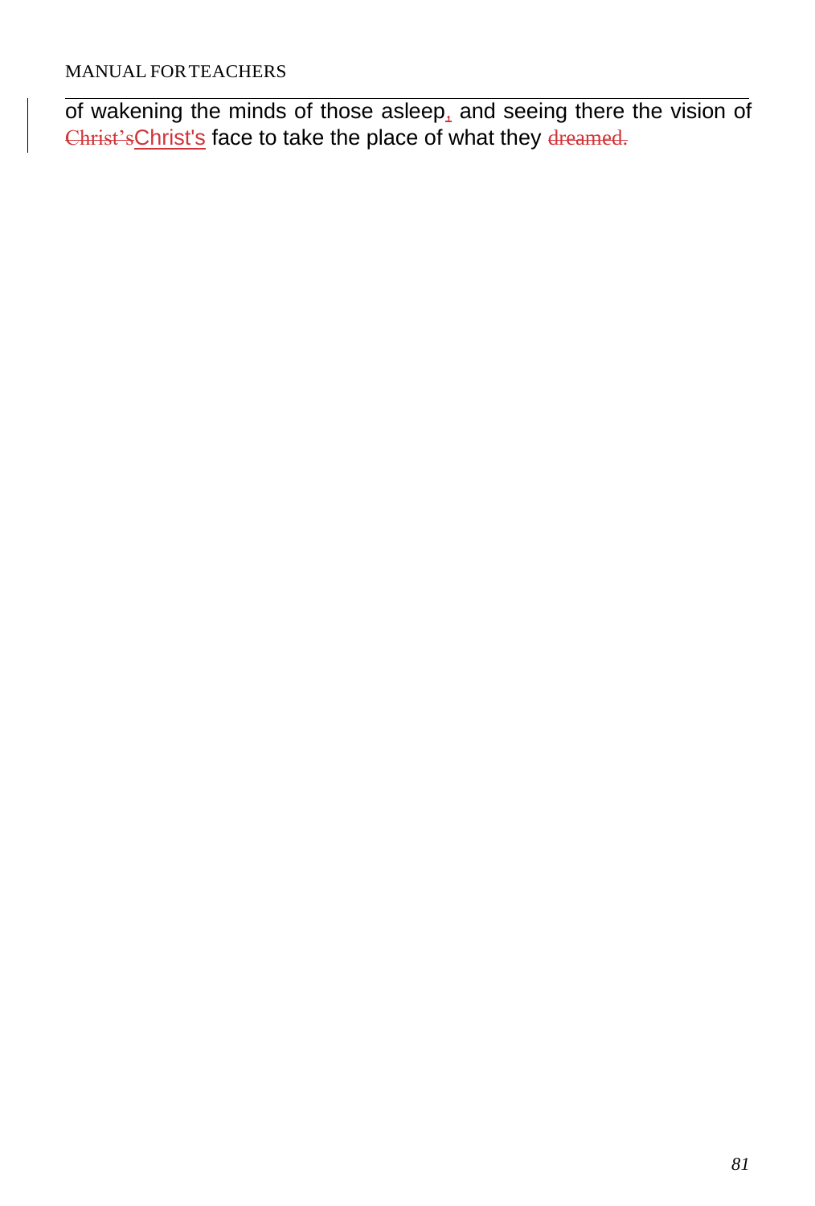of wakening the minds of those asleep, and seeing there the vision of Christ's face to take the place of what they dreamed.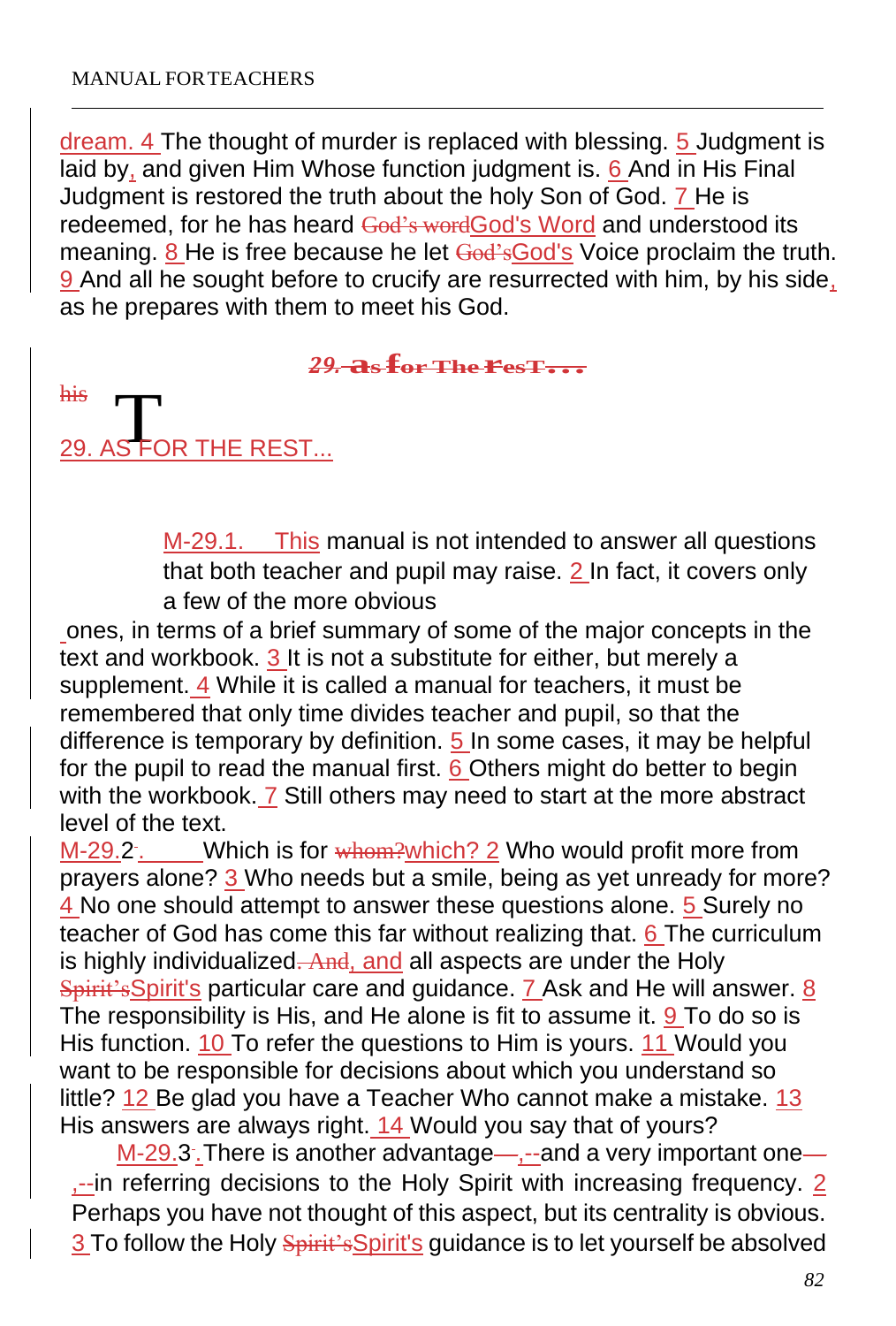dream. 4 The thought of murder is replaced with blessing. 5 Judgment is laid by, and given Him Whose function judgment is. 6 And in His Final Judgment is restored the truth about the holy Son of God. 7 He is redeemed, for he has heard God's word God's Word and understood its meaning. 8 He is free because he let God's God's Voice proclaim the truth. 9 And all he sought before to crucify are resurrected with him, by his side, as he prepares with them to meet his God.

## 29. AS FOR THE REST...

M-29.1. This manual is not intended to answer all questions that both teacher and pupil may raise. 2 In fact, it covers only a few of the more obvious ones, in terms of a brief summary of some of the major concepts in the text and workbook. 3 It is not a substitute for either, but merely a supplement. 4 While it is called a manual for teachers, it must be remembered that only time divides teacher and pupil, so that the difference is temporary by definition. 5 In some cases, it may be helpful for the pupil to read the manual first. 6 Others might do better to begin with the workbook. 7 Still others may need to start at the more abstract level of the text.

M-29.2. Which is for whom? which? 2 Who would profit more from prayers alone? 3 Who needs but a smile, being as yet unready for more? 4 No one should attempt to answer these questions alone. 5 Surely no teacher of God has come this far without realizing that. 6 The curriculum is highly individualized. And, and all aspects are under the Holy Spirit's Spirit's particular care and guidance. 7 Ask and He will answer. 8 The responsibility is His, and He alone is fit to assume it. 9 To do so is His function. 10 To refer the questions to Him is yours. 11 Would you want to be responsible for decisions about which you understand so little? 12 Be glad you have a Teacher Who cannot make a mistake. 13 His answers are always right. 14 Would you say that of yours?

M-29.3. There is another advantage—,--and a very important one—,--in referring decisions to the Holy Spirit with increasing frequency. 2 Perhaps you have not thought of this aspect, but its centrality is obvious. 3 To follow the Holy Spirit's Spirit's guidance is to let yourself be absolved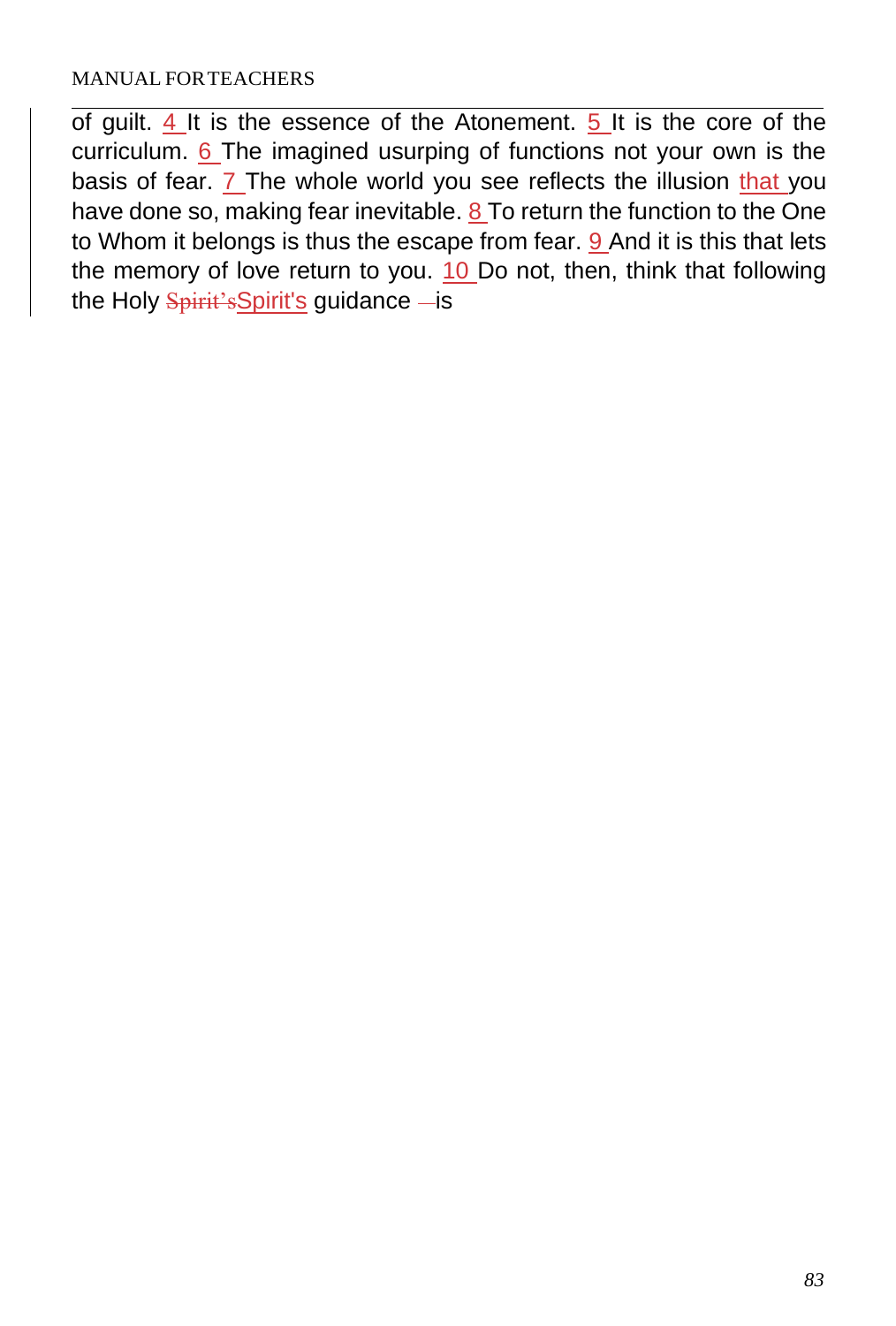of guilt. 4 It is the essence of the Atonement. 5 It is the core of the curriculum. 6 The imagined usurping of functions not your own is the basis of fear. 7 The whole world you see reflects the illusion that you have done so, making fear inevitable. 8 To return the function to the One to Whom it belongs is thus the escape from fear. 9 And it is this that lets the memory of love return to you. 10 Do not, then, think that following the Holy Spirit'sSpirit's guidance —is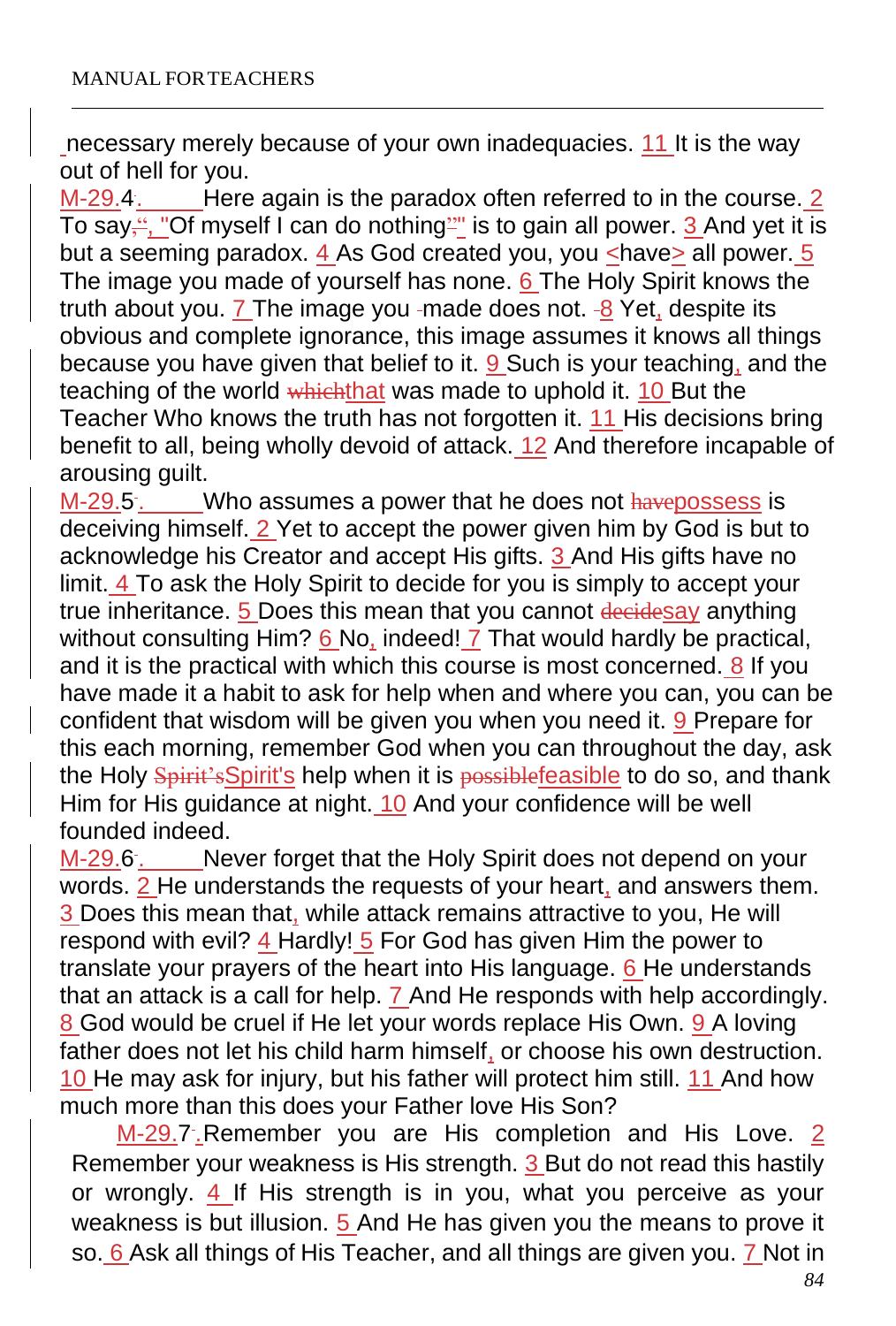necessary merely because of your own inadequacies. 11 It is the way out of hell for you.

M-29.4. Here again is the paradox often referred to in the course. 2 To say, "Of myself I can do nothing" is to gain all power. 3 And yet it is but a seeming paradox. 4 As God created you, you <have> all power. 5 The image you made of yourself has none. 6 The Holy Spirit knows the truth about you. 7 The image you made does not. 8 Yet, despite its obvious and complete ignorance, this image assumes it knows all things because you have given that belief to it. 9 Such is your teaching, and the teaching of the world ~~which~~that was made to uphold it. 10 But the Teacher Who knows the truth has not forgotten it. 11 His decisions bring benefit to all, being wholly devoid of attack. 12 And therefore incapable of arousing guilt.

M-29.5. Who assumes a power that he does not ~~have~~possess is deceiving himself. 2 Yet to accept the power given him by God is but to acknowledge his Creator and accept His gifts. 3 And His gifts have no limit. 4 To ask the Holy Spirit to decide for you is simply to accept your true inheritance. 5 Does this mean that you cannot ~~decide~~say anything without consulting Him? 6 No, indeed! 7 That would hardly be practical, and it is the practical with which this course is most concerned. 8 If you have made it a habit to ask for help when and where you can, you can be confident that wisdom will be given you when you need it. 9 Prepare for this each morning, remember God when you can throughout the day, ask the Holy ~~Spirit's~~Spirit's help when it is ~~possible~~feasible to do so, and thank Him for His guidance at night. 10 And your confidence will be well founded indeed.

M-29.6. Never forget that the Holy Spirit does not depend on your words. 2 He understands the requests of your heart, and answers them. 3 Does this mean that, while attack remains attractive to you, He will respond with evil? 4 Hardly! 5 For God has given Him the power to translate your prayers of the heart into His language. 6 He understands that an attack is a call for help. 7 And He responds with help accordingly. 8 God would be cruel if He let your words replace His Own. 9 A loving father does not let his child harm himself, or choose his own destruction. 10 He may ask for injury, but his father will protect him still. 11 And how much more than this does your Father love His Son?

M-29.7. Remember you are His completion and His Love. 2 Remember your weakness is His strength. 3 But do not read this hastily or wrongly. 4 If His strength is in you, what you perceive as your weakness is but illusion. 5 And He has given you the means to prove it so. 6 Ask all things of His Teacher, and all things are given you. 7 Not in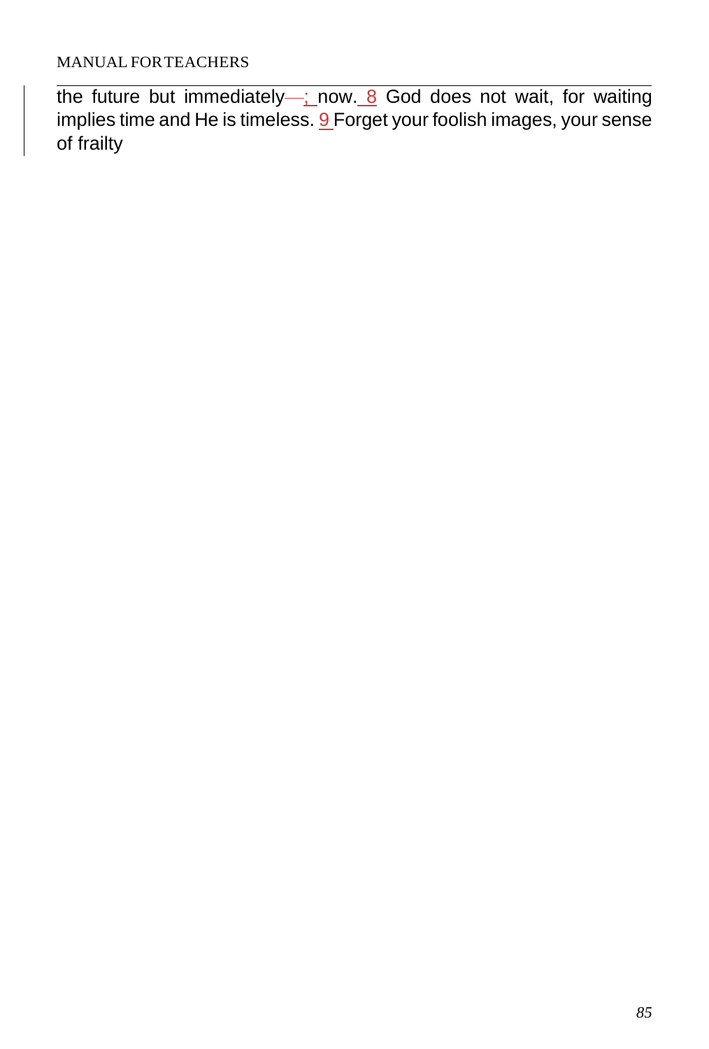the future but immediately—; now. 8 God does not wait, for waiting implies time and He is timeless. 9 Forget your foolish images, your sense of frailty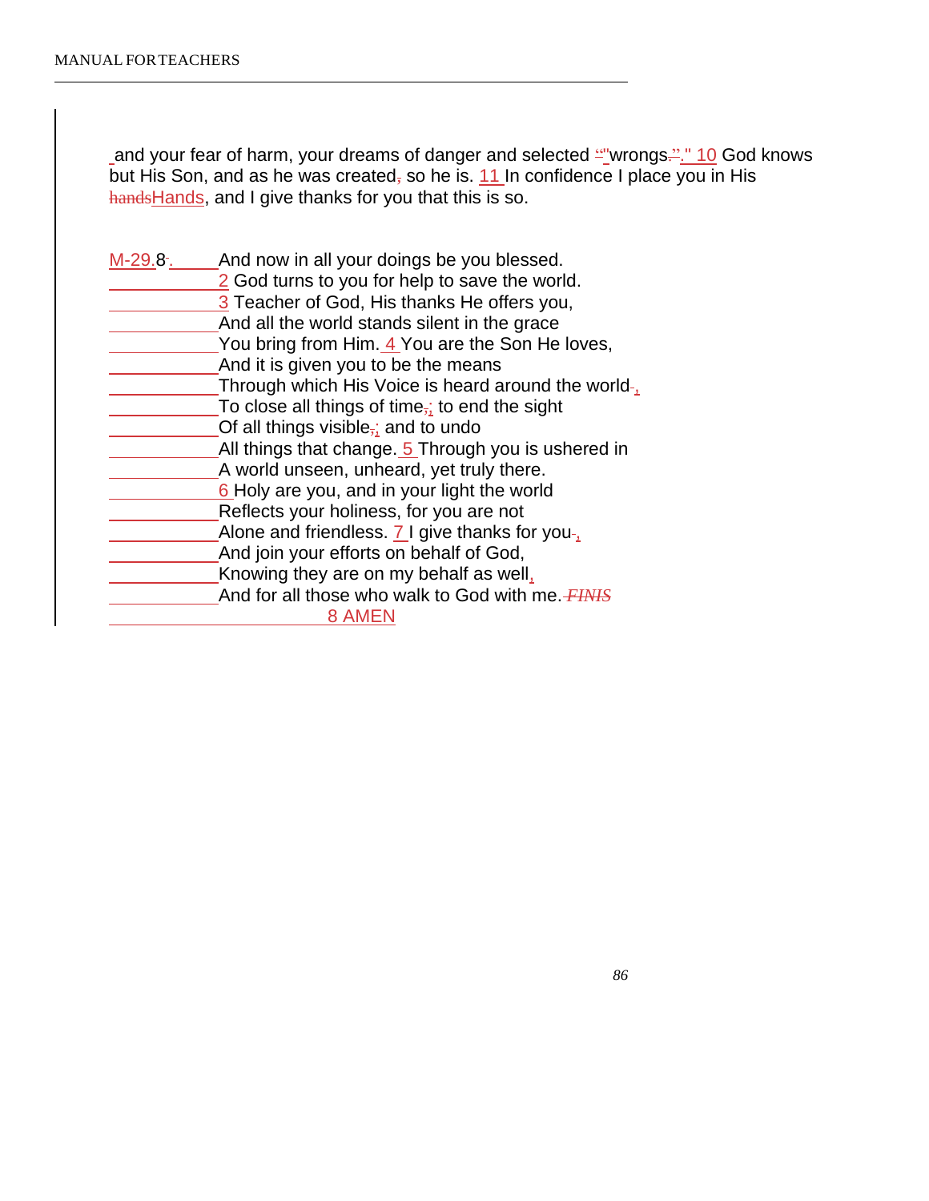and your fear of harm, your dreams of danger and selected "wrongs." 10 God knows but His Son, and as he was created so he is. 11 In confidence I place you in His Hands, and I give thanks for you that this is so.

M-29.8. And now in all your doings be you blessed.
2 God turns to you for help to save the world.
3 Teacher of God, His thanks He offers you,
And all the world stands silent in the grace
You bring from Him. 4 You are the Son He loves,
And it is given you to be the means
Through which His Voice is heard around the world,
To close all things of time; to end the sight
Of all things visible; and to undo
All things that change. 5 Through you is ushered in
A world unseen, unheard, yet truly there.
6 Holy are you, and in your light the world
Reflects your holiness, for you are not
Alone and friendless. 7 I give thanks for you,
And join your efforts on behalf of God,
Knowing they are on my behalf as well,
And for all those who walk to God with me.
8 AMEN